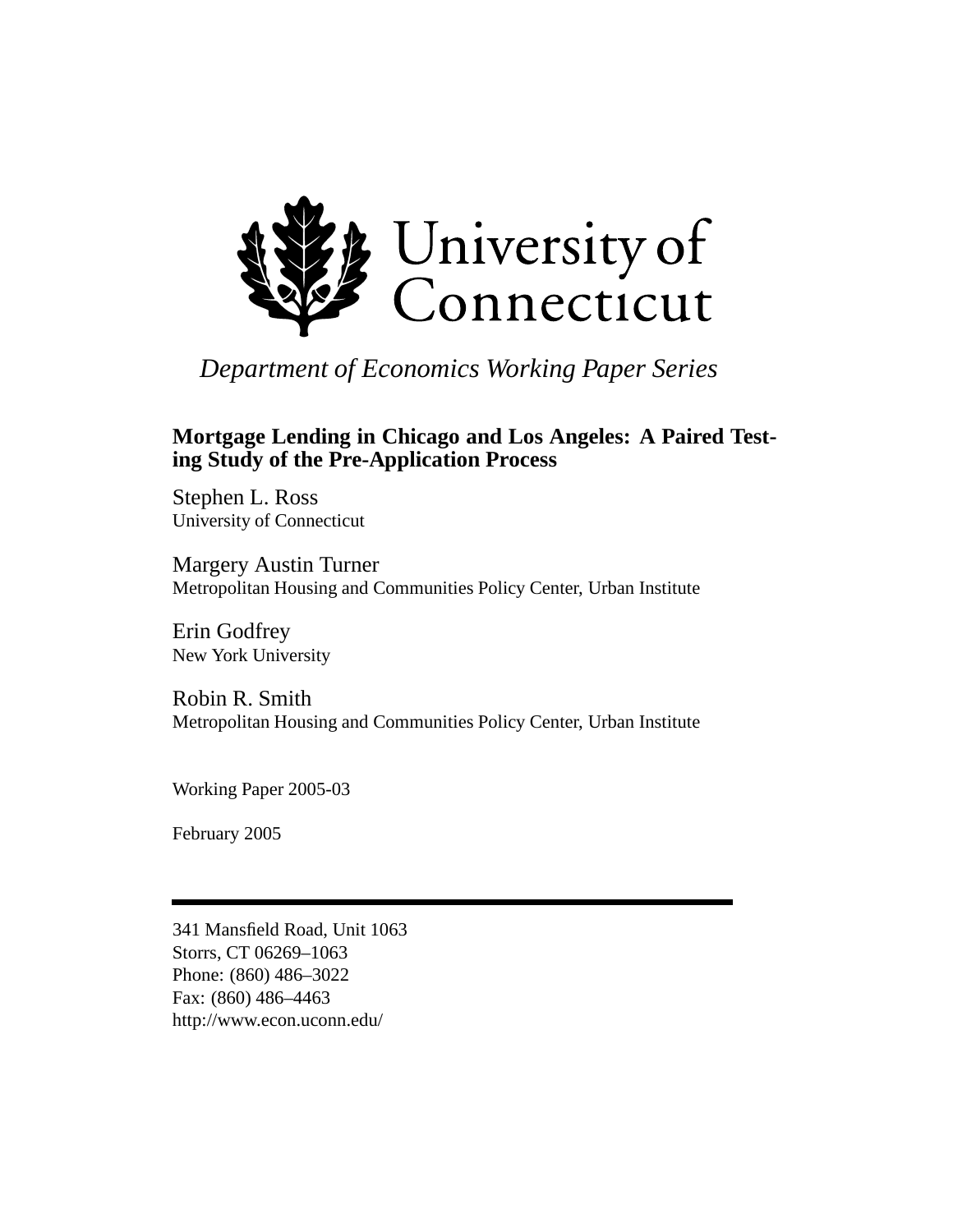University of Connecticut

*Department of Economics Working Paper Series*

**Mortgage Lending in Chicago and Los Angeles: A Paired Testing Study of the Pre-Application Process**

Stephen L. Ross
University of Connecticut

Margery Austin Turner
Metropolitan Housing and Communities Policy Center, Urban Institute

Erin Godfrey
New York University

Robin R. Smith
Metropolitan Housing and Communities Policy Center, Urban Institute

Working Paper 2005-03

February 2005

---

341 Mansfield Road, Unit 1063
Storrs, CT 06269–1063
Phone: (860) 486–3022
Fax: (860) 486–4463
http://www.econ.uconn.edu/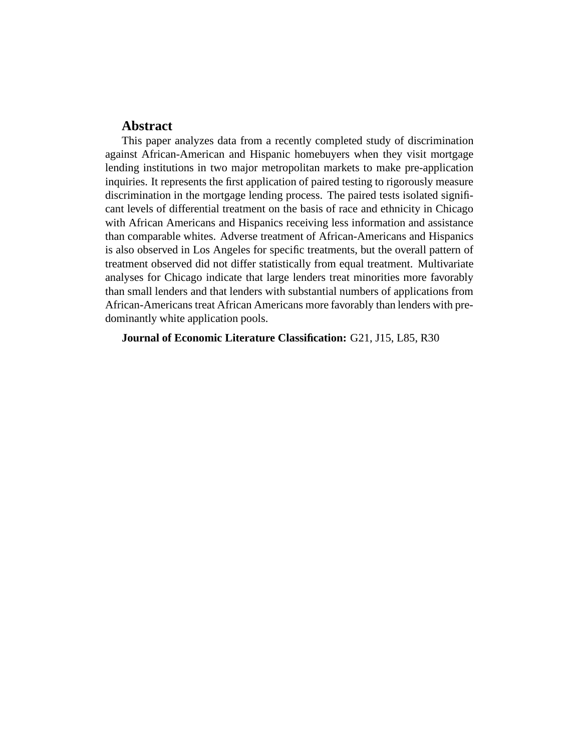## Abstract

This paper analyzes data from a recently completed study of discrimination against African-American and Hispanic homebuyers when they visit mortgage lending institutions in two major metropolitan markets to make pre-application inquiries. It represents the first application of paired testing to rigorously measure discrimination in the mortgage lending process. The paired tests isolated significant levels of differential treatment on the basis of race and ethnicity in Chicago with African Americans and Hispanics receiving less information and assistance than comparable whites. Adverse treatment of African-Americans and Hispanics is also observed in Los Angeles for specific treatments, but the overall pattern of treatment observed did not differ statistically from equal treatment. Multivariate analyses for Chicago indicate that large lenders treat minorities more favorably than small lenders and that lenders with substantial numbers of applications from African-Americans treat African Americans more favorably than lenders with predominantly white application pools.

**Journal of Economic Literature Classification:** G21, J15, L85, R30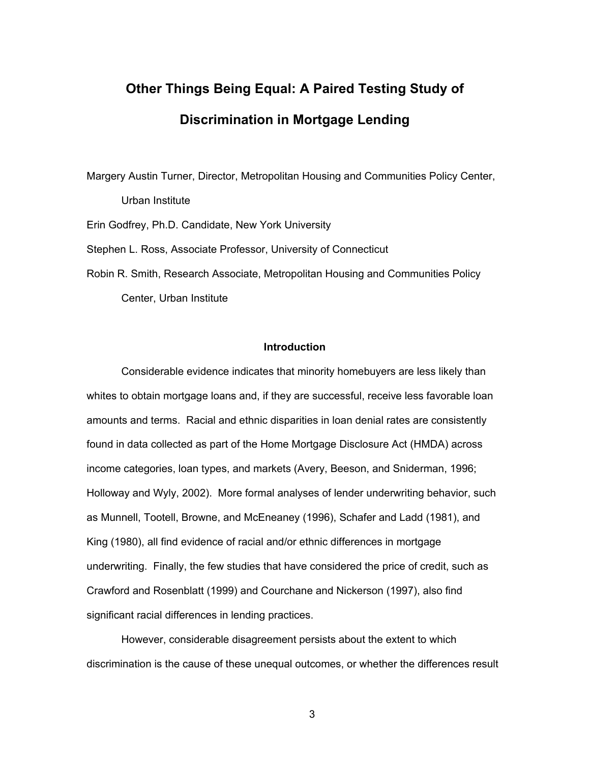# Other Things Being Equal: A Paired Testing Study of Discrimination in Mortgage Lending

Margery Austin Turner, Director, Metropolitan Housing and Communities Policy Center, Urban Institute

Erin Godfrey, Ph.D. Candidate, New York University

Stephen L. Ross, Associate Professor, University of Connecticut

Robin R. Smith, Research Associate, Metropolitan Housing and Communities Policy Center, Urban Institute

## Introduction

Considerable evidence indicates that minority homebuyers are less likely than whites to obtain mortgage loans and, if they are successful, receive less favorable loan amounts and terms. Racial and ethnic disparities in loan denial rates are consistently found in data collected as part of the Home Mortgage Disclosure Act (HMDA) across income categories, loan types, and markets (Avery, Beeson, and Sniderman, 1996; Holloway and Wyly, 2002). More formal analyses of lender underwriting behavior, such as Munnell, Tootell, Browne, and McEneaney (1996), Schafer and Ladd (1981), and King (1980), all find evidence of racial and/or ethnic differences in mortgage underwriting. Finally, the few studies that have considered the price of credit, such as Crawford and Rosenblatt (1999) and Courchane and Nickerson (1997), also find significant racial differences in lending practices.

However, considerable disagreement persists about the extent to which discrimination is the cause of these unequal outcomes, or whether the differences result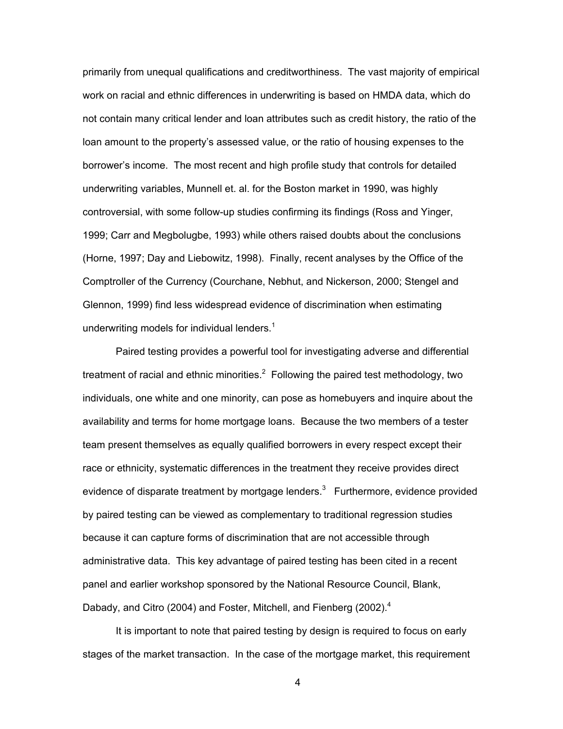primarily from unequal qualifications and creditworthiness. The vast majority of empirical work on racial and ethnic differences in underwriting is based on HMDA data, which do not contain many critical lender and loan attributes such as credit history, the ratio of the loan amount to the property's assessed value, or the ratio of housing expenses to the borrower's income. The most recent and high profile study that controls for detailed underwriting variables, Munnell et. al. for the Boston market in 1990, was highly controversial, with some follow-up studies confirming its findings (Ross and Yinger, 1999; Carr and Megbolugbe, 1993) while others raised doubts about the conclusions (Horne, 1997; Day and Liebowitz, 1998). Finally, recent analyses by the Office of the Comptroller of the Currency (Courchane, Nebhut, and Nickerson, 2000; Stengel and Glennon, 1999) find less widespread evidence of discrimination when estimating underwriting models for individual lenders.[1]

Paired testing provides a powerful tool for investigating adverse and differential treatment of racial and ethnic minorities.[2] Following the paired test methodology, two individuals, one white and one minority, can pose as homebuyers and inquire about the availability and terms for home mortgage loans. Because the two members of a tester team present themselves as equally qualified borrowers in every respect except their race or ethnicity, systematic differences in the treatment they receive provides direct evidence of disparate treatment by mortgage lenders.[3] Furthermore, evidence provided by paired testing can be viewed as complementary to traditional regression studies because it can capture forms of discrimination that are not accessible through administrative data. This key advantage of paired testing has been cited in a recent panel and earlier workshop sponsored by the National Resource Council, Blank, Dabady, and Citro (2004) and Foster, Mitchell, and Fienberg (2002).[4]

It is important to note that paired testing by design is required to focus on early stages of the market transaction. In the case of the mortgage market, this requirement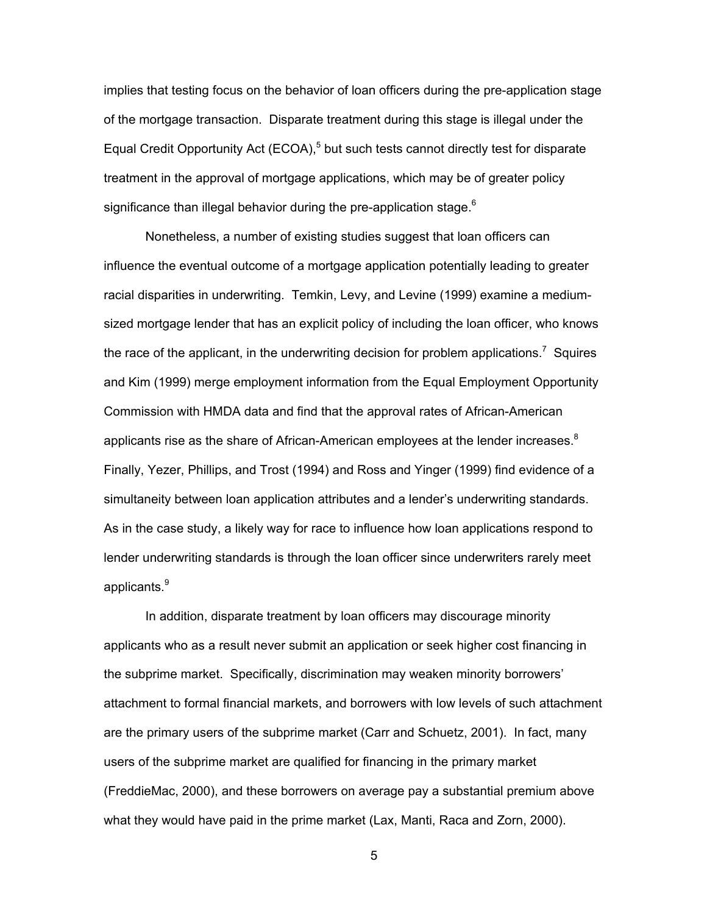implies that testing focus on the behavior of loan officers during the pre-application stage of the mortgage transaction. Disparate treatment during this stage is illegal under the Equal Credit Opportunity Act (ECOA),[5] but such tests cannot directly test for disparate treatment in the approval of mortgage applications, which may be of greater policy significance than illegal behavior during the pre-application stage.[6]

Nonetheless, a number of existing studies suggest that loan officers can influence the eventual outcome of a mortgage application potentially leading to greater racial disparities in underwriting. Temkin, Levy, and Levine (1999) examine a medium-sized mortgage lender that has an explicit policy of including the loan officer, who knows the race of the applicant, in the underwriting decision for problem applications.[7] Squires and Kim (1999) merge employment information from the Equal Employment Opportunity Commission with HMDA data and find that the approval rates of African-American applicants rise as the share of African-American employees at the lender increases.[8] Finally, Yezer, Phillips, and Trost (1994) and Ross and Yinger (1999) find evidence of a simultaneity between loan application attributes and a lender's underwriting standards. As in the case study, a likely way for race to influence how loan applications respond to lender underwriting standards is through the loan officer since underwriters rarely meet applicants.[9]

In addition, disparate treatment by loan officers may discourage minority applicants who as a result never submit an application or seek higher cost financing in the subprime market. Specifically, discrimination may weaken minority borrowers' attachment to formal financial markets, and borrowers with low levels of such attachment are the primary users of the subprime market (Carr and Schuetz, 2001). In fact, many users of the subprime market are qualified for financing in the primary market (FreddieMac, 2000), and these borrowers on average pay a substantial premium above what they would have paid in the prime market (Lax, Manti, Raca and Zorn, 2000).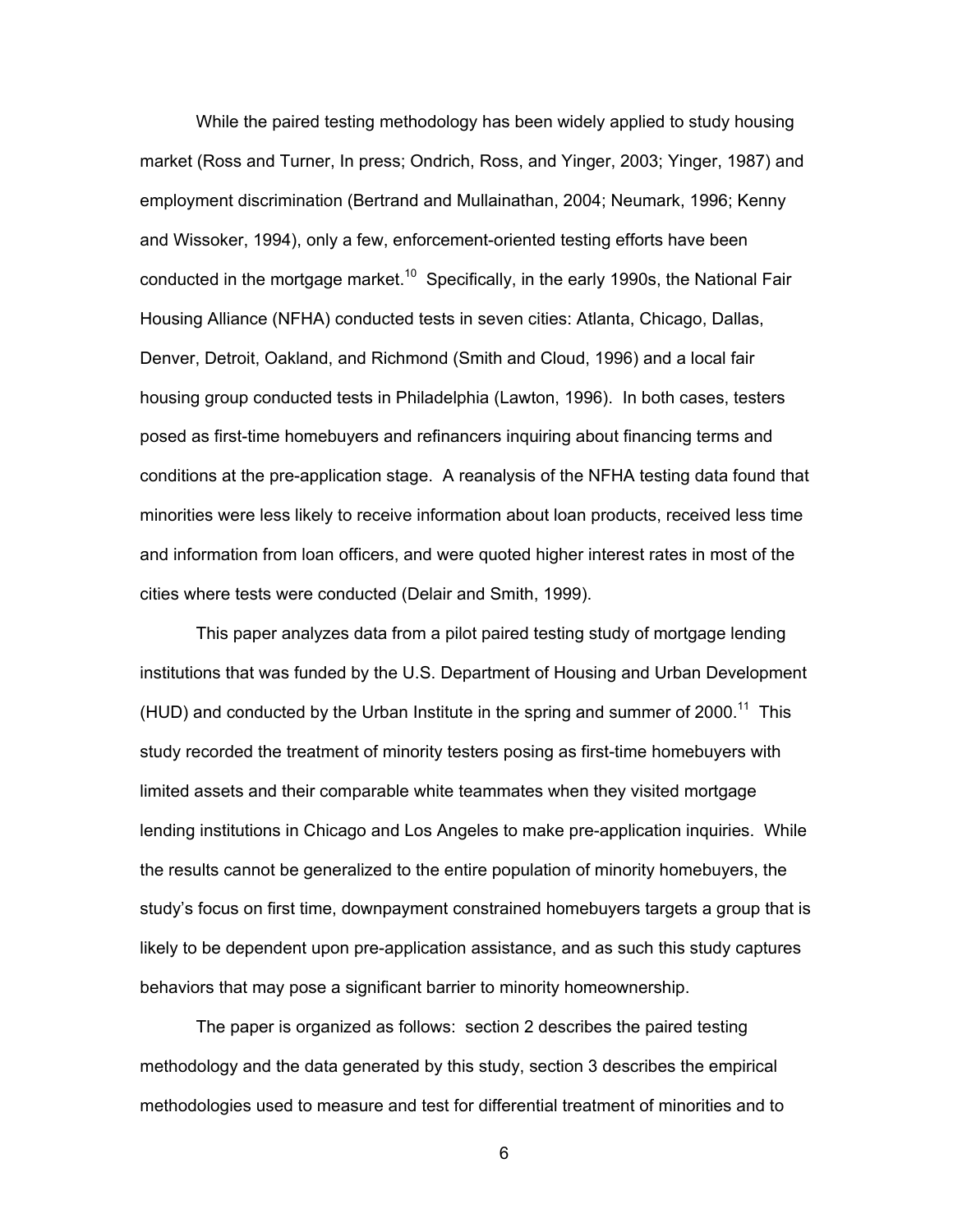While the paired testing methodology has been widely applied to study housing market (Ross and Turner, In press; Ondrich, Ross, and Yinger, 2003; Yinger, 1987) and employment discrimination (Bertrand and Mullainathan, 2004; Neumark, 1996; Kenny and Wissoker, 1994), only a few, enforcement-oriented testing efforts have been conducted in the mortgage market.[10] Specifically, in the early 1990s, the National Fair Housing Alliance (NFHA) conducted tests in seven cities: Atlanta, Chicago, Dallas, Denver, Detroit, Oakland, and Richmond (Smith and Cloud, 1996) and a local fair housing group conducted tests in Philadelphia (Lawton, 1996). In both cases, testers posed as first-time homebuyers and refinancers inquiring about financing terms and conditions at the pre-application stage. A reanalysis of the NFHA testing data found that minorities were less likely to receive information about loan products, received less time and information from loan officers, and were quoted higher interest rates in most of the cities where tests were conducted (Delair and Smith, 1999).

This paper analyzes data from a pilot paired testing study of mortgage lending institutions that was funded by the U.S. Department of Housing and Urban Development (HUD) and conducted by the Urban Institute in the spring and summer of 2000.[11] This study recorded the treatment of minority testers posing as first-time homebuyers with limited assets and their comparable white teammates when they visited mortgage lending institutions in Chicago and Los Angeles to make pre-application inquiries. While the results cannot be generalized to the entire population of minority homebuyers, the study's focus on first time, downpayment constrained homebuyers targets a group that is likely to be dependent upon pre-application assistance, and as such this study captures behaviors that may pose a significant barrier to minority homeownership.

The paper is organized as follows: section 2 describes the paired testing methodology and the data generated by this study, section 3 describes the empirical methodologies used to measure and test for differential treatment of minorities and to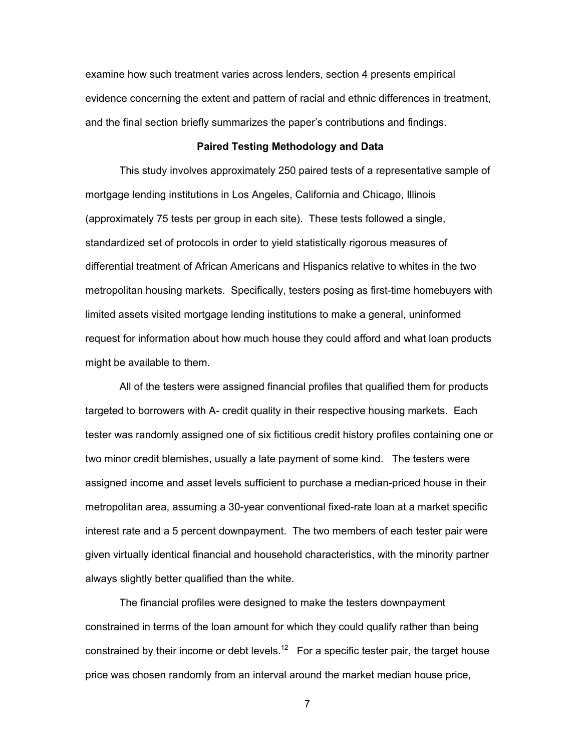examine how such treatment varies across lenders, section 4 presents empirical evidence concerning the extent and pattern of racial and ethnic differences in treatment, and the final section briefly summarizes the paper's contributions and findings.

**Paired Testing Methodology and Data**

This study involves approximately 250 paired tests of a representative sample of mortgage lending institutions in Los Angeles, California and Chicago, Illinois (approximately 75 tests per group in each site). These tests followed a single, standardized set of protocols in order to yield statistically rigorous measures of differential treatment of African Americans and Hispanics relative to whites in the two metropolitan housing markets. Specifically, testers posing as first-time homebuyers with limited assets visited mortgage lending institutions to make a general, uninformed request for information about how much house they could afford and what loan products might be available to them.

All of the testers were assigned financial profiles that qualified them for products targeted to borrowers with A- credit quality in their respective housing markets. Each tester was randomly assigned one of six fictitious credit history profiles containing one or two minor credit blemishes, usually a late payment of some kind. The testers were assigned income and asset levels sufficient to purchase a median-priced house in their metropolitan area, assuming a 30-year conventional fixed-rate loan at a market specific interest rate and a 5 percent downpayment. The two members of each tester pair were given virtually identical financial and household characteristics, with the minority partner always slightly better qualified than the white.

The financial profiles were designed to make the testers downpayment constrained in terms of the loan amount for which they could qualify rather than being constrained by their income or debt levels.[12] For a specific tester pair, the target house price was chosen randomly from an interval around the market median house price,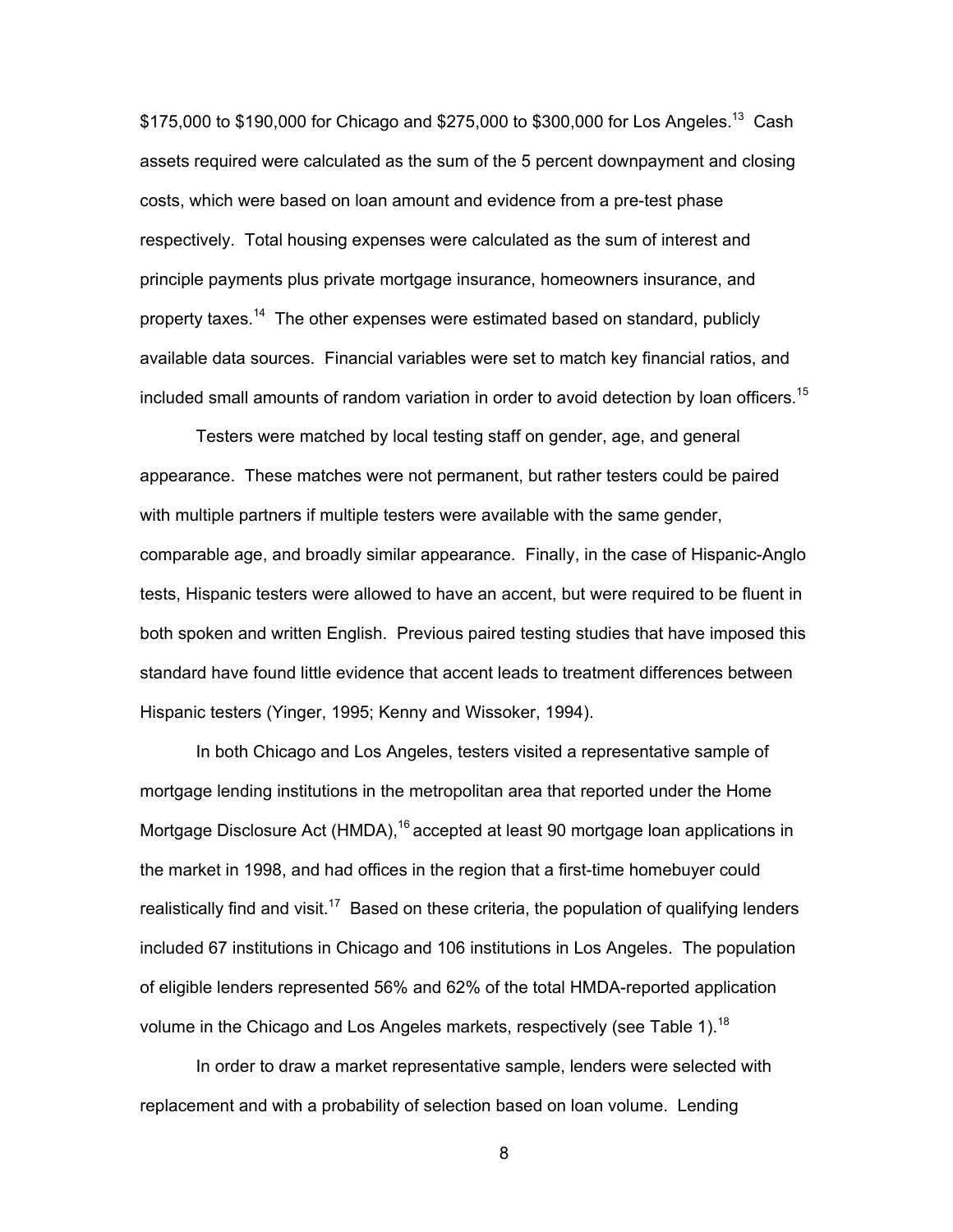$175,000 to $190,000 for Chicago and $275,000 to $300,000 for Los Angeles.[13] Cash assets required were calculated as the sum of the 5 percent downpayment and closing costs, which were based on loan amount and evidence from a pre-test phase respectively. Total housing expenses were calculated as the sum of interest and principle payments plus private mortgage insurance, homeowners insurance, and property taxes.[14] The other expenses were estimated based on standard, publicly available data sources. Financial variables were set to match key financial ratios, and included small amounts of random variation in order to avoid detection by loan officers.[15]

Testers were matched by local testing staff on gender, age, and general appearance. These matches were not permanent, but rather testers could be paired with multiple partners if multiple testers were available with the same gender, comparable age, and broadly similar appearance. Finally, in the case of Hispanic-Anglo tests, Hispanic testers were allowed to have an accent, but were required to be fluent in both spoken and written English. Previous paired testing studies that have imposed this standard have found little evidence that accent leads to treatment differences between Hispanic testers (Yinger, 1995; Kenny and Wissoker, 1994).

In both Chicago and Los Angeles, testers visited a representative sample of mortgage lending institutions in the metropolitan area that reported under the Home Mortgage Disclosure Act (HMDA),[16] accepted at least 90 mortgage loan applications in the market in 1998, and had offices in the region that a first-time homebuyer could realistically find and visit.[17] Based on these criteria, the population of qualifying lenders included 67 institutions in Chicago and 106 institutions in Los Angeles. The population of eligible lenders represented 56% and 62% of the total HMDA-reported application volume in the Chicago and Los Angeles markets, respectively (see Table 1).[18]

In order to draw a market representative sample, lenders were selected with replacement and with a probability of selection based on loan volume. Lending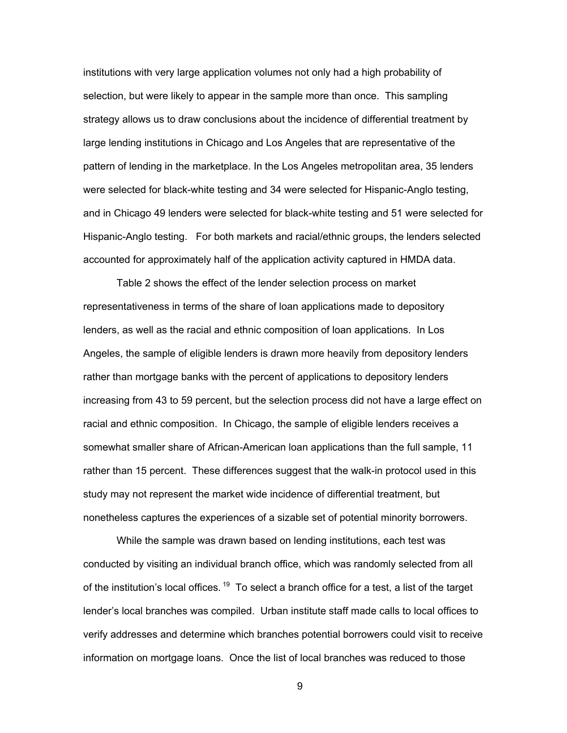institutions with very large application volumes not only had a high probability of selection, but were likely to appear in the sample more than once. This sampling strategy allows us to draw conclusions about the incidence of differential treatment by large lending institutions in Chicago and Los Angeles that are representative of the pattern of lending in the marketplace. In the Los Angeles metropolitan area, 35 lenders were selected for black-white testing and 34 were selected for Hispanic-Anglo testing, and in Chicago 49 lenders were selected for black-white testing and 51 were selected for Hispanic-Anglo testing. For both markets and racial/ethnic groups, the lenders selected accounted for approximately half of the application activity captured in HMDA data.

Table 2 shows the effect of the lender selection process on market representativeness in terms of the share of loan applications made to depository lenders, as well as the racial and ethnic composition of loan applications. In Los Angeles, the sample of eligible lenders is drawn more heavily from depository lenders rather than mortgage banks with the percent of applications to depository lenders increasing from 43 to 59 percent, but the selection process did not have a large effect on racial and ethnic composition. In Chicago, the sample of eligible lenders receives a somewhat smaller share of African-American loan applications than the full sample, 11 rather than 15 percent. These differences suggest that the walk-in protocol used in this study may not represent the market wide incidence of differential treatment, but nonetheless captures the experiences of a sizable set of potential minority borrowers.

While the sample was drawn based on lending institutions, each test was conducted by visiting an individual branch office, which was randomly selected from all of the institution's local offices. [19] To select a branch office for a test, a list of the target lender's local branches was compiled. Urban institute staff made calls to local offices to verify addresses and determine which branches potential borrowers could visit to receive information on mortgage loans. Once the list of local branches was reduced to those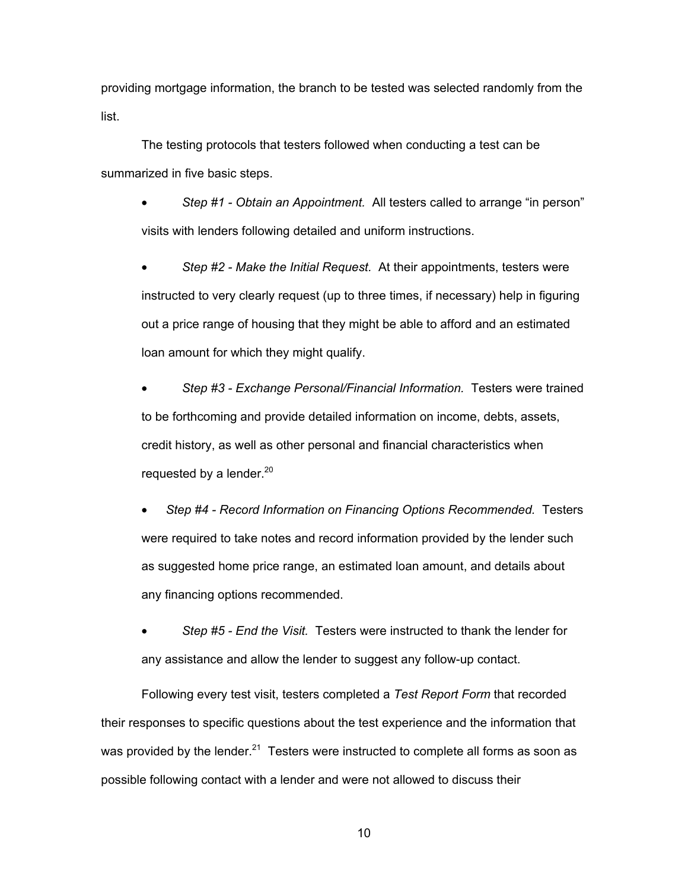providing mortgage information, the branch to be tested was selected randomly from the list.

The testing protocols that testers followed when conducting a test can be summarized in five basic steps.

- *Step #1 - Obtain an Appointment.* All testers called to arrange "in person" visits with lenders following detailed and uniform instructions.
- *Step #2 - Make the Initial Request.* At their appointments, testers were instructed to very clearly request (up to three times, if necessary) help in figuring out a price range of housing that they might be able to afford and an estimated loan amount for which they might qualify.
- *Step #3 - Exchange Personal/Financial Information.* Testers were trained to be forthcoming and provide detailed information on income, debts, assets, credit history, as well as other personal and financial characteristics when requested by a lender.[20]
- *Step #4 - Record Information on Financing Options Recommended.* Testers were required to take notes and record information provided by the lender such as suggested home price range, an estimated loan amount, and details about any financing options recommended.
- *Step #5 - End the Visit.* Testers were instructed to thank the lender for any assistance and allow the lender to suggest any follow-up contact.

Following every test visit, testers completed a *Test Report Form* that recorded their responses to specific questions about the test experience and the information that was provided by the lender.[21] Testers were instructed to complete all forms as soon as possible following contact with a lender and were not allowed to discuss their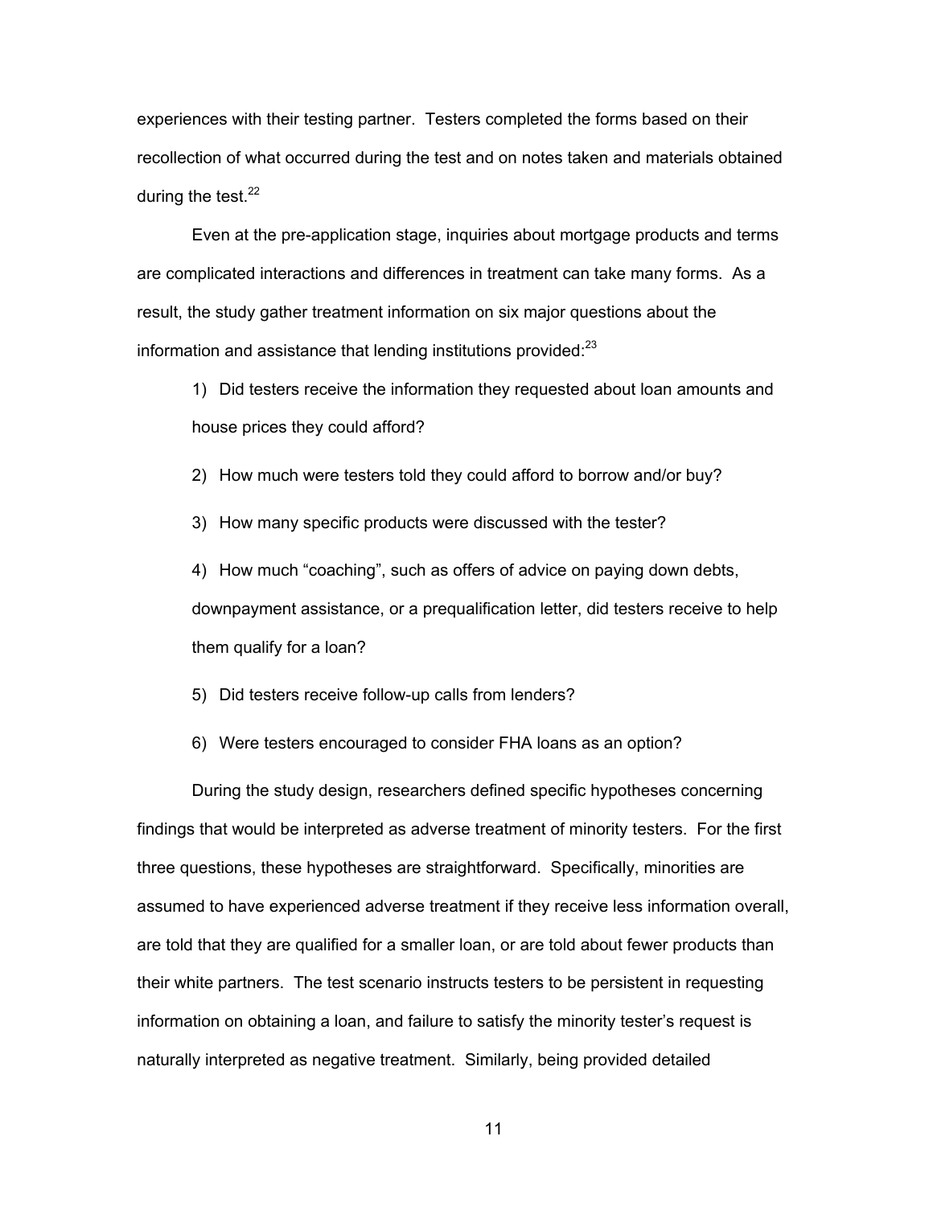experiences with their testing partner. Testers completed the forms based on their recollection of what occurred during the test and on notes taken and materials obtained during the test.[22]

Even at the pre-application stage, inquiries about mortgage products and terms are complicated interactions and differences in treatment can take many forms. As a result, the study gather treatment information on six major questions about the information and assistance that lending institutions provided:[23]

1) Did testers receive the information they requested about loan amounts and house prices they could afford?

2) How much were testers told they could afford to borrow and/or buy?

3) How many specific products were discussed with the tester?

4) How much "coaching", such as offers of advice on paying down debts, downpayment assistance, or a prequalification letter, did testers receive to help them qualify for a loan?

5) Did testers receive follow-up calls from lenders?

6) Were testers encouraged to consider FHA loans as an option?

During the study design, researchers defined specific hypotheses concerning findings that would be interpreted as adverse treatment of minority testers. For the first three questions, these hypotheses are straightforward. Specifically, minorities are assumed to have experienced adverse treatment if they receive less information overall, are told that they are qualified for a smaller loan, or are told about fewer products than their white partners. The test scenario instructs testers to be persistent in requesting information on obtaining a loan, and failure to satisfy the minority tester's request is naturally interpreted as negative treatment. Similarly, being provided detailed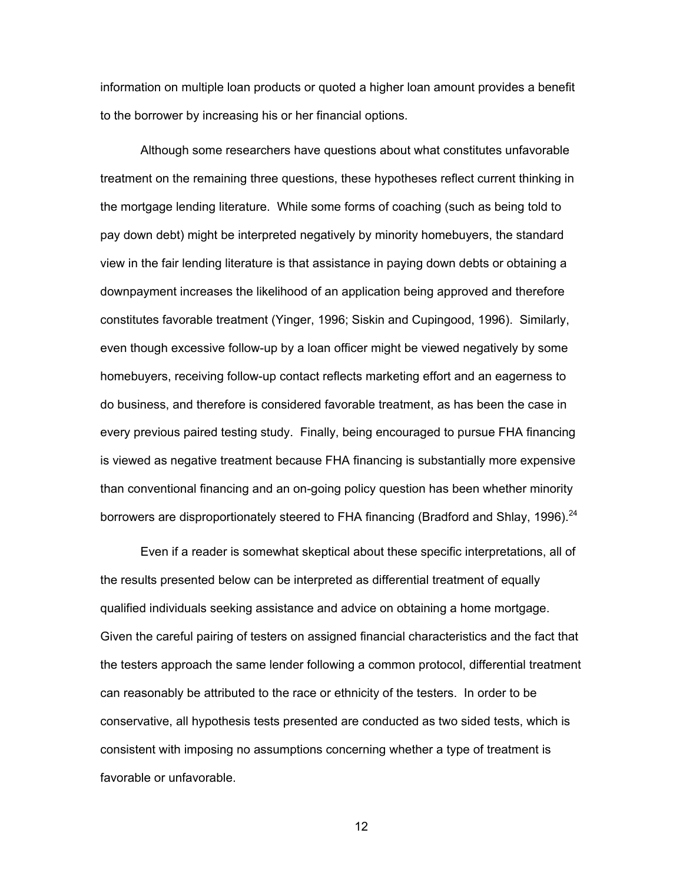information on multiple loan products or quoted a higher loan amount provides a benefit to the borrower by increasing his or her financial options.

Although some researchers have questions about what constitutes unfavorable treatment on the remaining three questions, these hypotheses reflect current thinking in the mortgage lending literature. While some forms of coaching (such as being told to pay down debt) might be interpreted negatively by minority homebuyers, the standard view in the fair lending literature is that assistance in paying down debts or obtaining a downpayment increases the likelihood of an application being approved and therefore constitutes favorable treatment (Yinger, 1996; Siskin and Cupingood, 1996). Similarly, even though excessive follow-up by a loan officer might be viewed negatively by some homebuyers, receiving follow-up contact reflects marketing effort and an eagerness to do business, and therefore is considered favorable treatment, as has been the case in every previous paired testing study. Finally, being encouraged to pursue FHA financing is viewed as negative treatment because FHA financing is substantially more expensive than conventional financing and an on-going policy question has been whether minority borrowers are disproportionately steered to FHA financing (Bradford and Shlay, 1996).[24]

Even if a reader is somewhat skeptical about these specific interpretations, all of the results presented below can be interpreted as differential treatment of equally qualified individuals seeking assistance and advice on obtaining a home mortgage. Given the careful pairing of testers on assigned financial characteristics and the fact that the testers approach the same lender following a common protocol, differential treatment can reasonably be attributed to the race or ethnicity of the testers. In order to be conservative, all hypothesis tests presented are conducted as two sided tests, which is consistent with imposing no assumptions concerning whether a type of treatment is favorable or unfavorable.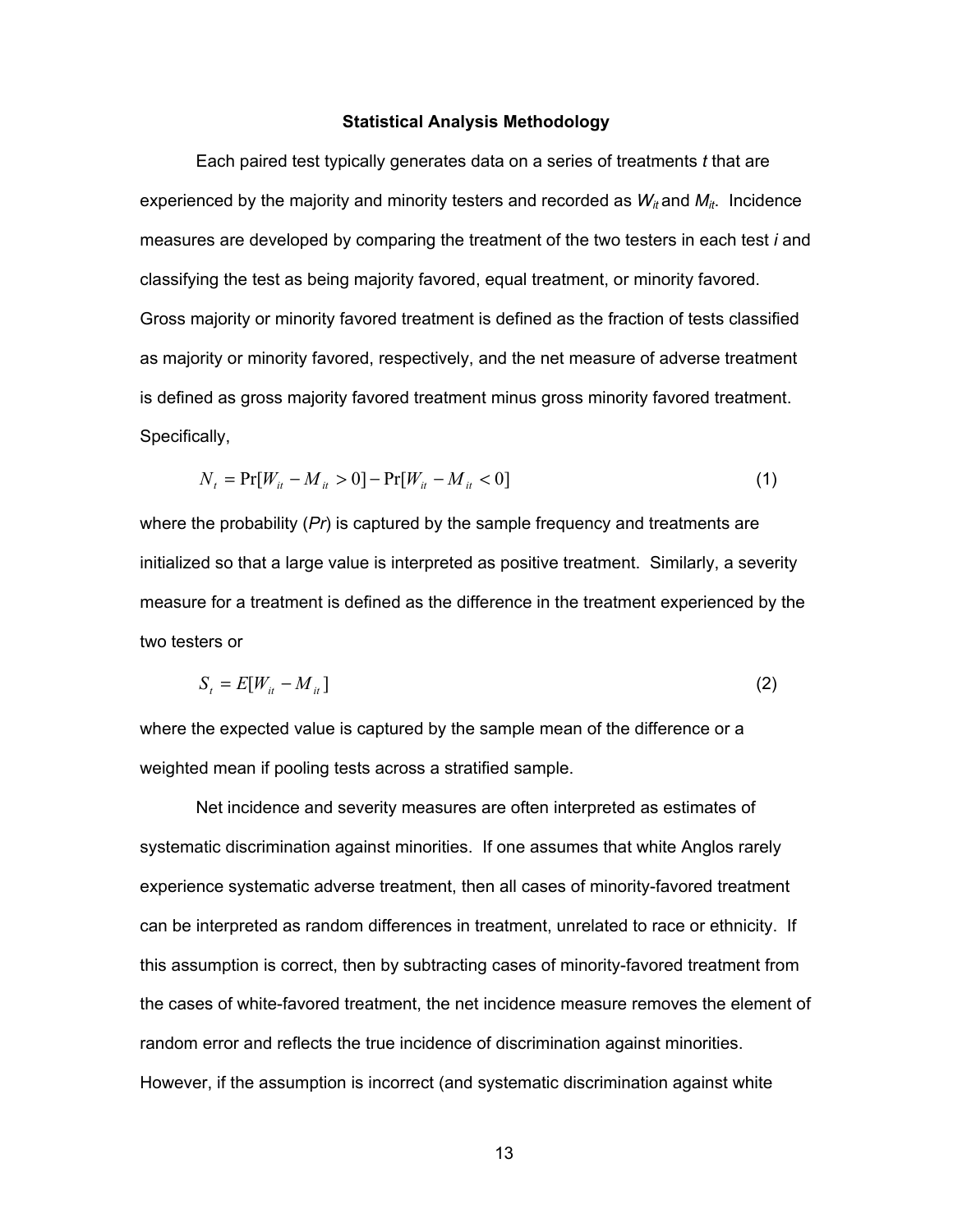## Statistical Analysis Methodology

Each paired test typically generates data on a series of treatments *t* that are experienced by the majority and minority testers and recorded as $W_{it}$ and $M_{it}$. Incidence measures are developed by comparing the treatment of the two testers in each test *i* and classifying the test as being majority favored, equal treatment, or minority favored. Gross majority or minority favored treatment is defined as the fraction of tests classified as majority or minority favored, respectively, and the net measure of adverse treatment is defined as gross majority favored treatment minus gross minority favored treatment. Specifically,

$$N_t = \Pr[W_{it} - M_{it} > 0] - \Pr[W_{it} - M_{it} < 0] \tag{1}$$

where the probability (*Pr*) is captured by the sample frequency and treatments are initialized so that a large value is interpreted as positive treatment. Similarly, a severity measure for a treatment is defined as the difference in the treatment experienced by the two testers or

$$S_t = E[W_{it} - M_{it}] \tag{2}$$

where the expected value is captured by the sample mean of the difference or a weighted mean if pooling tests across a stratified sample.

Net incidence and severity measures are often interpreted as estimates of systematic discrimination against minorities. If one assumes that white Anglos rarely experience systematic adverse treatment, then all cases of minority-favored treatment can be interpreted as random differences in treatment, unrelated to race or ethnicity. If this assumption is correct, then by subtracting cases of minority-favored treatment from the cases of white-favored treatment, the net incidence measure removes the element of random error and reflects the true incidence of discrimination against minorities. However, if the assumption is incorrect (and systematic discrimination against white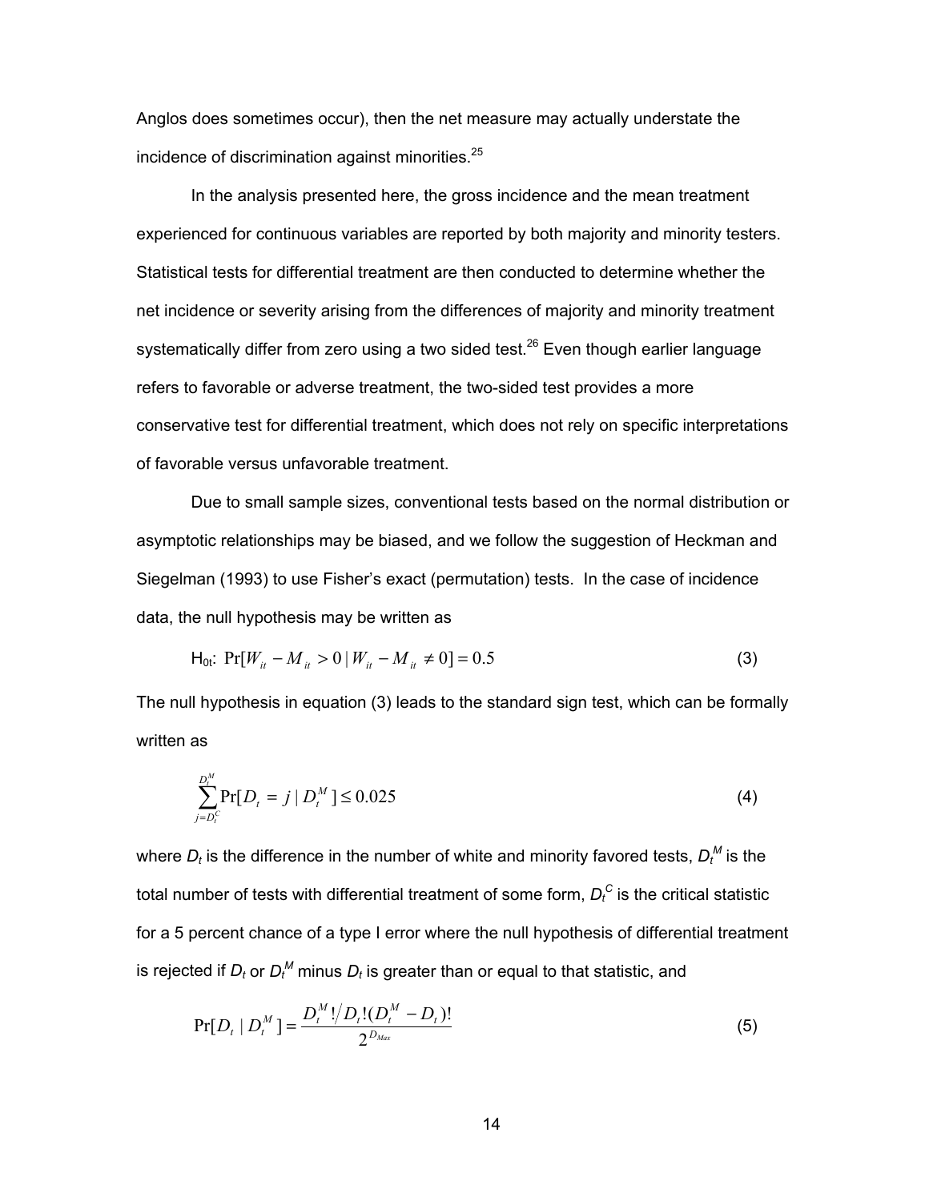Anglos does sometimes occur), then the net measure may actually understate the incidence of discrimination against minorities.[25]

In the analysis presented here, the gross incidence and the mean treatment experienced for continuous variables are reported by both majority and minority testers. Statistical tests for differential treatment are then conducted to determine whether the net incidence or severity arising from the differences of majority and minority treatment systematically differ from zero using a two sided test.[26] Even though earlier language refers to favorable or adverse treatment, the two-sided test provides a more conservative test for differential treatment, which does not rely on specific interpretations of favorable versus unfavorable treatment.

Due to small sample sizes, conventional tests based on the normal distribution or asymptotic relationships may be biased, and we follow the suggestion of Heckman and Siegelman (1993) to use Fisher's exact (permutation) tests. In the case of incidence data, the null hypothesis may be written as

$$\text{H}_{0t}\text{:}\ \Pr[W_{it} - M_{it} > 0 \mid W_{it} - M_{it} \neq 0] = 0.5 \tag{3}$$

The null hypothesis in equation (3) leads to the standard sign test, which can be formally written as

$$\sum_{j=D_t^C}^{D_t^M} \Pr[D_t = j \mid D_t^M] \leq 0.025 \tag{4}$$

where $D_t$ is the difference in the number of white and minority favored tests, $D_t^M$ is the total number of tests with differential treatment of some form, $D_t^C$ is the critical statistic for a 5 percent chance of a type I error where the null hypothesis of differential treatment is rejected if $D_t$ or $D_t^M$ minus $D_t$ is greater than or equal to that statistic, and

$$\Pr[D_t \mid D_t^M] = \frac{D_t^M ! / D_t !(D_t^M - D_t)!}{2^{D_{Max}}} \tag{5}$$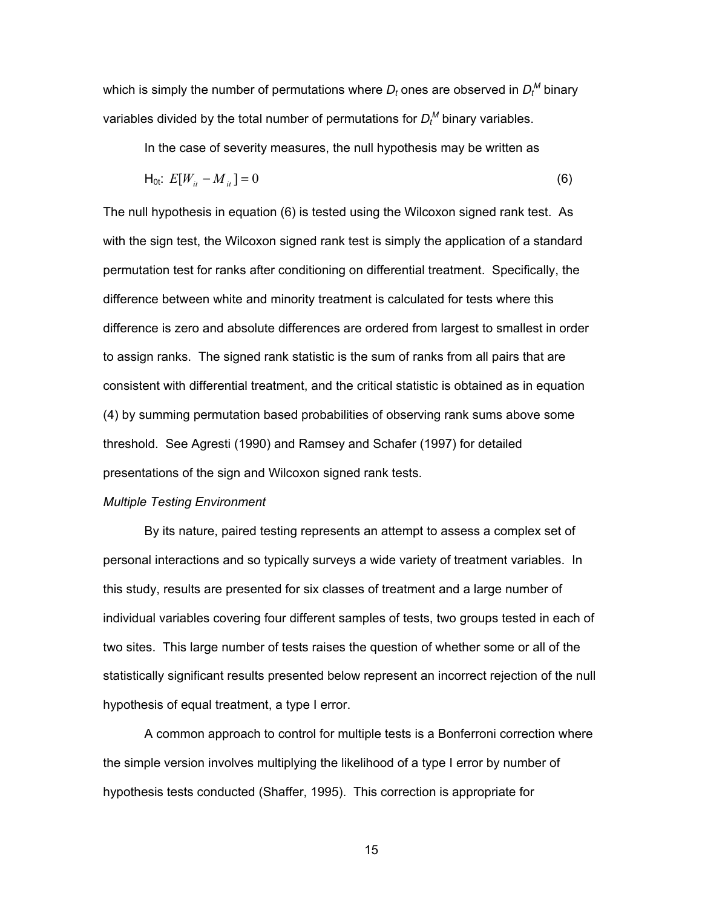which is simply the number of permutations where $D_t$ ones are observed in $D_t^M$ binary variables divided by the total number of permutations for $D_t^M$ binary variables.

In the case of severity measures, the null hypothesis may be written as

$$\text{H}_{0t}\text{: } E[W_{it} - M_{it}] = 0 \tag{6}$$

The null hypothesis in equation (6) is tested using the Wilcoxon signed rank test. As with the sign test, the Wilcoxon signed rank test is simply the application of a standard permutation test for ranks after conditioning on differential treatment. Specifically, the difference between white and minority treatment is calculated for tests where this difference is zero and absolute differences are ordered from largest to smallest in order to assign ranks. The signed rank statistic is the sum of ranks from all pairs that are consistent with differential treatment, and the critical statistic is obtained as in equation (4) by summing permutation based probabilities of observing rank sums above some threshold. See Agresti (1990) and Ramsey and Schafer (1997) for detailed presentations of the sign and Wilcoxon signed rank tests.

*Multiple Testing Environment*

By its nature, paired testing represents an attempt to assess a complex set of personal interactions and so typically surveys a wide variety of treatment variables. In this study, results are presented for six classes of treatment and a large number of individual variables covering four different samples of tests, two groups tested in each of two sites. This large number of tests raises the question of whether some or all of the statistically significant results presented below represent an incorrect rejection of the null hypothesis of equal treatment, a type I error.

A common approach to control for multiple tests is a Bonferroni correction where the simple version involves multiplying the likelihood of a type I error by number of hypothesis tests conducted (Shaffer, 1995). This correction is appropriate for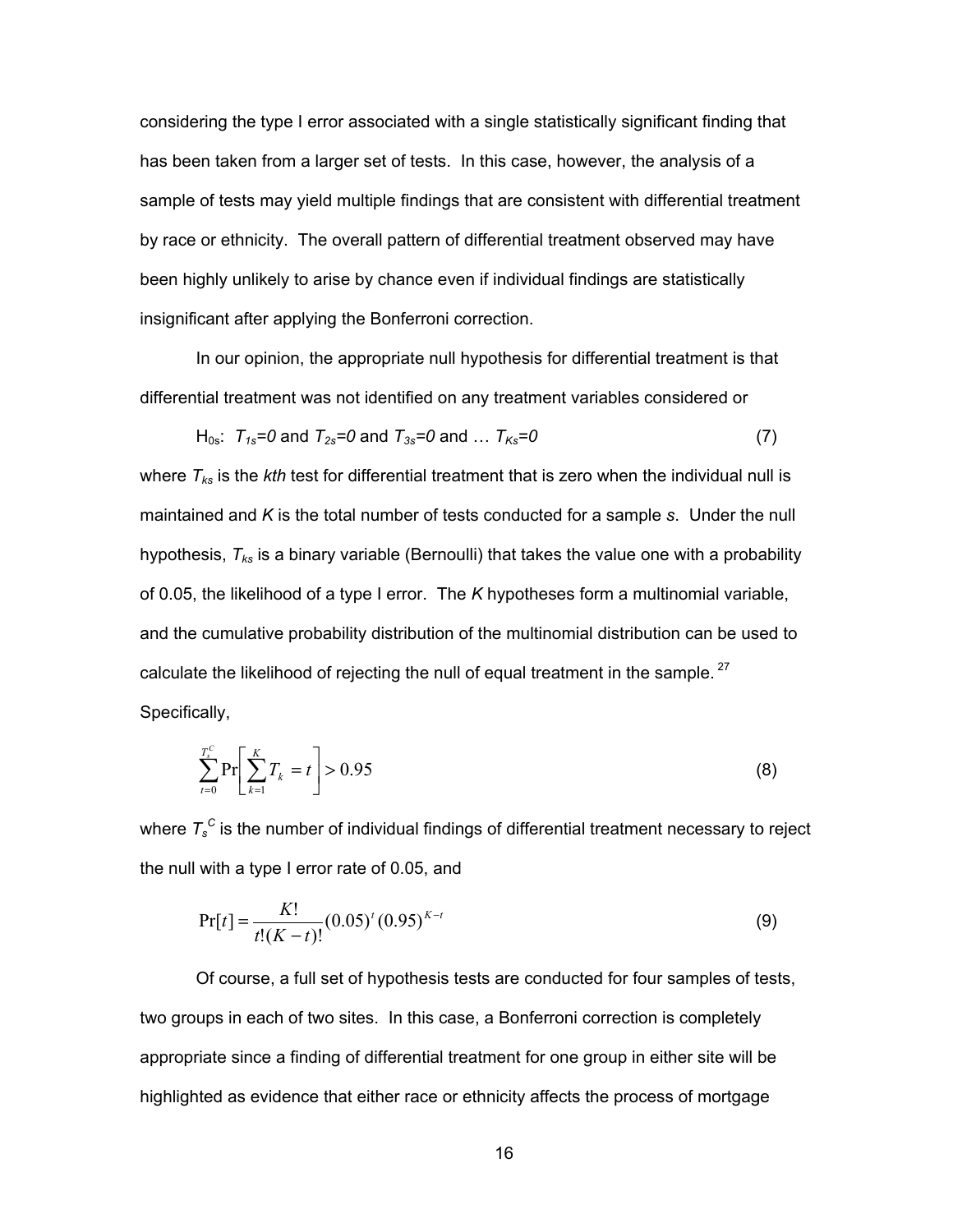considering the type I error associated with a single statistically significant finding that has been taken from a larger set of tests. In this case, however, the analysis of a sample of tests may yield multiple findings that are consistent with differential treatment by race or ethnicity. The overall pattern of differential treatment observed may have been highly unlikely to arise by chance even if individual findings are statistically insignificant after applying the Bonferroni correction.

In our opinion, the appropriate null hypothesis for differential treatment is that differential treatment was not identified on any treatment variables considered or

$$H_{0s}\text{:}\ \ T_{1s}=0 \text{ and } T_{2s}=0 \text{ and } T_{3s}=0 \text{ and } \ldots\ T_{Ks}=0 \tag{7}$$

where $T_{ks}$ is the *kth* test for differential treatment that is zero when the individual null is maintained and $K$ is the total number of tests conducted for a sample $s$. Under the null hypothesis, $T_{ks}$ is a binary variable (Bernoulli) that takes the value one with a probability of 0.05, the likelihood of a type I error. The $K$ hypotheses form a multinomial variable, and the cumulative probability distribution of the multinomial distribution can be used to calculate the likelihood of rejecting the null of equal treatment in the sample.[27] Specifically,

$$\sum_{t=0}^{T_s^C} \Pr\left[\sum_{k=1}^{K} T_k = t\right] > 0.95 \tag{8}$$

where $T_s^C$ is the number of individual findings of differential treatment necessary to reject the null with a type I error rate of 0.05, and

$$\Pr[t] = \frac{K!}{t!(K-t)!}(0.05)^t (0.95)^{K-t} \tag{9}$$

Of course, a full set of hypothesis tests are conducted for four samples of tests, two groups in each of two sites. In this case, a Bonferroni correction is completely appropriate since a finding of differential treatment for one group in either site will be highlighted as evidence that either race or ethnicity affects the process of mortgage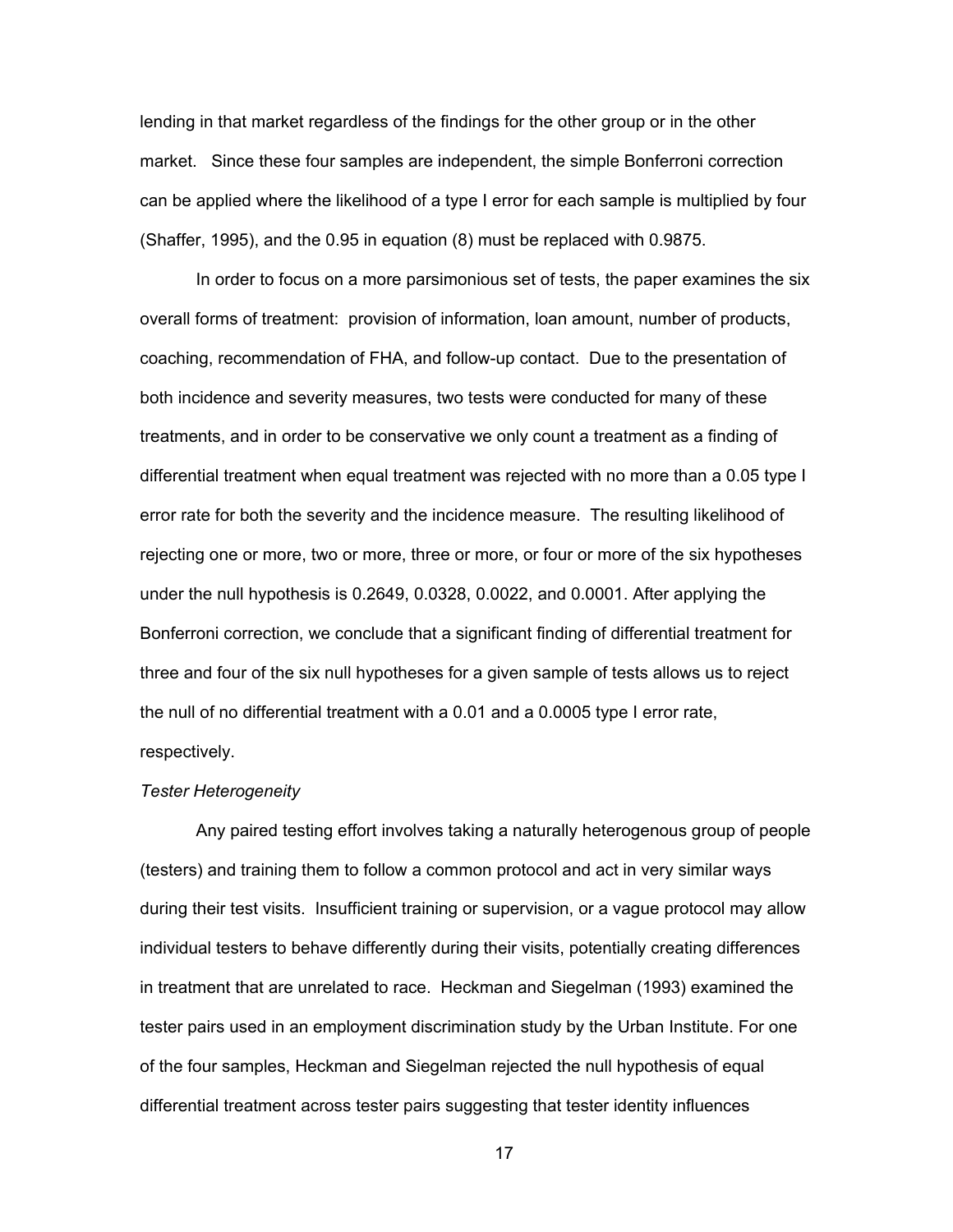lending in that market regardless of the findings for the other group or in the other market. Since these four samples are independent, the simple Bonferroni correction can be applied where the likelihood of a type I error for each sample is multiplied by four (Shaffer, 1995), and the 0.95 in equation (8) must be replaced with 0.9875.

In order to focus on a more parsimonious set of tests, the paper examines the six overall forms of treatment: provision of information, loan amount, number of products, coaching, recommendation of FHA, and follow-up contact. Due to the presentation of both incidence and severity measures, two tests were conducted for many of these treatments, and in order to be conservative we only count a treatment as a finding of differential treatment when equal treatment was rejected with no more than a 0.05 type I error rate for both the severity and the incidence measure. The resulting likelihood of rejecting one or more, two or more, three or more, or four or more of the six hypotheses under the null hypothesis is 0.2649, 0.0328, 0.0022, and 0.0001. After applying the Bonferroni correction, we conclude that a significant finding of differential treatment for three and four of the six null hypotheses for a given sample of tests allows us to reject the null of no differential treatment with a 0.01 and a 0.0005 type I error rate, respectively.

*Tester Heterogeneity*

Any paired testing effort involves taking a naturally heterogenous group of people (testers) and training them to follow a common protocol and act in very similar ways during their test visits. Insufficient training or supervision, or a vague protocol may allow individual testers to behave differently during their visits, potentially creating differences in treatment that are unrelated to race. Heckman and Siegelman (1993) examined the tester pairs used in an employment discrimination study by the Urban Institute. For one of the four samples, Heckman and Siegelman rejected the null hypothesis of equal differential treatment across tester pairs suggesting that tester identity influences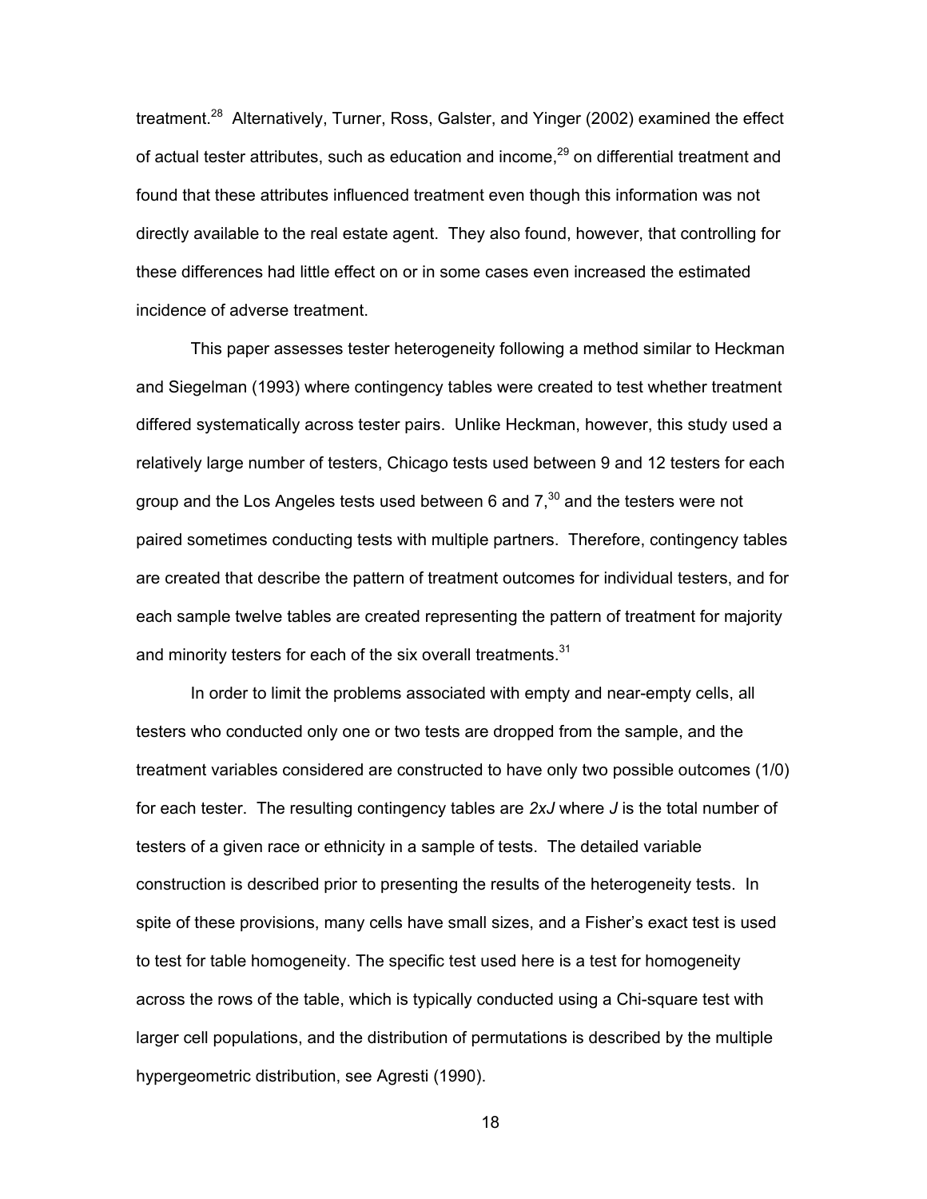treatment.[28] Alternatively, Turner, Ross, Galster, and Yinger (2002) examined the effect of actual tester attributes, such as education and income,[29] on differential treatment and found that these attributes influenced treatment even though this information was not directly available to the real estate agent. They also found, however, that controlling for these differences had little effect on or in some cases even increased the estimated incidence of adverse treatment.

This paper assesses tester heterogeneity following a method similar to Heckman and Siegelman (1993) where contingency tables were created to test whether treatment differed systematically across tester pairs. Unlike Heckman, however, this study used a relatively large number of testers, Chicago tests used between 9 and 12 testers for each group and the Los Angeles tests used between 6 and 7,[30] and the testers were not paired sometimes conducting tests with multiple partners. Therefore, contingency tables are created that describe the pattern of treatment outcomes for individual testers, and for each sample twelve tables are created representing the pattern of treatment for majority and minority testers for each of the six overall treatments.[31]

In order to limit the problems associated with empty and near-empty cells, all testers who conducted only one or two tests are dropped from the sample, and the treatment variables considered are constructed to have only two possible outcomes (1/0) for each tester. The resulting contingency tables are *2xJ* where *J* is the total number of testers of a given race or ethnicity in a sample of tests. The detailed variable construction is described prior to presenting the results of the heterogeneity tests. In spite of these provisions, many cells have small sizes, and a Fisher's exact test is used to test for table homogeneity. The specific test used here is a test for homogeneity across the rows of the table, which is typically conducted using a Chi-square test with larger cell populations, and the distribution of permutations is described by the multiple hypergeometric distribution, see Agresti (1990).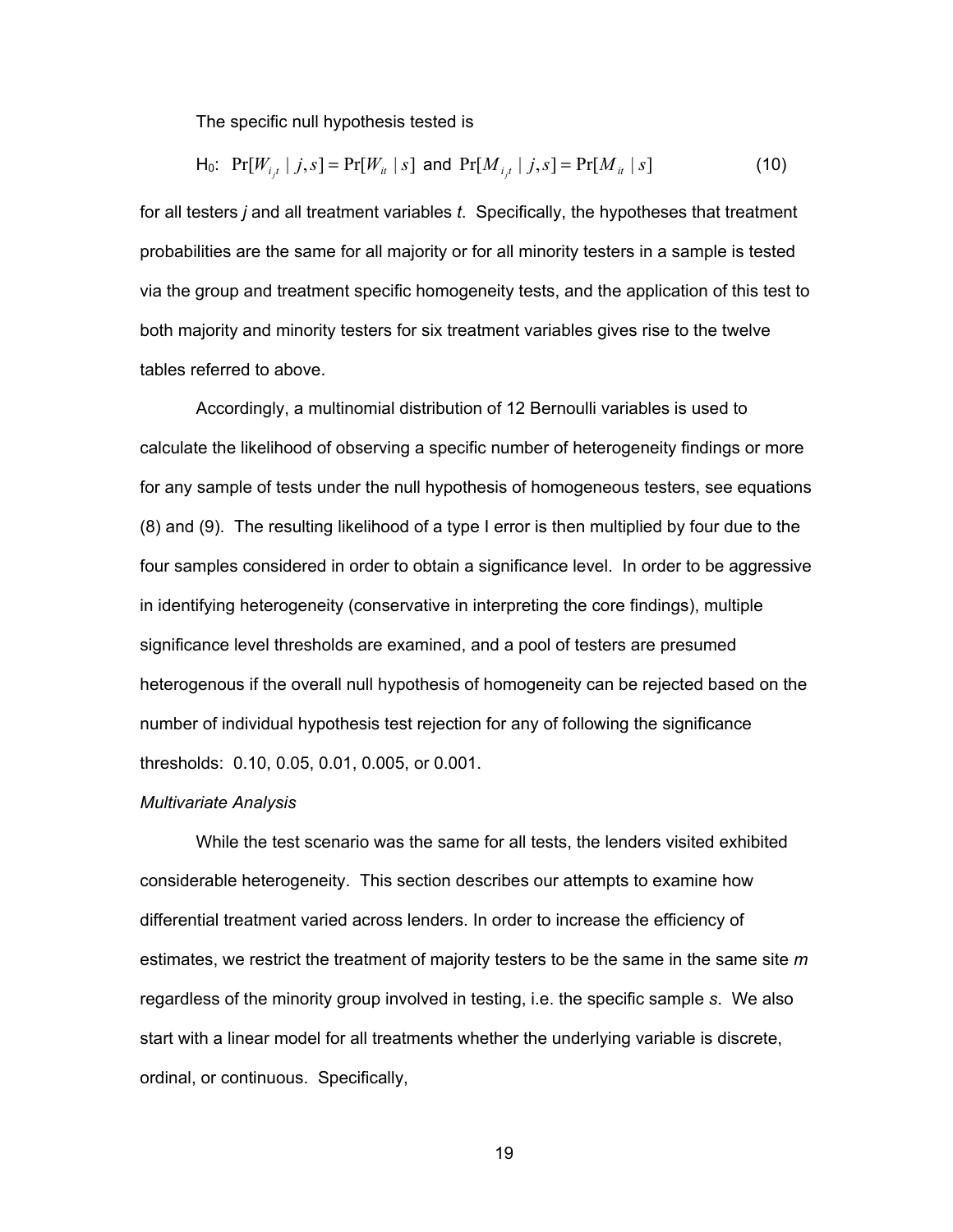The specific null hypothesis tested is

$$\text{H}_0\text{:}\ \ \Pr[W_{i_j t} \mid j,s] = \Pr[W_{it} \mid s] \ \text{ and } \ \Pr[M_{i_j t} \mid j,s] = \Pr[M_{it} \mid s] \tag{10}$$

for all testers *j* and all treatment variables *t*. Specifically, the hypotheses that treatment probabilities are the same for all majority or for all minority testers in a sample is tested via the group and treatment specific homogeneity tests, and the application of this test to both majority and minority testers for six treatment variables gives rise to the twelve tables referred to above.

Accordingly, a multinomial distribution of 12 Bernoulli variables is used to calculate the likelihood of observing a specific number of heterogeneity findings or more for any sample of tests under the null hypothesis of homogeneous testers, see equations (8) and (9). The resulting likelihood of a type I error is then multiplied by four due to the four samples considered in order to obtain a significance level. In order to be aggressive in identifying heterogeneity (conservative in interpreting the core findings), multiple significance level thresholds are examined, and a pool of testers are presumed heterogenous if the overall null hypothesis of homogeneity can be rejected based on the number of individual hypothesis test rejection for any of following the significance thresholds: 0.10, 0.05, 0.01, 0.005, or 0.001.

*Multivariate Analysis*

While the test scenario was the same for all tests, the lenders visited exhibited considerable heterogeneity. This section describes our attempts to examine how differential treatment varied across lenders. In order to increase the efficiency of estimates, we restrict the treatment of majority testers to be the same in the same site *m* regardless of the minority group involved in testing, i.e. the specific sample *s*. We also start with a linear model for all treatments whether the underlying variable is discrete, ordinal, or continuous. Specifically,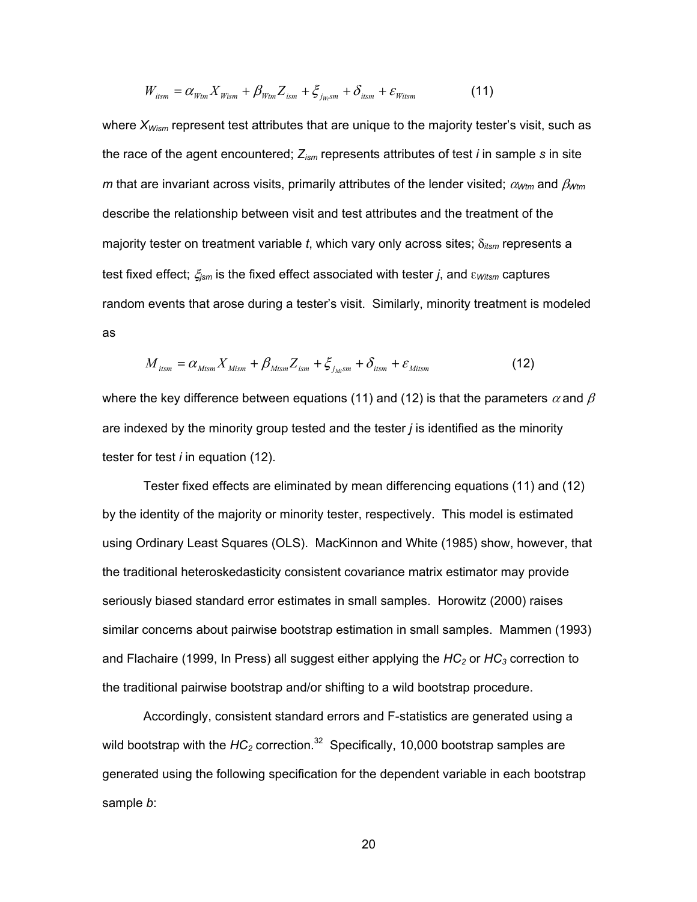$$W_{itsm} = \alpha_{Wtm} X_{Wism} + \beta_{Wtm} Z_{ism} + \xi_{j_{Wi}sm} + \delta_{itsm} + \varepsilon_{Witsm} \tag{11}$$

where $X_{Wism}$ represent test attributes that are unique to the majority tester's visit, such as the race of the agent encountered; $Z_{ism}$ represents attributes of test $i$ in sample $s$ in site $m$ that are invariant across visits, primarily attributes of the lender visited; $\alpha_{Wtm}$ and $\beta_{Wtm}$ describe the relationship between visit and test attributes and the treatment of the majority tester on treatment variable $t$, which vary only across sites; $\delta_{itsm}$ represents a test fixed effect; $\xi_{jsm}$ is the fixed effect associated with tester $j$, and $\varepsilon_{Witsm}$ captures random events that arose during a tester's visit. Similarly, minority treatment is modeled as

$$M_{itsm} = \alpha_{Mtsm} X_{Mism} + \beta_{Mtsm} Z_{ism} + \xi_{j_{Mi}sm} + \delta_{itsm} + \varepsilon_{Mitsm} \tag{12}$$

where the key difference between equations (11) and (12) is that the parameters $\alpha$ and $\beta$ are indexed by the minority group tested and the tester $j$ is identified as the minority tester for test $i$ in equation (12).

Tester fixed effects are eliminated by mean differencing equations (11) and (12) by the identity of the majority or minority tester, respectively. This model is estimated using Ordinary Least Squares (OLS). MacKinnon and White (1985) show, however, that the traditional heteroskedasticity consistent covariance matrix estimator may provide seriously biased standard error estimates in small samples. Horowitz (2000) raises similar concerns about pairwise bootstrap estimation in small samples. Mammen (1993) and Flachaire (1999, In Press) all suggest either applying the $HC_2$ or $HC_3$ correction to the traditional pairwise bootstrap and/or shifting to a wild bootstrap procedure.

Accordingly, consistent standard errors and F-statistics are generated using a wild bootstrap with the $HC_2$ correction.[32] Specifically, 10,000 bootstrap samples are generated using the following specification for the dependent variable in each bootstrap sample *b*: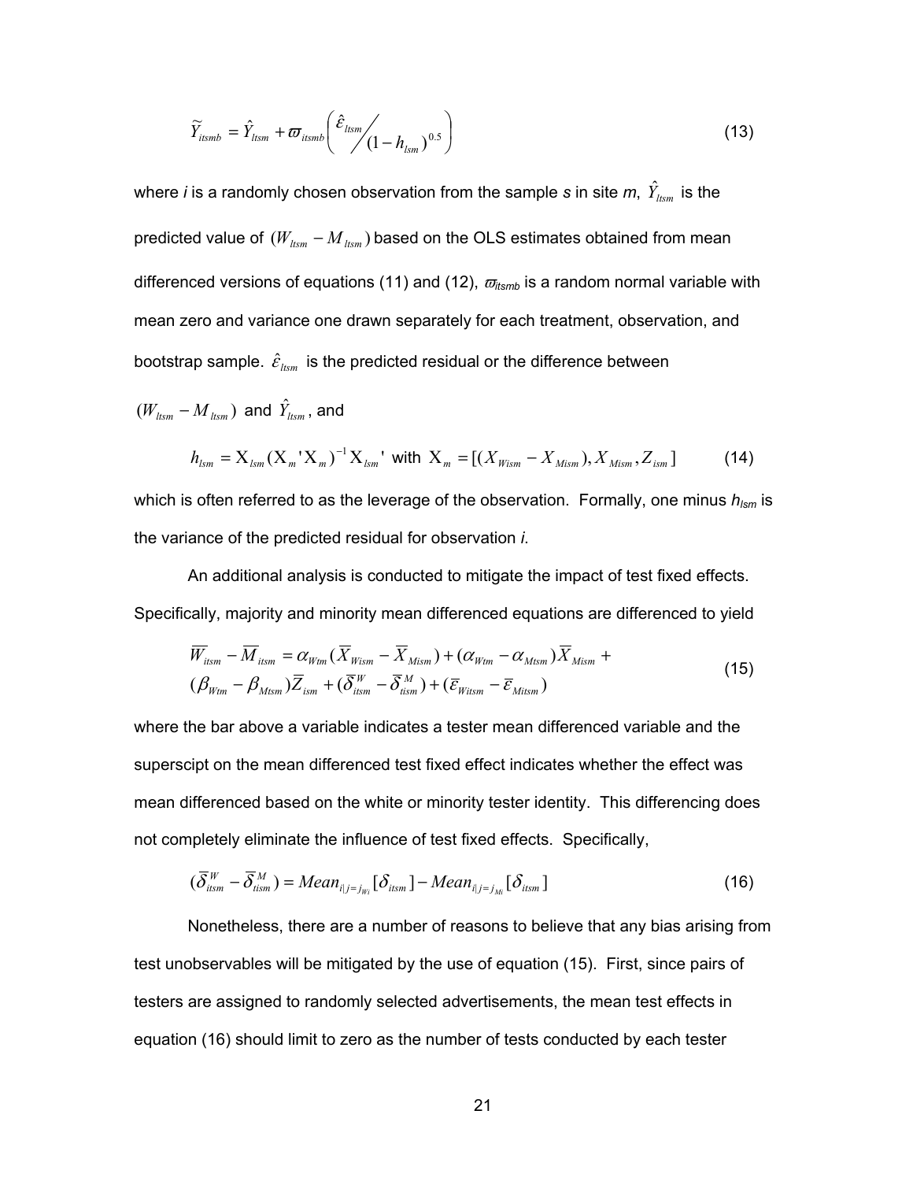$$\widetilde{Y}_{itsmb} = \hat{Y}_{ltsm} + \varpi_{itsmb}\left( \hat{\varepsilon}_{ltsm} \Big/ (1 - h_{lsm})^{0.5} \right) \tag{13}$$

where *i* is a randomly chosen observation from the sample *s* in site *m*, $\hat{Y}_{ltsm}$ is the predicted value of $(W_{ltsm} - M_{ltsm})$ based on the OLS estimates obtained from mean differenced versions of equations (11) and (12), $\varpi_{itsmb}$ is a random normal variable with mean zero and variance one drawn separately for each treatment, observation, and bootstrap sample. $\hat{\varepsilon}_{ltsm}$ is the predicted residual or the difference between $(W_{ltsm} - M_{ltsm})$ and $\hat{Y}_{ltsm}$, and

$$h_{lsm} = \mathrm{X}_{lsm}(\mathrm{X}_m{}'\mathrm{X}_m)^{-1}\mathrm{X}_{lsm}{}' \text{ with } \mathrm{X}_m = [(X_{Wism} - X_{Mism}), X_{Mism}, Z_{ism}] \tag{14}$$

which is often referred to as the leverage of the observation. Formally, one minus $h_{lsm}$ is the variance of the predicted residual for observation *i*.

An additional analysis is conducted to mitigate the impact of test fixed effects. Specifically, majority and minority mean differenced equations are differenced to yield

$$\begin{aligned} \overline{W}_{itsm} - \overline{M}_{itsm} &= \alpha_{Wtm}(\overline{X}_{Wism} - \overline{X}_{Mism}) + (\alpha_{Wtm} - \alpha_{Mtsm})\overline{X}_{Mism} + \\ &(\beta_{Wtm} - \beta_{Mtsm})\overline{Z}_{ism} + (\overline{\delta}^{W}_{itsm} - \overline{\delta}^{M}_{tism}) + (\overline{\varepsilon}_{Witsm} - \overline{\varepsilon}_{Mitsm}) \end{aligned} \tag{15}$$

where the bar above a variable indicates a tester mean differenced variable and the superscipt on the mean differenced test fixed effect indicates whether the effect was mean differenced based on the white or minority tester identity. This differencing does not completely eliminate the influence of test fixed effects. Specifically,

$$(\overline{\delta}^{W}_{itsm} - \overline{\delta}^{M}_{tism}) = Mean_{i|j=j_{Wi}}[\delta_{itsm}] - Mean_{i|j=j_{Mi}}[\delta_{itsm}] \tag{16}$$

Nonetheless, there are a number of reasons to believe that any bias arising from test unobservables will be mitigated by the use of equation (15). First, since pairs of testers are assigned to randomly selected advertisements, the mean test effects in equation (16) should limit to zero as the number of tests conducted by each tester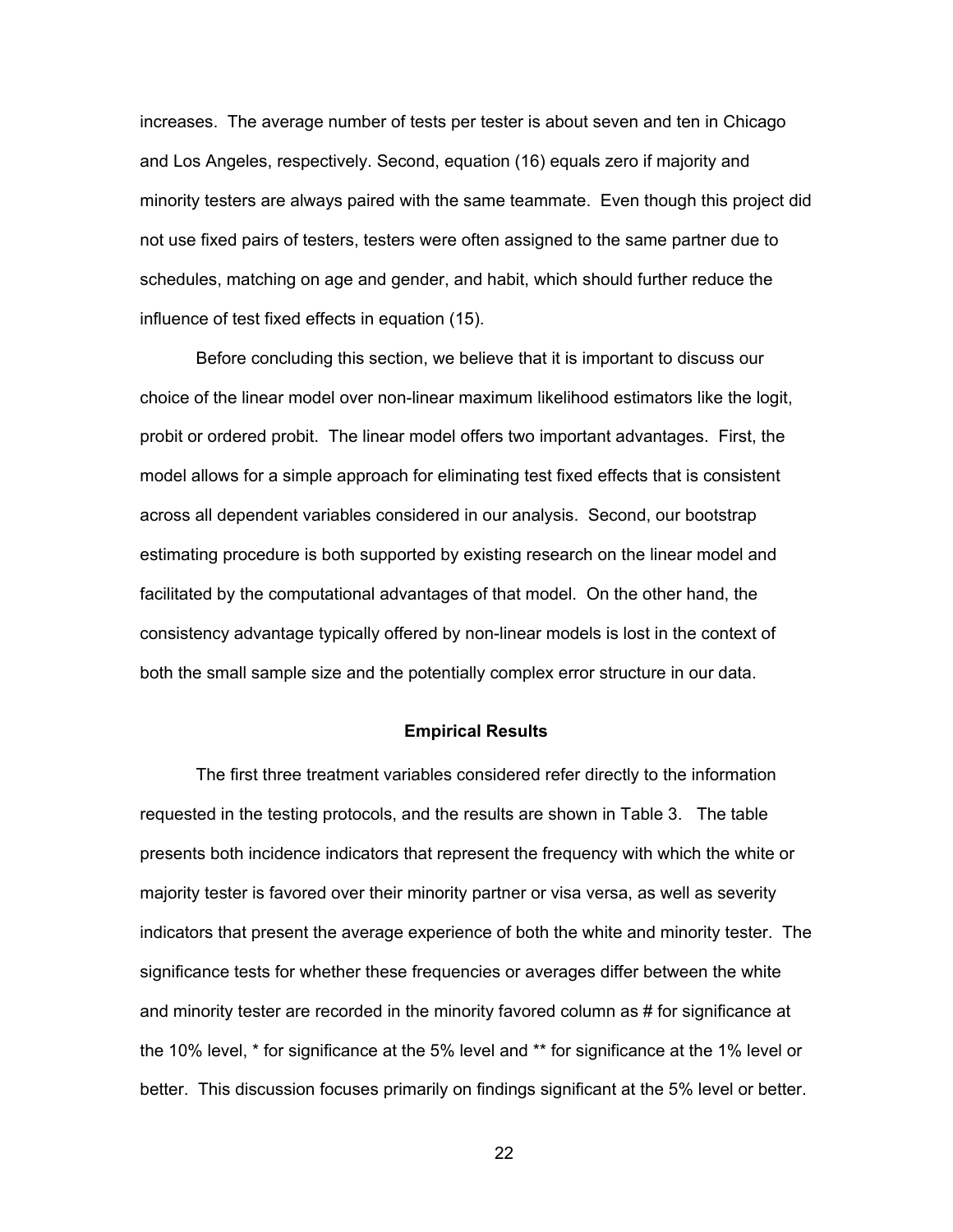increases. The average number of tests per tester is about seven and ten in Chicago and Los Angeles, respectively. Second, equation (16) equals zero if majority and minority testers are always paired with the same teammate. Even though this project did not use fixed pairs of testers, testers were often assigned to the same partner due to schedules, matching on age and gender, and habit, which should further reduce the influence of test fixed effects in equation (15).

Before concluding this section, we believe that it is important to discuss our choice of the linear model over non-linear maximum likelihood estimators like the logit, probit or ordered probit. The linear model offers two important advantages. First, the model allows for a simple approach for eliminating test fixed effects that is consistent across all dependent variables considered in our analysis. Second, our bootstrap estimating procedure is both supported by existing research on the linear model and facilitated by the computational advantages of that model. On the other hand, the consistency advantage typically offered by non-linear models is lost in the context of both the small sample size and the potentially complex error structure in our data.

## Empirical Results

The first three treatment variables considered refer directly to the information requested in the testing protocols, and the results are shown in Table 3. The table presents both incidence indicators that represent the frequency with which the white or majority tester is favored over their minority partner or visa versa, as well as severity indicators that present the average experience of both the white and minority tester. The significance tests for whether these frequencies or averages differ between the white and minority tester are recorded in the minority favored column as # for significance at the 10% level, * for significance at the 5% level and ** for significance at the 1% level or better. This discussion focuses primarily on findings significant at the 5% level or better.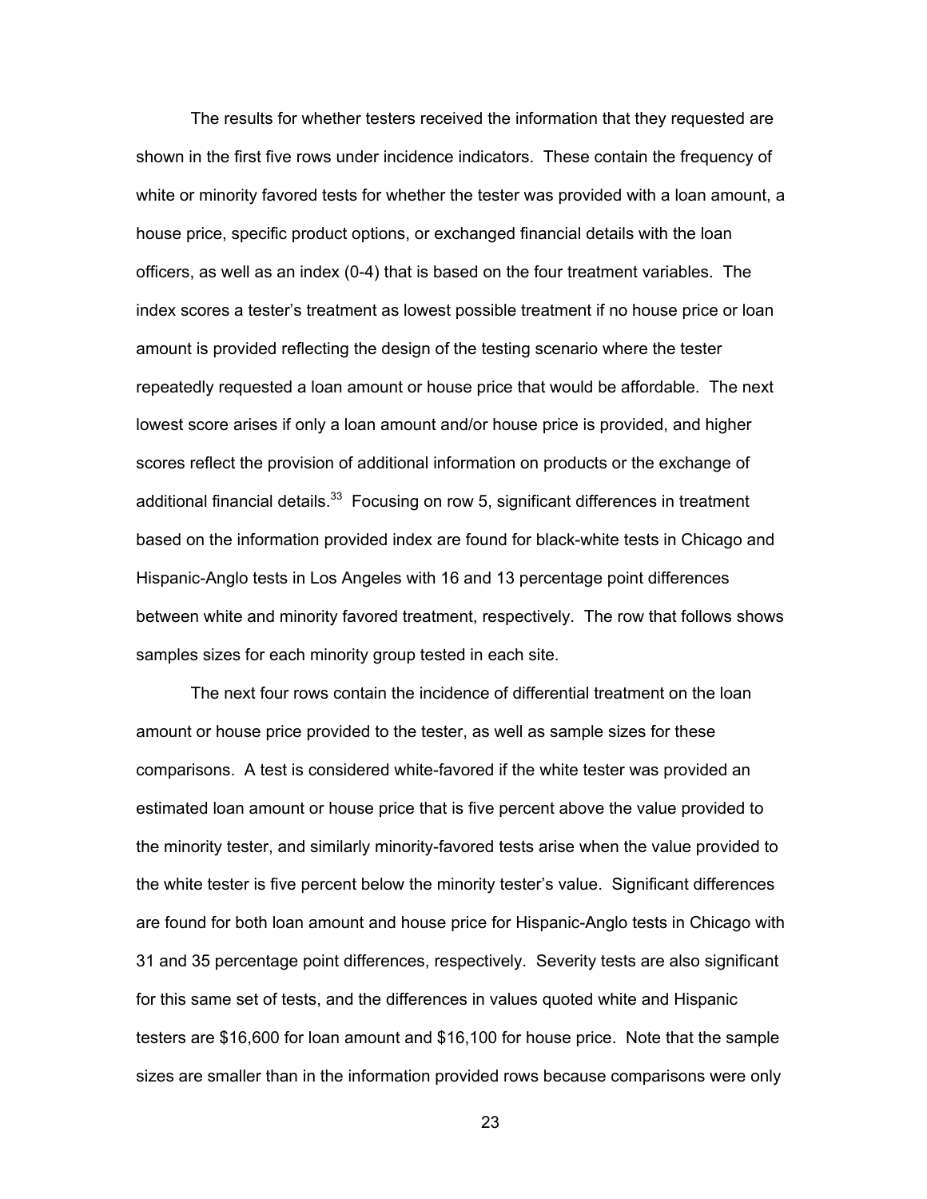The results for whether testers received the information that they requested are shown in the first five rows under incidence indicators. These contain the frequency of white or minority favored tests for whether the tester was provided with a loan amount, a house price, specific product options, or exchanged financial details with the loan officers, as well as an index (0-4) that is based on the four treatment variables. The index scores a tester's treatment as lowest possible treatment if no house price or loan amount is provided reflecting the design of the testing scenario where the tester repeatedly requested a loan amount or house price that would be affordable. The next lowest score arises if only a loan amount and/or house price is provided, and higher scores reflect the provision of additional information on products or the exchange of additional financial details.[33] Focusing on row 5, significant differences in treatment based on the information provided index are found for black-white tests in Chicago and Hispanic-Anglo tests in Los Angeles with 16 and 13 percentage point differences between white and minority favored treatment, respectively. The row that follows shows samples sizes for each minority group tested in each site.

The next four rows contain the incidence of differential treatment on the loan amount or house price provided to the tester, as well as sample sizes for these comparisons. A test is considered white-favored if the white tester was provided an estimated loan amount or house price that is five percent above the value provided to the minority tester, and similarly minority-favored tests arise when the value provided to the white tester is five percent below the minority tester's value. Significant differences are found for both loan amount and house price for Hispanic-Anglo tests in Chicago with 31 and 35 percentage point differences, respectively. Severity tests are also significant for this same set of tests, and the differences in values quoted white and Hispanic testers are \$16,600 for loan amount and \$16,100 for house price. Note that the sample sizes are smaller than in the information provided rows because comparisons were only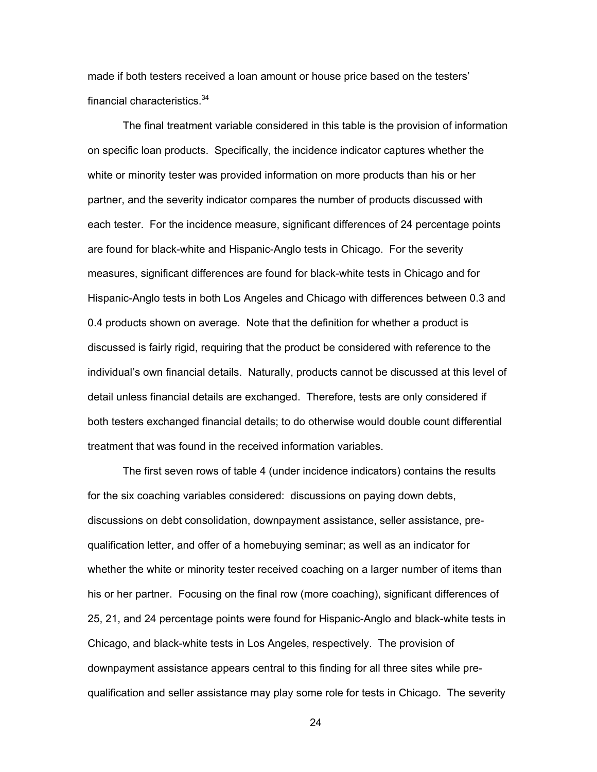made if both testers received a loan amount or house price based on the testers' financial characteristics.[34]

The final treatment variable considered in this table is the provision of information on specific loan products. Specifically, the incidence indicator captures whether the white or minority tester was provided information on more products than his or her partner, and the severity indicator compares the number of products discussed with each tester. For the incidence measure, significant differences of 24 percentage points are found for black-white and Hispanic-Anglo tests in Chicago. For the severity measures, significant differences are found for black-white tests in Chicago and for Hispanic-Anglo tests in both Los Angeles and Chicago with differences between 0.3 and 0.4 products shown on average. Note that the definition for whether a product is discussed is fairly rigid, requiring that the product be considered with reference to the individual's own financial details. Naturally, products cannot be discussed at this level of detail unless financial details are exchanged. Therefore, tests are only considered if both testers exchanged financial details; to do otherwise would double count differential treatment that was found in the received information variables.

The first seven rows of table 4 (under incidence indicators) contains the results for the six coaching variables considered: discussions on paying down debts, discussions on debt consolidation, downpayment assistance, seller assistance, pre-qualification letter, and offer of a homebuying seminar; as well as an indicator for whether the white or minority tester received coaching on a larger number of items than his or her partner. Focusing on the final row (more coaching), significant differences of 25, 21, and 24 percentage points were found for Hispanic-Anglo and black-white tests in Chicago, and black-white tests in Los Angeles, respectively. The provision of downpayment assistance appears central to this finding for all three sites while pre-qualification and seller assistance may play some role for tests in Chicago. The severity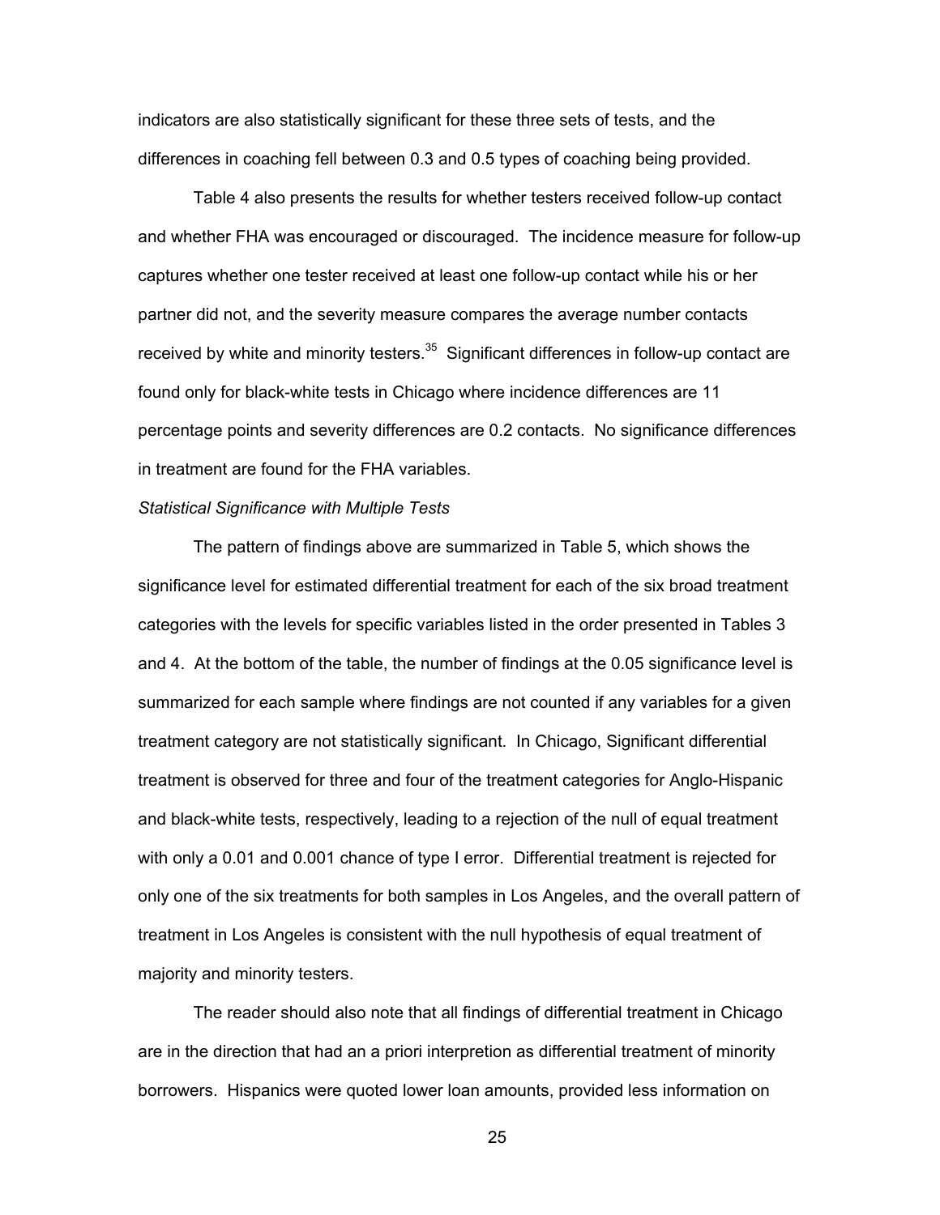indicators are also statistically significant for these three sets of tests, and the differences in coaching fell between 0.3 and 0.5 types of coaching being provided.

Table 4 also presents the results for whether testers received follow-up contact and whether FHA was encouraged or discouraged. The incidence measure for follow-up captures whether one tester received at least one follow-up contact while his or her partner did not, and the severity measure compares the average number contacts received by white and minority testers.[35] Significant differences in follow-up contact are found only for black-white tests in Chicago where incidence differences are 11 percentage points and severity differences are 0.2 contacts. No significance differences in treatment are found for the FHA variables.

*Statistical Significance with Multiple Tests*

The pattern of findings above are summarized in Table 5, which shows the significance level for estimated differential treatment for each of the six broad treatment categories with the levels for specific variables listed in the order presented in Tables 3 and 4. At the bottom of the table, the number of findings at the 0.05 significance level is summarized for each sample where findings are not counted if any variables for a given treatment category are not statistically significant. In Chicago, Significant differential treatment is observed for three and four of the treatment categories for Anglo-Hispanic and black-white tests, respectively, leading to a rejection of the null of equal treatment with only a 0.01 and 0.001 chance of type I error. Differential treatment is rejected for only one of the six treatments for both samples in Los Angeles, and the overall pattern of treatment in Los Angeles is consistent with the null hypothesis of equal treatment of majority and minority testers.

The reader should also note that all findings of differential treatment in Chicago are in the direction that had an a priori interpretion as differential treatment of minority borrowers. Hispanics were quoted lower loan amounts, provided less information on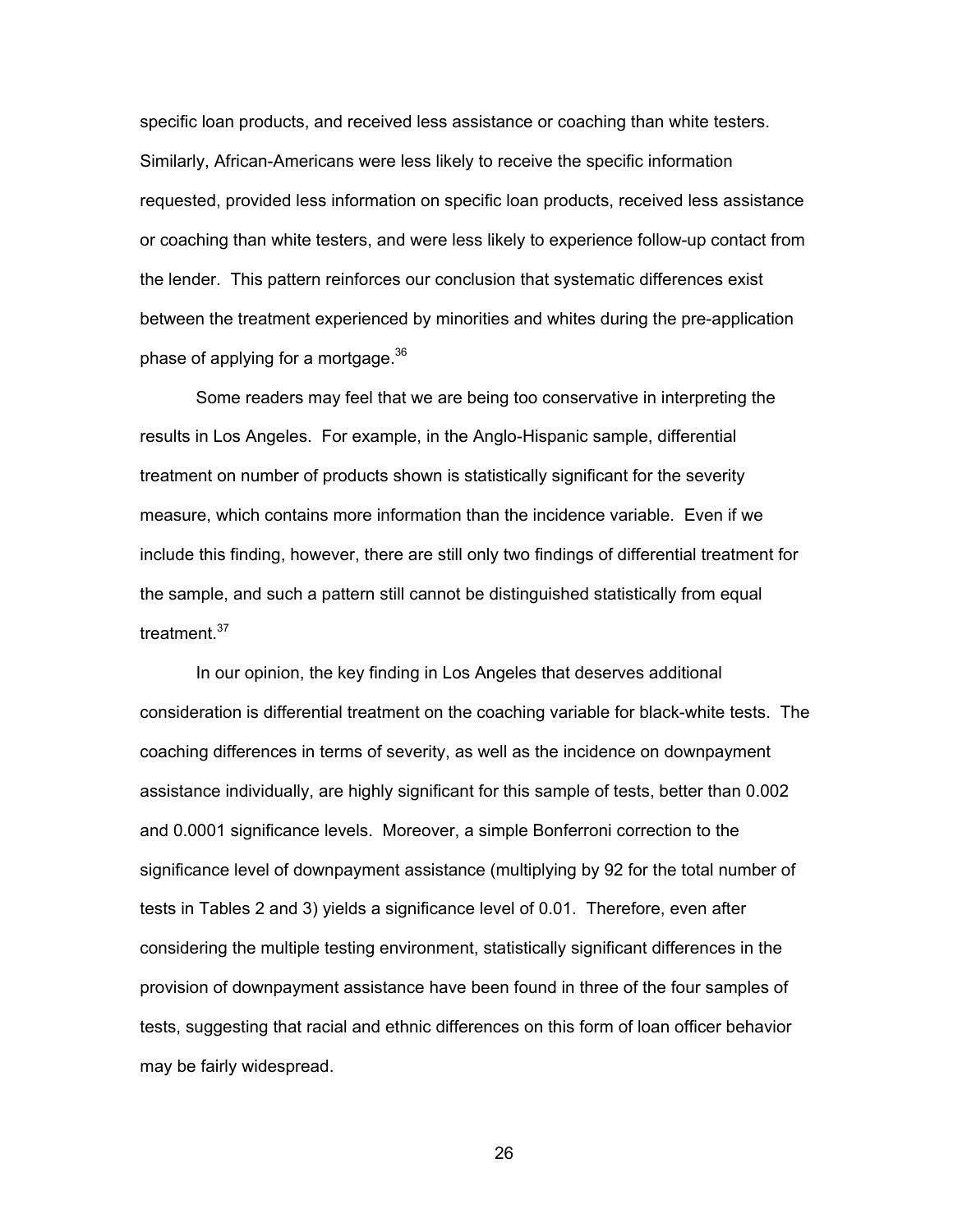specific loan products, and received less assistance or coaching than white testers. Similarly, African-Americans were less likely to receive the specific information requested, provided less information on specific loan products, received less assistance or coaching than white testers, and were less likely to experience follow-up contact from the lender. This pattern reinforces our conclusion that systematic differences exist between the treatment experienced by minorities and whites during the pre-application phase of applying for a mortgage.[36]

Some readers may feel that we are being too conservative in interpreting the results in Los Angeles. For example, in the Anglo-Hispanic sample, differential treatment on number of products shown is statistically significant for the severity measure, which contains more information than the incidence variable. Even if we include this finding, however, there are still only two findings of differential treatment for the sample, and such a pattern still cannot be distinguished statistically from equal treatment.[37]

In our opinion, the key finding in Los Angeles that deserves additional consideration is differential treatment on the coaching variable for black-white tests. The coaching differences in terms of severity, as well as the incidence on downpayment assistance individually, are highly significant for this sample of tests, better than 0.002 and 0.0001 significance levels. Moreover, a simple Bonferroni correction to the significance level of downpayment assistance (multiplying by 92 for the total number of tests in Tables 2 and 3) yields a significance level of 0.01. Therefore, even after considering the multiple testing environment, statistically significant differences in the provision of downpayment assistance have been found in three of the four samples of tests, suggesting that racial and ethnic differences on this form of loan officer behavior may be fairly widespread.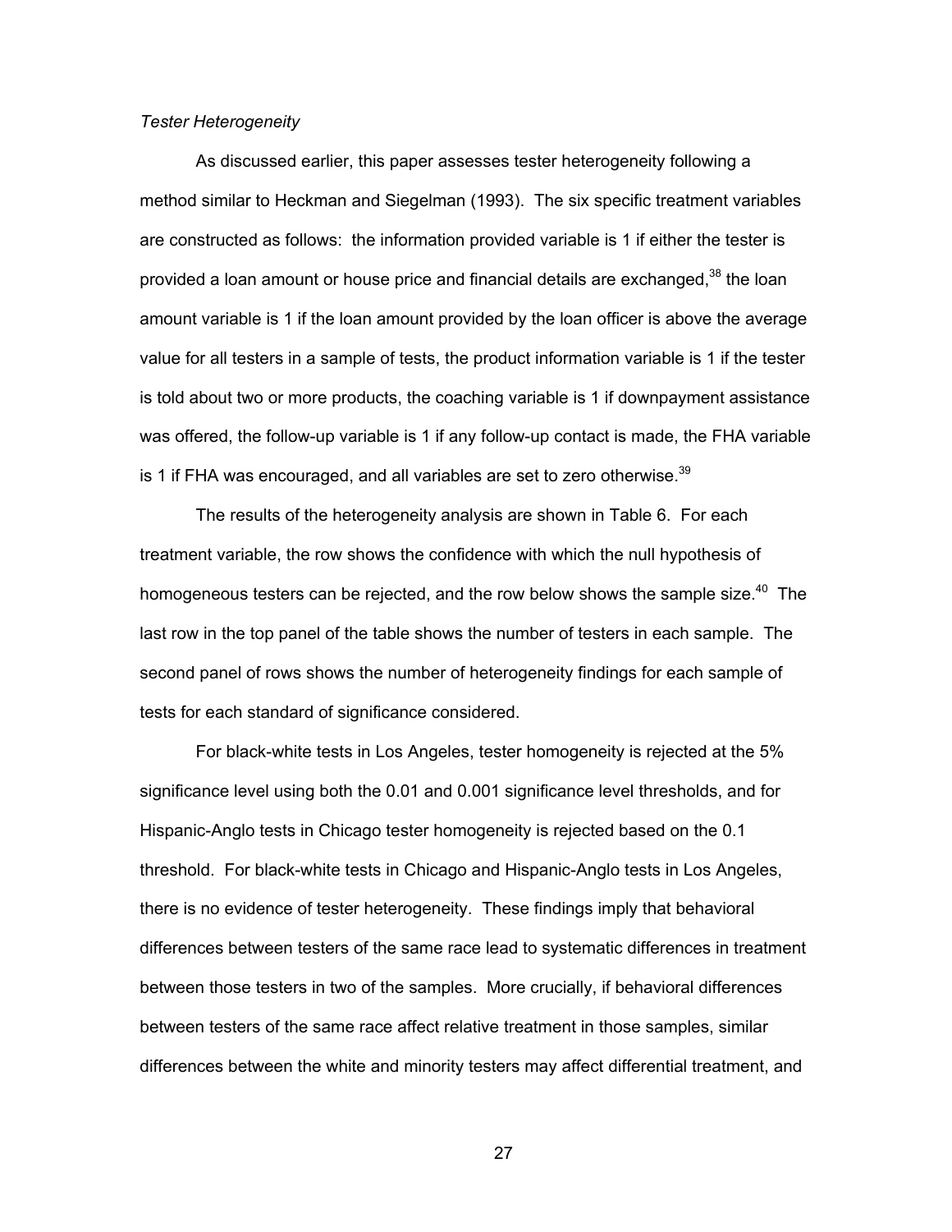*Tester Heterogeneity*

As discussed earlier, this paper assesses tester heterogeneity following a method similar to Heckman and Siegelman (1993). The six specific treatment variables are constructed as follows: the information provided variable is 1 if either the tester is provided a loan amount or house price and financial details are exchanged,[38] the loan amount variable is 1 if the loan amount provided by the loan officer is above the average value for all testers in a sample of tests, the product information variable is 1 if the tester is told about two or more products, the coaching variable is 1 if downpayment assistance was offered, the follow-up variable is 1 if any follow-up contact is made, the FHA variable is 1 if FHA was encouraged, and all variables are set to zero otherwise.[39]

The results of the heterogeneity analysis are shown in Table 6. For each treatment variable, the row shows the confidence with which the null hypothesis of homogeneous testers can be rejected, and the row below shows the sample size.[40] The last row in the top panel of the table shows the number of testers in each sample. The second panel of rows shows the number of heterogeneity findings for each sample of tests for each standard of significance considered.

For black-white tests in Los Angeles, tester homogeneity is rejected at the 5% significance level using both the 0.01 and 0.001 significance level thresholds, and for Hispanic-Anglo tests in Chicago tester homogeneity is rejected based on the 0.1 threshold. For black-white tests in Chicago and Hispanic-Anglo tests in Los Angeles, there is no evidence of tester heterogeneity. These findings imply that behavioral differences between testers of the same race lead to systematic differences in treatment between those testers in two of the samples. More crucially, if behavioral differences between testers of the same race affect relative treatment in those samples, similar differences between the white and minority testers may affect differential treatment, and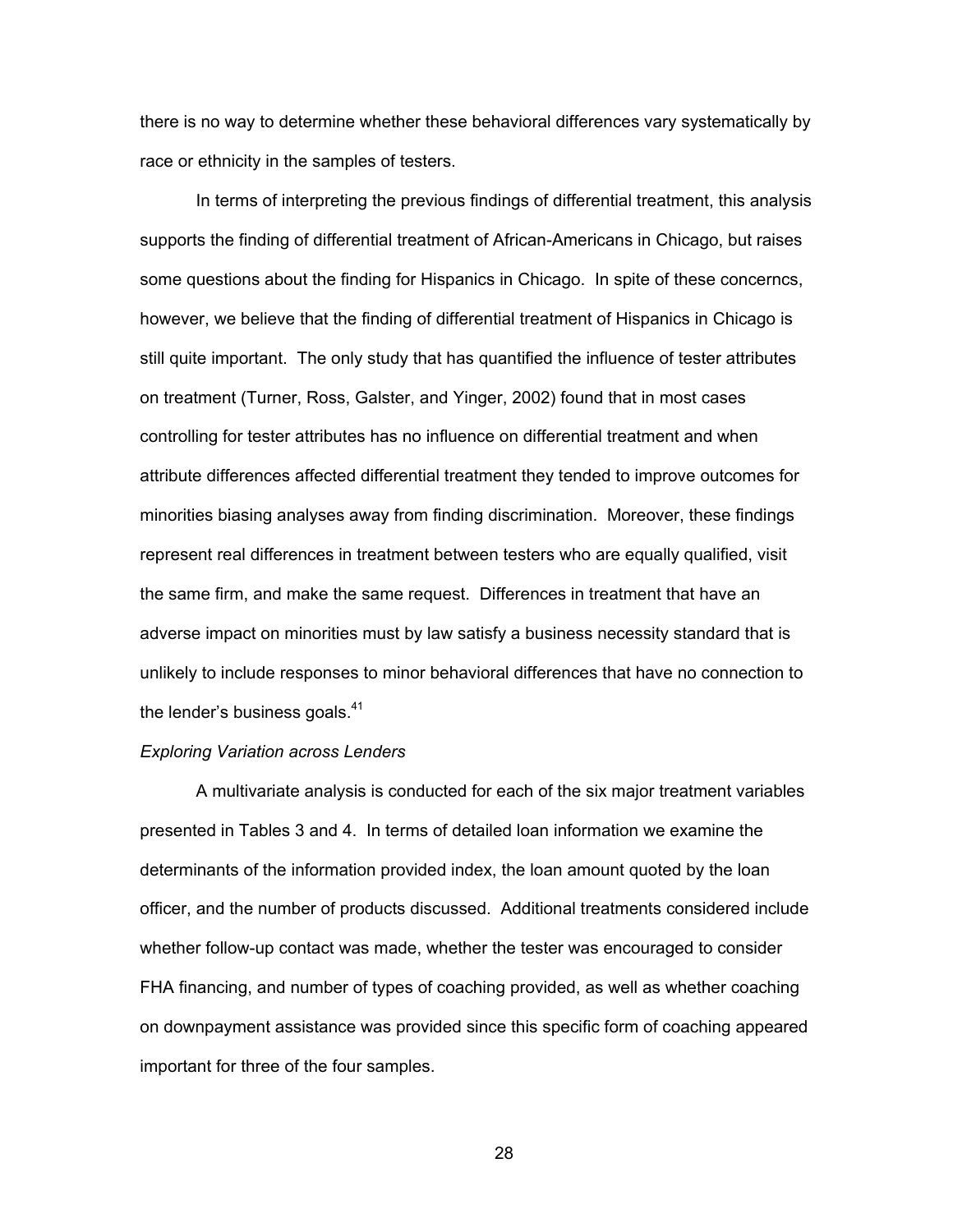there is no way to determine whether these behavioral differences vary systematically by race or ethnicity in the samples of testers.

In terms of interpreting the previous findings of differential treatment, this analysis supports the finding of differential treatment of African-Americans in Chicago, but raises some questions about the finding for Hispanics in Chicago. In spite of these concerncs, however, we believe that the finding of differential treatment of Hispanics in Chicago is still quite important. The only study that has quantified the influence of tester attributes on treatment (Turner, Ross, Galster, and Yinger, 2002) found that in most cases controlling for tester attributes has no influence on differential treatment and when attribute differences affected differential treatment they tended to improve outcomes for minorities biasing analyses away from finding discrimination. Moreover, these findings represent real differences in treatment between testers who are equally qualified, visit the same firm, and make the same request. Differences in treatment that have an adverse impact on minorities must by law satisfy a business necessity standard that is unlikely to include responses to minor behavioral differences that have no connection to the lender's business goals.[41]

*Exploring Variation across Lenders*

A multivariate analysis is conducted for each of the six major treatment variables presented in Tables 3 and 4. In terms of detailed loan information we examine the determinants of the information provided index, the loan amount quoted by the loan officer, and the number of products discussed. Additional treatments considered include whether follow-up contact was made, whether the tester was encouraged to consider FHA financing, and number of types of coaching provided, as well as whether coaching on downpayment assistance was provided since this specific form of coaching appeared important for three of the four samples.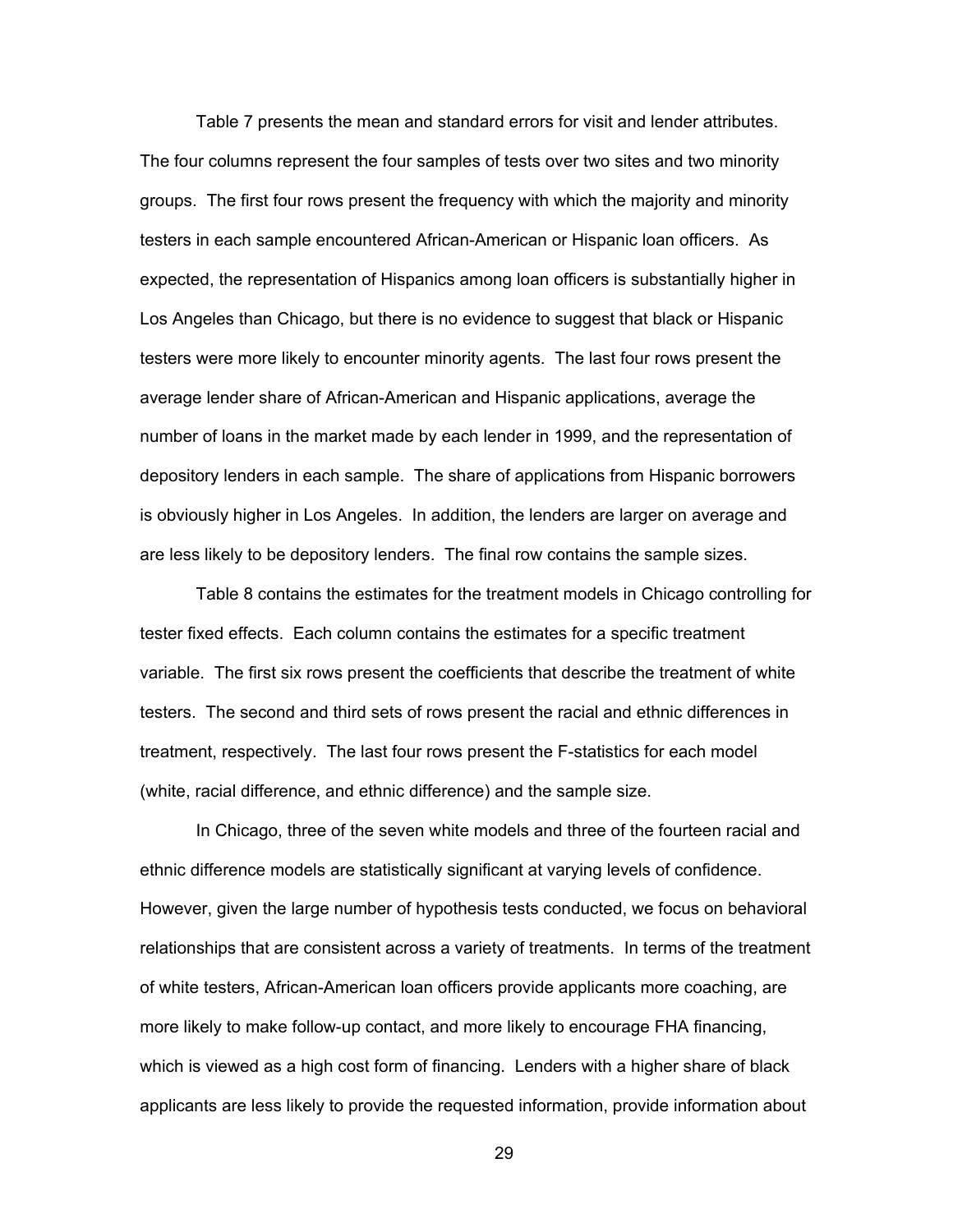Table 7 presents the mean and standard errors for visit and lender attributes. The four columns represent the four samples of tests over two sites and two minority groups. The first four rows present the frequency with which the majority and minority testers in each sample encountered African-American or Hispanic loan officers. As expected, the representation of Hispanics among loan officers is substantially higher in Los Angeles than Chicago, but there is no evidence to suggest that black or Hispanic testers were more likely to encounter minority agents. The last four rows present the average lender share of African-American and Hispanic applications, average the number of loans in the market made by each lender in 1999, and the representation of depository lenders in each sample. The share of applications from Hispanic borrowers is obviously higher in Los Angeles. In addition, the lenders are larger on average and are less likely to be depository lenders. The final row contains the sample sizes.

Table 8 contains the estimates for the treatment models in Chicago controlling for tester fixed effects. Each column contains the estimates for a specific treatment variable. The first six rows present the coefficients that describe the treatment of white testers. The second and third sets of rows present the racial and ethnic differences in treatment, respectively. The last four rows present the F-statistics for each model (white, racial difference, and ethnic difference) and the sample size.

In Chicago, three of the seven white models and three of the fourteen racial and ethnic difference models are statistically significant at varying levels of confidence. However, given the large number of hypothesis tests conducted, we focus on behavioral relationships that are consistent across a variety of treatments. In terms of the treatment of white testers, African-American loan officers provide applicants more coaching, are more likely to make follow-up contact, and more likely to encourage FHA financing, which is viewed as a high cost form of financing. Lenders with a higher share of black applicants are less likely to provide the requested information, provide information about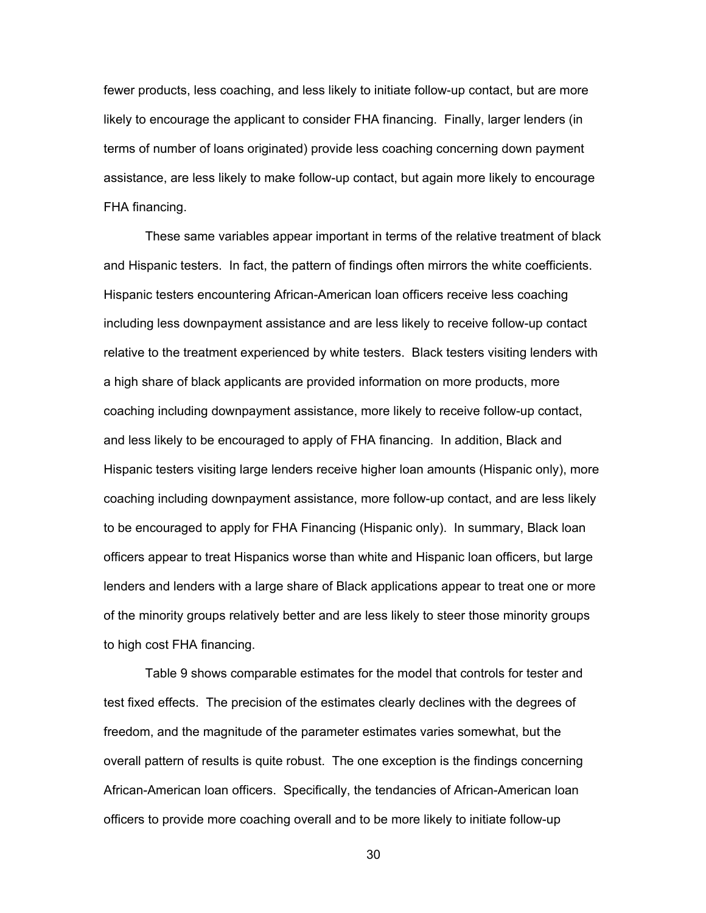fewer products, less coaching, and less likely to initiate follow-up contact, but are more likely to encourage the applicant to consider FHA financing. Finally, larger lenders (in terms of number of loans originated) provide less coaching concerning down payment assistance, are less likely to make follow-up contact, but again more likely to encourage FHA financing.

These same variables appear important in terms of the relative treatment of black and Hispanic testers. In fact, the pattern of findings often mirrors the white coefficients. Hispanic testers encountering African-American loan officers receive less coaching including less downpayment assistance and are less likely to receive follow-up contact relative to the treatment experienced by white testers. Black testers visiting lenders with a high share of black applicants are provided information on more products, more coaching including downpayment assistance, more likely to receive follow-up contact, and less likely to be encouraged to apply of FHA financing. In addition, Black and Hispanic testers visiting large lenders receive higher loan amounts (Hispanic only), more coaching including downpayment assistance, more follow-up contact, and are less likely to be encouraged to apply for FHA Financing (Hispanic only). In summary, Black loan officers appear to treat Hispanics worse than white and Hispanic loan officers, but large lenders and lenders with a large share of Black applications appear to treat one or more of the minority groups relatively better and are less likely to steer those minority groups to high cost FHA financing.

Table 9 shows comparable estimates for the model that controls for tester and test fixed effects. The precision of the estimates clearly declines with the degrees of freedom, and the magnitude of the parameter estimates varies somewhat, but the overall pattern of results is quite robust. The one exception is the findings concerning African-American loan officers. Specifically, the tendancies of African-American loan officers to provide more coaching overall and to be more likely to initiate follow-up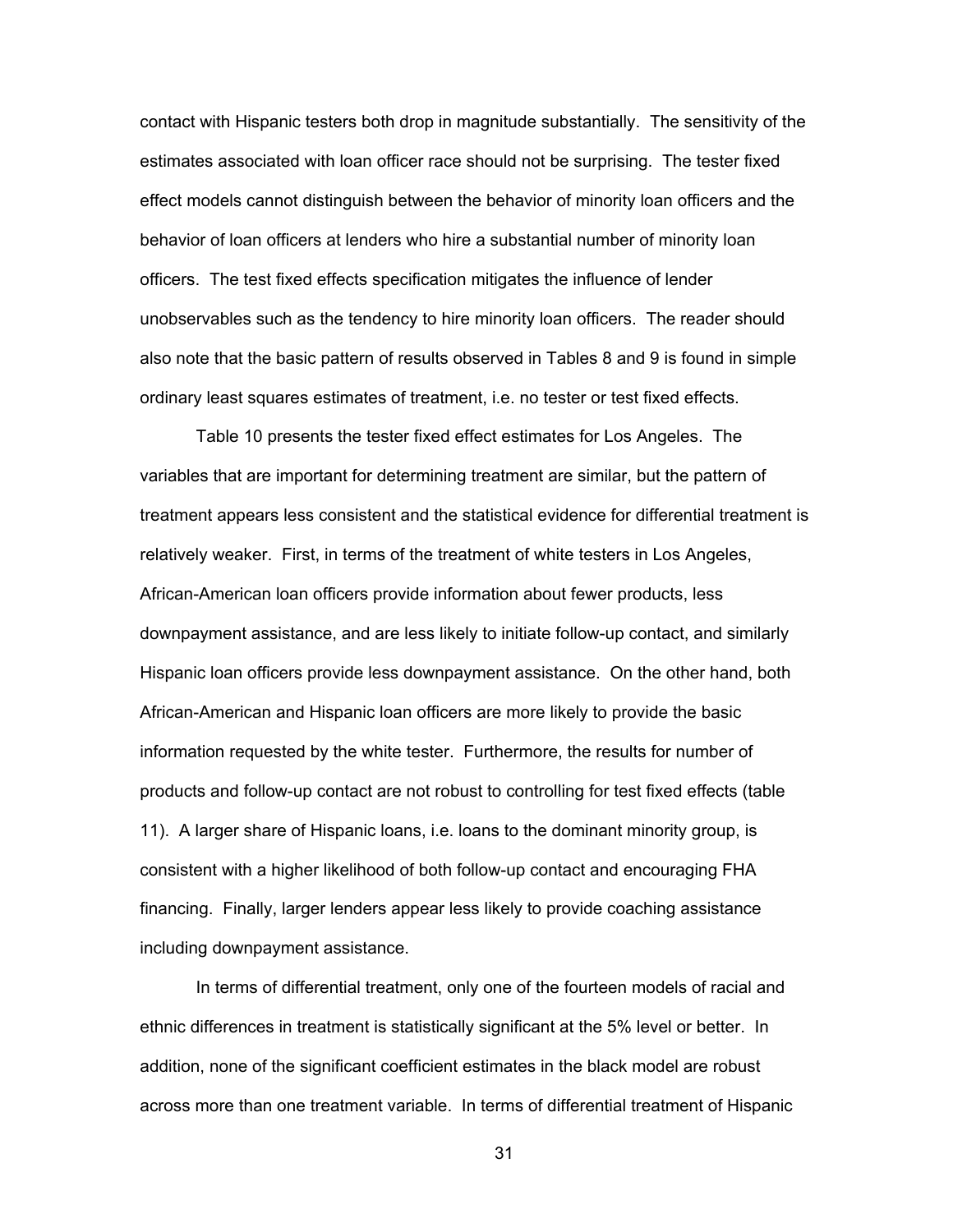contact with Hispanic testers both drop in magnitude substantially. The sensitivity of the estimates associated with loan officer race should not be surprising. The tester fixed effect models cannot distinguish between the behavior of minority loan officers and the behavior of loan officers at lenders who hire a substantial number of minority loan officers. The test fixed effects specification mitigates the influence of lender unobservables such as the tendency to hire minority loan officers. The reader should also note that the basic pattern of results observed in Tables 8 and 9 is found in simple ordinary least squares estimates of treatment, i.e. no tester or test fixed effects.

Table 10 presents the tester fixed effect estimates for Los Angeles. The variables that are important for determining treatment are similar, but the pattern of treatment appears less consistent and the statistical evidence for differential treatment is relatively weaker. First, in terms of the treatment of white testers in Los Angeles, African-American loan officers provide information about fewer products, less downpayment assistance, and are less likely to initiate follow-up contact, and similarly Hispanic loan officers provide less downpayment assistance. On the other hand, both African-American and Hispanic loan officers are more likely to provide the basic information requested by the white tester. Furthermore, the results for number of products and follow-up contact are not robust to controlling for test fixed effects (table 11). A larger share of Hispanic loans, i.e. loans to the dominant minority group, is consistent with a higher likelihood of both follow-up contact and encouraging FHA financing. Finally, larger lenders appear less likely to provide coaching assistance including downpayment assistance.

In terms of differential treatment, only one of the fourteen models of racial and ethnic differences in treatment is statistically significant at the 5% level or better. In addition, none of the significant coefficient estimates in the black model are robust across more than one treatment variable. In terms of differential treatment of Hispanic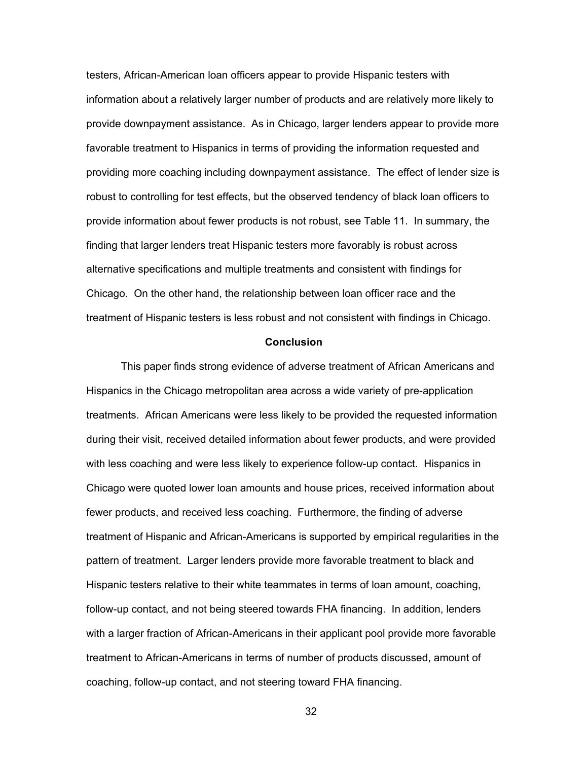testers, African-American loan officers appear to provide Hispanic testers with information about a relatively larger number of products and are relatively more likely to provide downpayment assistance. As in Chicago, larger lenders appear to provide more favorable treatment to Hispanics in terms of providing the information requested and providing more coaching including downpayment assistance. The effect of lender size is robust to controlling for test effects, but the observed tendency of black loan officers to provide information about fewer products is not robust, see Table 11. In summary, the finding that larger lenders treat Hispanic testers more favorably is robust across alternative specifications and multiple treatments and consistent with findings for Chicago. On the other hand, the relationship between loan officer race and the treatment of Hispanic testers is less robust and not consistent with findings in Chicago.

## Conclusion

This paper finds strong evidence of adverse treatment of African Americans and Hispanics in the Chicago metropolitan area across a wide variety of pre-application treatments. African Americans were less likely to be provided the requested information during their visit, received detailed information about fewer products, and were provided with less coaching and were less likely to experience follow-up contact. Hispanics in Chicago were quoted lower loan amounts and house prices, received information about fewer products, and received less coaching. Furthermore, the finding of adverse treatment of Hispanic and African-Americans is supported by empirical regularities in the pattern of treatment. Larger lenders provide more favorable treatment to black and Hispanic testers relative to their white teammates in terms of loan amount, coaching, follow-up contact, and not being steered towards FHA financing. In addition, lenders with a larger fraction of African-Americans in their applicant pool provide more favorable treatment to African-Americans in terms of number of products discussed, amount of coaching, follow-up contact, and not steering toward FHA financing.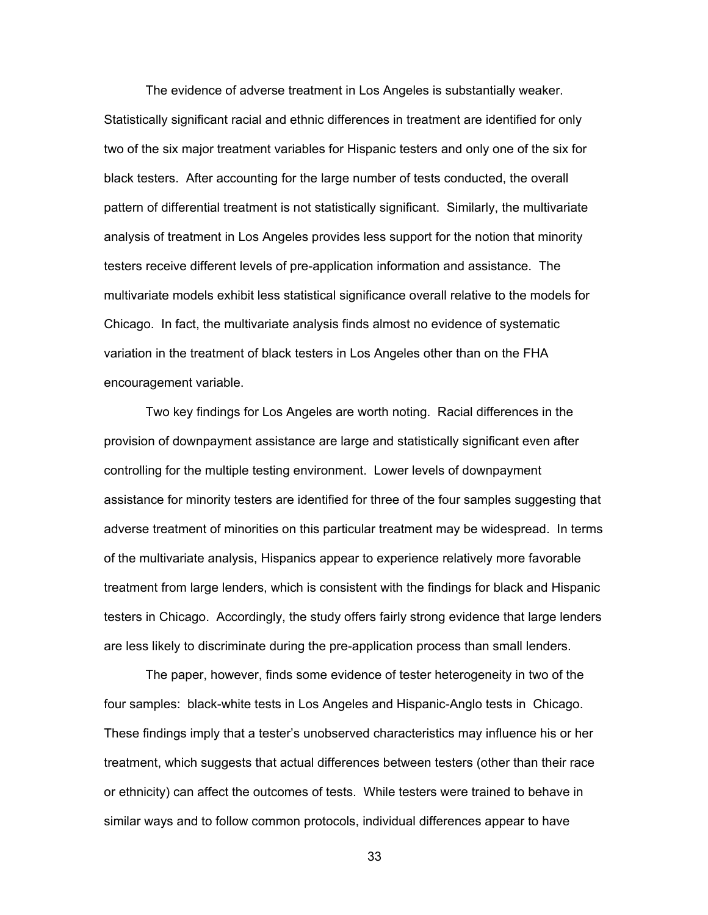The evidence of adverse treatment in Los Angeles is substantially weaker. Statistically significant racial and ethnic differences in treatment are identified for only two of the six major treatment variables for Hispanic testers and only one of the six for black testers. After accounting for the large number of tests conducted, the overall pattern of differential treatment is not statistically significant. Similarly, the multivariate analysis of treatment in Los Angeles provides less support for the notion that minority testers receive different levels of pre-application information and assistance. The multivariate models exhibit less statistical significance overall relative to the models for Chicago. In fact, the multivariate analysis finds almost no evidence of systematic variation in the treatment of black testers in Los Angeles other than on the FHA encouragement variable.

Two key findings for Los Angeles are worth noting. Racial differences in the provision of downpayment assistance are large and statistically significant even after controlling for the multiple testing environment. Lower levels of downpayment assistance for minority testers are identified for three of the four samples suggesting that adverse treatment of minorities on this particular treatment may be widespread. In terms of the multivariate analysis, Hispanics appear to experience relatively more favorable treatment from large lenders, which is consistent with the findings for black and Hispanic testers in Chicago. Accordingly, the study offers fairly strong evidence that large lenders are less likely to discriminate during the pre-application process than small lenders.

The paper, however, finds some evidence of tester heterogeneity in two of the four samples: black-white tests in Los Angeles and Hispanic-Anglo tests in Chicago. These findings imply that a tester's unobserved characteristics may influence his or her treatment, which suggests that actual differences between testers (other than their race or ethnicity) can affect the outcomes of tests. While testers were trained to behave in similar ways and to follow common protocols, individual differences appear to have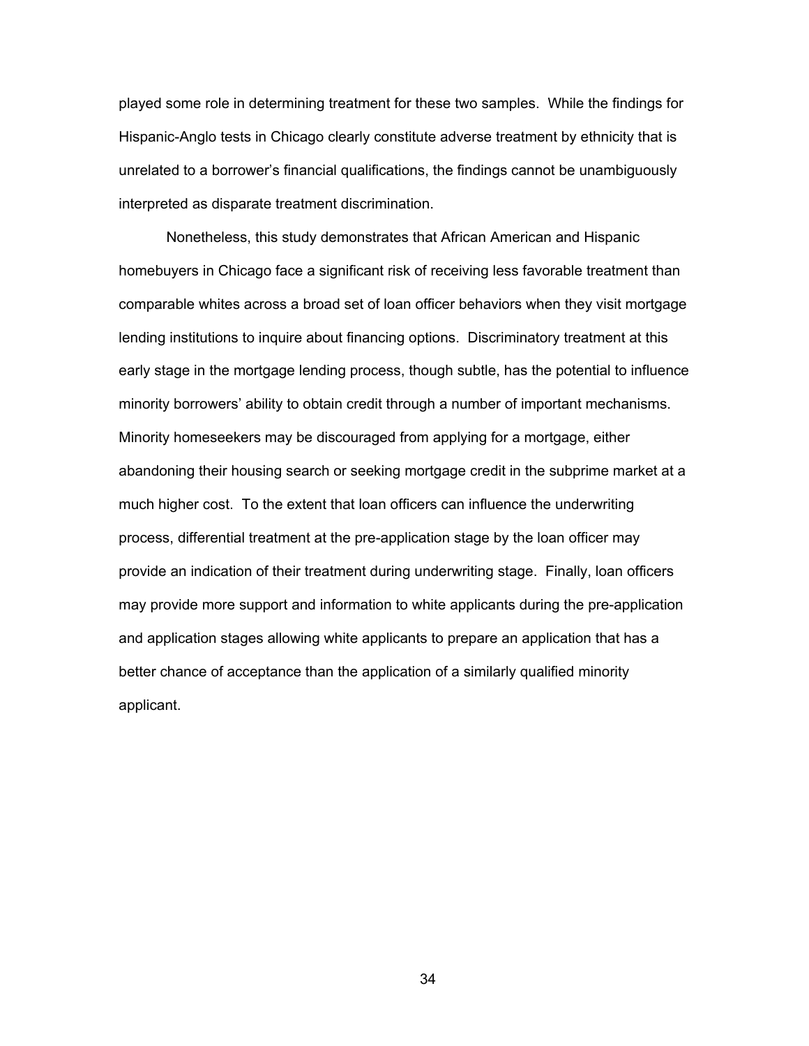played some role in determining treatment for these two samples. While the findings for Hispanic-Anglo tests in Chicago clearly constitute adverse treatment by ethnicity that is unrelated to a borrower's financial qualifications, the findings cannot be unambiguously interpreted as disparate treatment discrimination.

Nonetheless, this study demonstrates that African American and Hispanic homebuyers in Chicago face a significant risk of receiving less favorable treatment than comparable whites across a broad set of loan officer behaviors when they visit mortgage lending institutions to inquire about financing options. Discriminatory treatment at this early stage in the mortgage lending process, though subtle, has the potential to influence minority borrowers' ability to obtain credit through a number of important mechanisms. Minority homeseekers may be discouraged from applying for a mortgage, either abandoning their housing search or seeking mortgage credit in the subprime market at a much higher cost. To the extent that loan officers can influence the underwriting process, differential treatment at the pre-application stage by the loan officer may provide an indication of their treatment during underwriting stage. Finally, loan officers may provide more support and information to white applicants during the pre-application and application stages allowing white applicants to prepare an application that has a better chance of acceptance than the application of a similarly qualified minority applicant.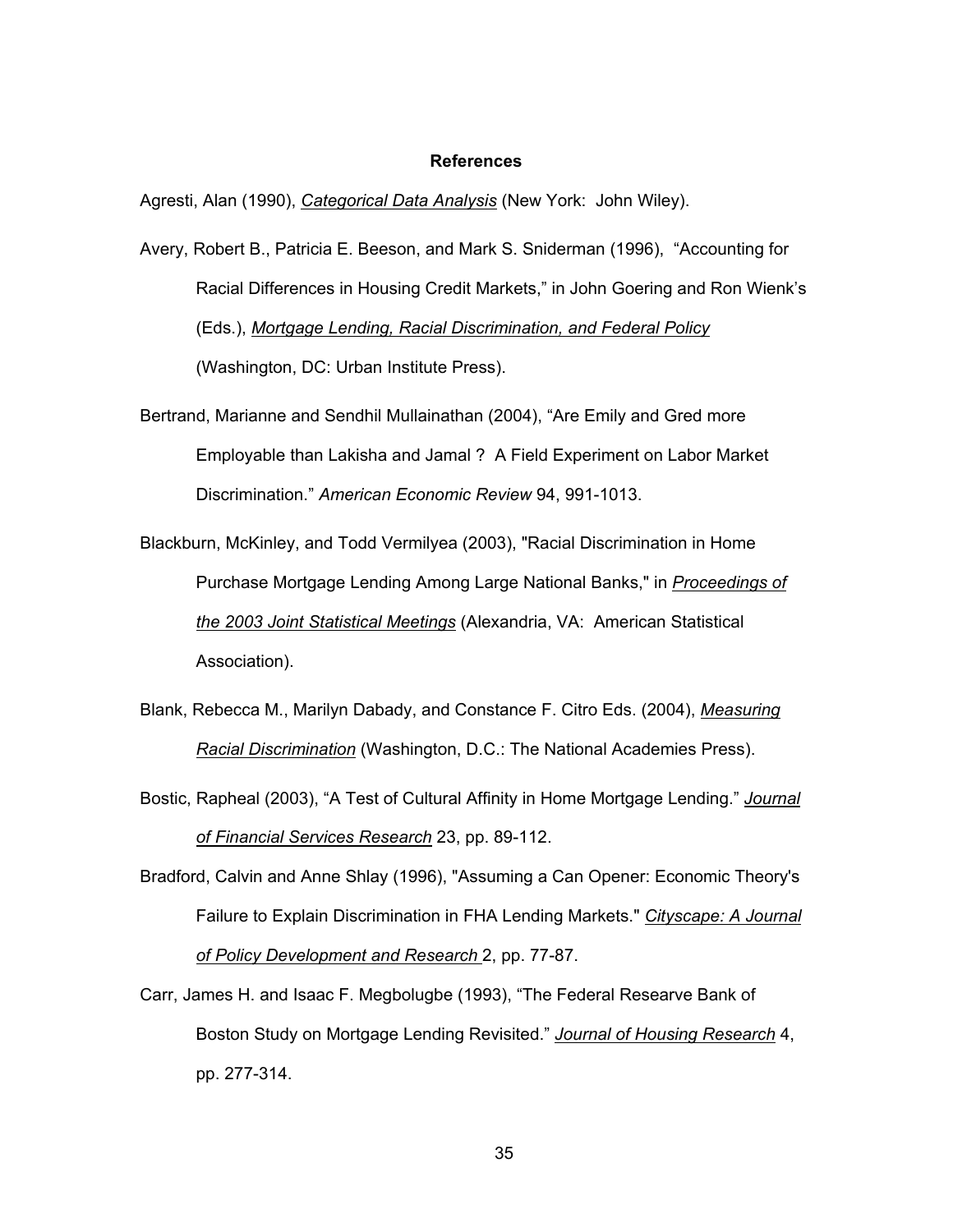**References**

Agresti, Alan (1990), *Categorical Data Analysis* (New York: John Wiley).

Avery, Robert B., Patricia E. Beeson, and Mark S. Sniderman (1996), "Accounting for Racial Differences in Housing Credit Markets," in John Goering and Ron Wienk's (Eds.), *Mortgage Lending, Racial Discrimination, and Federal Policy* (Washington, DC: Urban Institute Press).

Bertrand, Marianne and Sendhil Mullainathan (2004), "Are Emily and Gred more Employable than Lakisha and Jamal ? A Field Experiment on Labor Market Discrimination." *American Economic Review* 94, 991-1013.

Blackburn, McKinley, and Todd Vermilyea (2003), "Racial Discrimination in Home Purchase Mortgage Lending Among Large National Banks," in *Proceedings of the 2003 Joint Statistical Meetings* (Alexandria, VA: American Statistical Association).

Blank, Rebecca M., Marilyn Dabady, and Constance F. Citro Eds. (2004), *Measuring Racial Discrimination* (Washington, D.C.: The National Academies Press).

Bostic, Rapheal (2003), "A Test of Cultural Affinity in Home Mortgage Lending." *Journal of Financial Services Research* 23, pp. 89-112.

Bradford, Calvin and Anne Shlay (1996), "Assuming a Can Opener: Economic Theory's Failure to Explain Discrimination in FHA Lending Markets." *Cityscape: A Journal of Policy Development and Research* 2, pp. 77-87.

Carr, James H. and Isaac F. Megbolugbe (1993), "The Federal Researve Bank of Boston Study on Mortgage Lending Revisited." *Journal of Housing Research* 4, pp. 277-314.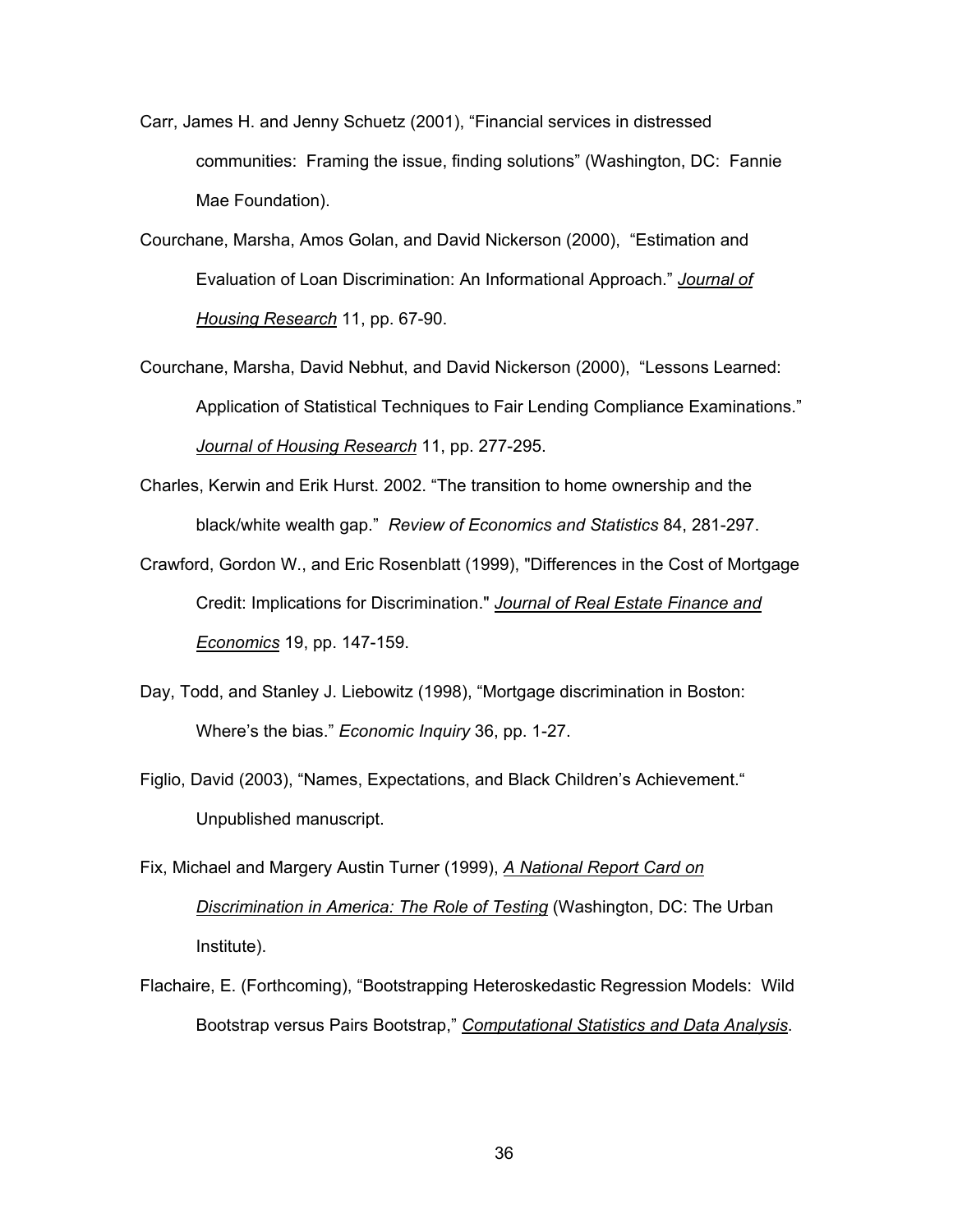Carr, James H. and Jenny Schuetz (2001), "Financial services in distressed communities: Framing the issue, finding solutions" (Washington, DC: Fannie Mae Foundation).

Courchane, Marsha, Amos Golan, and David Nickerson (2000), "Estimation and Evaluation of Loan Discrimination: An Informational Approach." *Journal of Housing Research* 11, pp. 67-90.

Courchane, Marsha, David Nebhut, and David Nickerson (2000), "Lessons Learned: Application of Statistical Techniques to Fair Lending Compliance Examinations." *Journal of Housing Research* 11, pp. 277-295.

Charles, Kerwin and Erik Hurst. 2002. "The transition to home ownership and the black/white wealth gap." *Review of Economics and Statistics* 84, 281-297.

Crawford, Gordon W., and Eric Rosenblatt (1999), "Differences in the Cost of Mortgage Credit: Implications for Discrimination." *Journal of Real Estate Finance and Economics* 19, pp. 147-159.

Day, Todd, and Stanley J. Liebowitz (1998), "Mortgage discrimination in Boston: Where's the bias." *Economic Inquiry* 36, pp. 1-27.

Figlio, David (2003), "Names, Expectations, and Black Children's Achievement." Unpublished manuscript.

Fix, Michael and Margery Austin Turner (1999), *A National Report Card on Discrimination in America: The Role of Testing* (Washington, DC: The Urban Institute).

Flachaire, E. (Forthcoming), "Bootstrapping Heteroskedastic Regression Models: Wild Bootstrap versus Pairs Bootstrap," *Computational Statistics and Data Analysis*.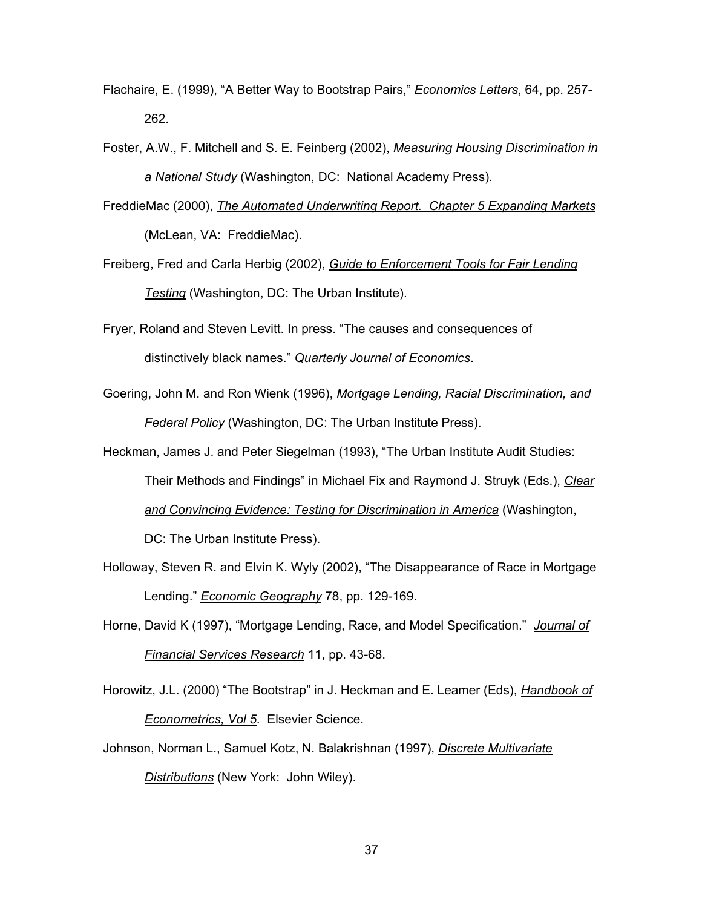Flachaire, E. (1999), "A Better Way to Bootstrap Pairs," *Economics Letters*, 64, pp. 257-262.

Foster, A.W., F. Mitchell and S. E. Feinberg (2002), *Measuring Housing Discrimination in a National Study* (Washington, DC: National Academy Press).

FreddieMac (2000), *The Automated Underwriting Report. Chapter 5 Expanding Markets* (McLean, VA: FreddieMac).

Freiberg, Fred and Carla Herbig (2002), *Guide to Enforcement Tools for Fair Lending Testing* (Washington, DC: The Urban Institute).

Fryer, Roland and Steven Levitt. In press. "The causes and consequences of distinctively black names." *Quarterly Journal of Economics*.

Goering, John M. and Ron Wienk (1996), *Mortgage Lending, Racial Discrimination, and Federal Policy* (Washington, DC: The Urban Institute Press).

Heckman, James J. and Peter Siegelman (1993), "The Urban Institute Audit Studies: Their Methods and Findings" in Michael Fix and Raymond J. Struyk (Eds.), *Clear and Convincing Evidence: Testing for Discrimination in America* (Washington, DC: The Urban Institute Press).

Holloway, Steven R. and Elvin K. Wyly (2002), "The Disappearance of Race in Mortgage Lending." *Economic Geography* 78, pp. 129-169.

Horne, David K (1997), "Mortgage Lending, Race, and Model Specification." *Journal of Financial Services Research* 11, pp. 43-68.

Horowitz, J.L. (2000) "The Bootstrap" in J. Heckman and E. Leamer (Eds), *Handbook of Econometrics, Vol 5*. Elsevier Science.

Johnson, Norman L., Samuel Kotz, N. Balakrishnan (1997), *Discrete Multivariate Distributions* (New York: John Wiley).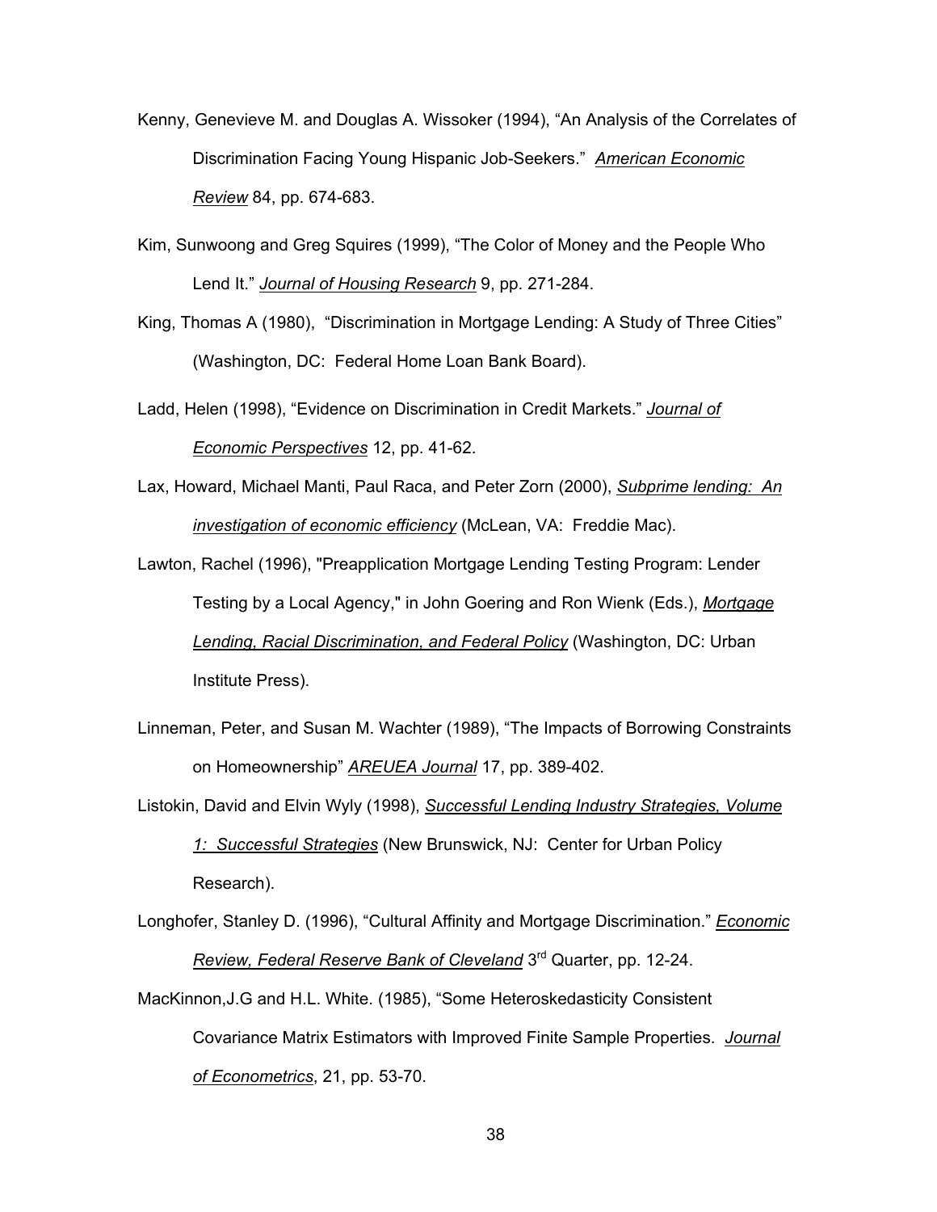Kenny, Genevieve M. and Douglas A. Wissoker (1994), "An Analysis of the Correlates of Discrimination Facing Young Hispanic Job-Seekers." *American Economic Review* 84, pp. 674-683.

Kim, Sunwoong and Greg Squires (1999), "The Color of Money and the People Who Lend It." *Journal of Housing Research* 9, pp. 271-284.

King, Thomas A (1980), "Discrimination in Mortgage Lending: A Study of Three Cities" (Washington, DC: Federal Home Loan Bank Board).

Ladd, Helen (1998), "Evidence on Discrimination in Credit Markets." *Journal of Economic Perspectives* 12, pp. 41-62.

Lax, Howard, Michael Manti, Paul Raca, and Peter Zorn (2000), *Subprime lending: An investigation of economic efficiency* (McLean, VA: Freddie Mac).

Lawton, Rachel (1996), "Preapplication Mortgage Lending Testing Program: Lender Testing by a Local Agency," in John Goering and Ron Wienk (Eds.), *Mortgage Lending, Racial Discrimination, and Federal Policy* (Washington, DC: Urban Institute Press).

Linneman, Peter, and Susan M. Wachter (1989), "The Impacts of Borrowing Constraints on Homeownership" *AREUEA Journal* 17, pp. 389-402.

Listokin, David and Elvin Wyly (1998), *Successful Lending Industry Strategies, Volume 1: Successful Strategies* (New Brunswick, NJ: Center for Urban Policy Research).

Longhofer, Stanley D. (1996), "Cultural Affinity and Mortgage Discrimination." *Economic Review, Federal Reserve Bank of Cleveland* 3rd Quarter, pp. 12-24.

MacKinnon,J.G and H.L. White. (1985), "Some Heteroskedasticity Consistent Covariance Matrix Estimators with Improved Finite Sample Properties. *Journal of Econometrics*, 21, pp. 53-70.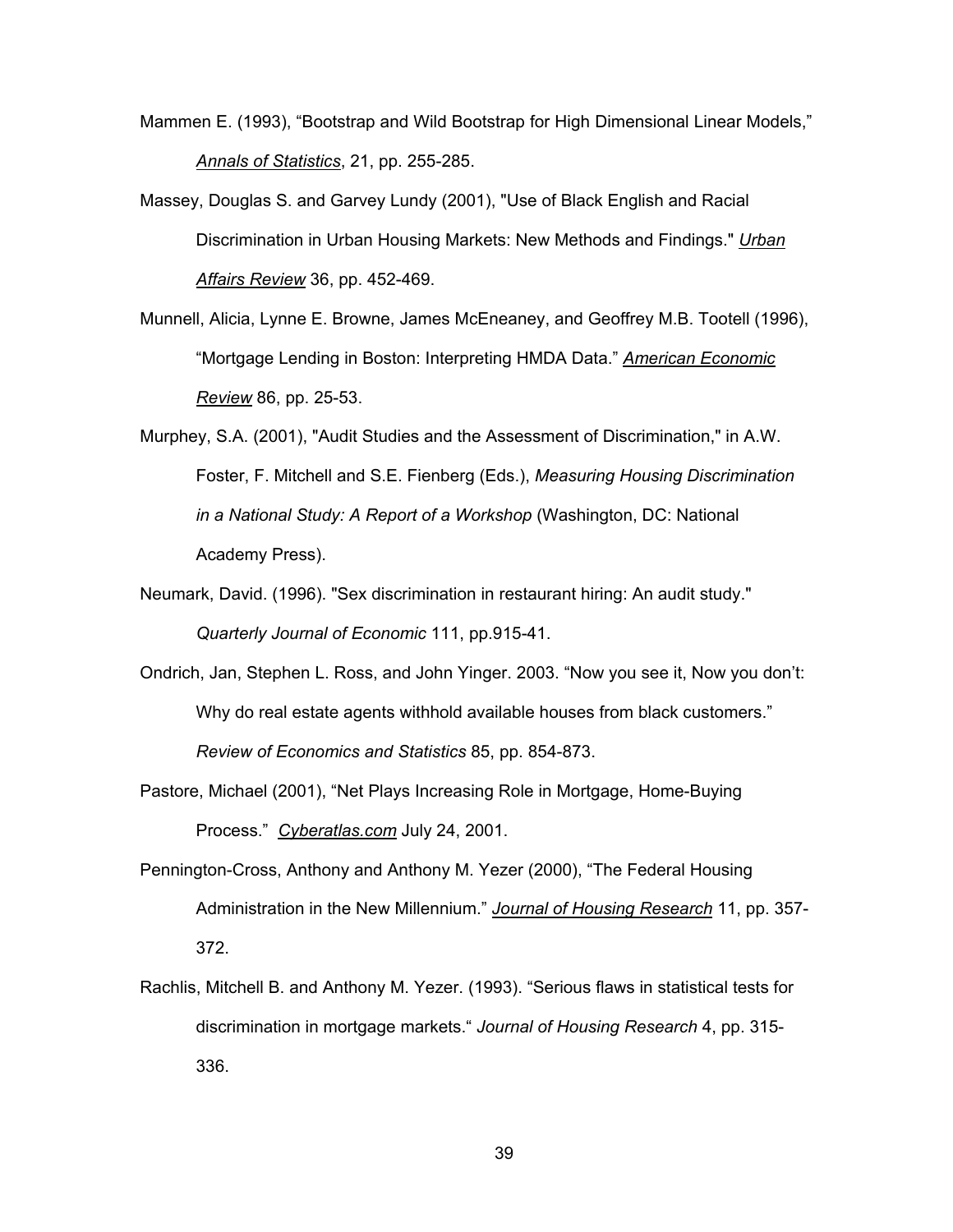Mammen E. (1993), “Bootstrap and Wild Bootstrap for High Dimensional Linear Models,” *Annals of Statistics*, 21, pp. 255-285.

Massey, Douglas S. and Garvey Lundy (2001), "Use of Black English and Racial Discrimination in Urban Housing Markets: New Methods and Findings." *Urban Affairs Review* 36, pp. 452-469.

Munnell, Alicia, Lynne E. Browne, James McEneaney, and Geoffrey M.B. Tootell (1996), “Mortgage Lending in Boston: Interpreting HMDA Data.” *American Economic Review* 86, pp. 25-53.

Murphey, S.A. (2001), "Audit Studies and the Assessment of Discrimination," in A.W. Foster, F. Mitchell and S.E. Fienberg (Eds.), *Measuring Housing Discrimination in a National Study: A Report of a Workshop* (Washington, DC: National Academy Press).

Neumark, David. (1996). "Sex discrimination in restaurant hiring: An audit study." *Quarterly Journal of Economic* 111, pp.915-41.

Ondrich, Jan, Stephen L. Ross, and John Yinger. 2003. “Now you see it, Now you don’t: Why do real estate agents withhold available houses from black customers.” *Review of Economics and Statistics* 85, pp. 854-873.

Pastore, Michael (2001), “Net Plays Increasing Role in Mortgage, Home-Buying Process.” *Cyberatlas.com* July 24, 2001.

Pennington-Cross, Anthony and Anthony M. Yezer (2000), “The Federal Housing Administration in the New Millennium.” *Journal of Housing Research* 11, pp. 357-372.

Rachlis, Mitchell B. and Anthony M. Yezer. (1993). “Serious flaws in statistical tests for discrimination in mortgage markets.“ *Journal of Housing Research* 4, pp. 315-336.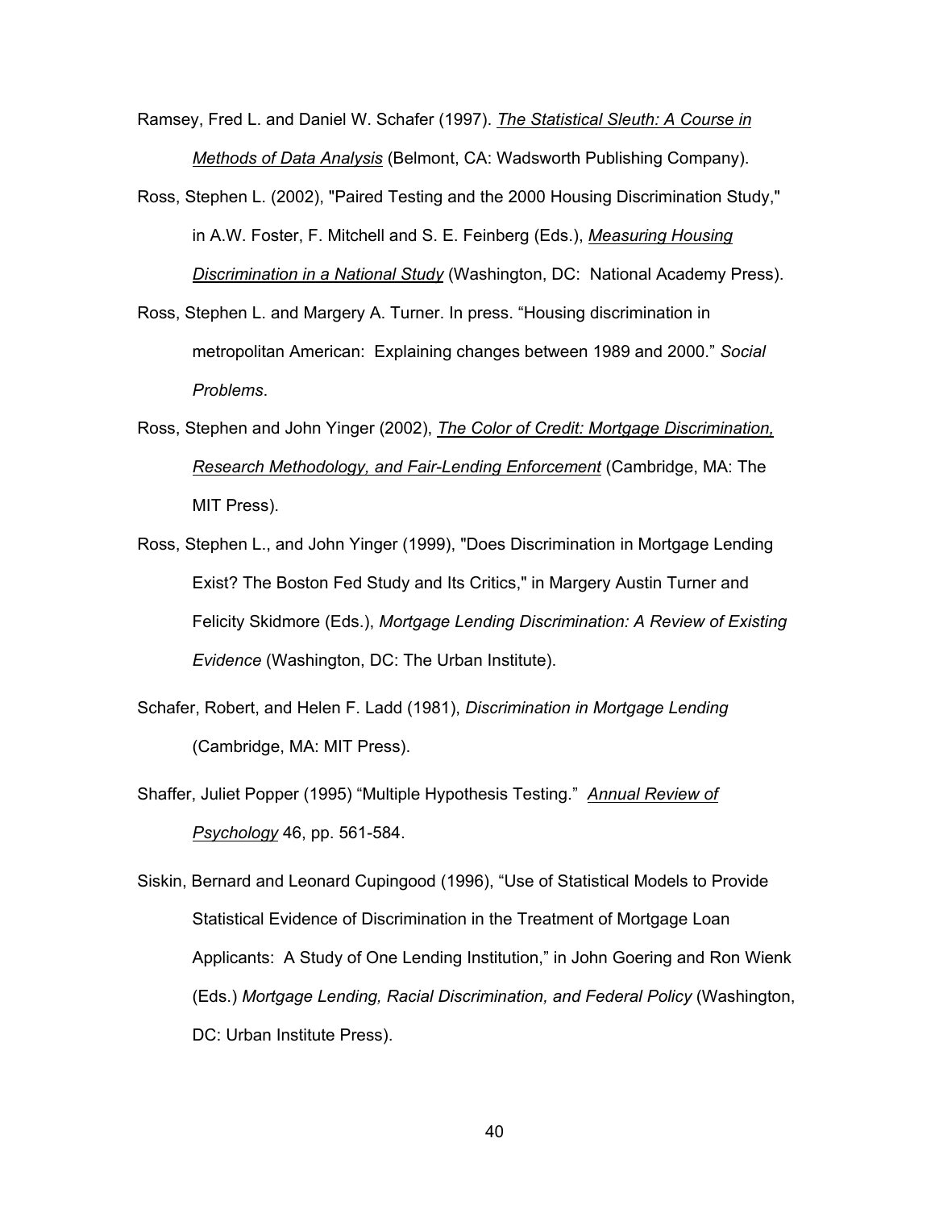Ramsey, Fred L. and Daniel W. Schafer (1997). *The Statistical Sleuth: A Course in Methods of Data Analysis* (Belmont, CA: Wadsworth Publishing Company).

Ross, Stephen L. (2002), "Paired Testing and the 2000 Housing Discrimination Study," in A.W. Foster, F. Mitchell and S. E. Feinberg (Eds.), *Measuring Housing Discrimination in a National Study* (Washington, DC: National Academy Press).

Ross, Stephen L. and Margery A. Turner. In press. "Housing discrimination in metropolitan American: Explaining changes between 1989 and 2000." *Social Problems*.

Ross, Stephen and John Yinger (2002), *The Color of Credit: Mortgage Discrimination, Research Methodology, and Fair-Lending Enforcement* (Cambridge, MA: The MIT Press).

Ross, Stephen L., and John Yinger (1999), "Does Discrimination in Mortgage Lending Exist? The Boston Fed Study and Its Critics," in Margery Austin Turner and Felicity Skidmore (Eds.), *Mortgage Lending Discrimination: A Review of Existing Evidence* (Washington, DC: The Urban Institute).

Schafer, Robert, and Helen F. Ladd (1981), *Discrimination in Mortgage Lending* (Cambridge, MA: MIT Press).

Shaffer, Juliet Popper (1995) "Multiple Hypothesis Testing." *Annual Review of Psychology* 46, pp. 561-584.

Siskin, Bernard and Leonard Cupingood (1996), "Use of Statistical Models to Provide Statistical Evidence of Discrimination in the Treatment of Mortgage Loan Applicants: A Study of One Lending Institution," in John Goering and Ron Wienk (Eds.) *Mortgage Lending, Racial Discrimination, and Federal Policy* (Washington, DC: Urban Institute Press).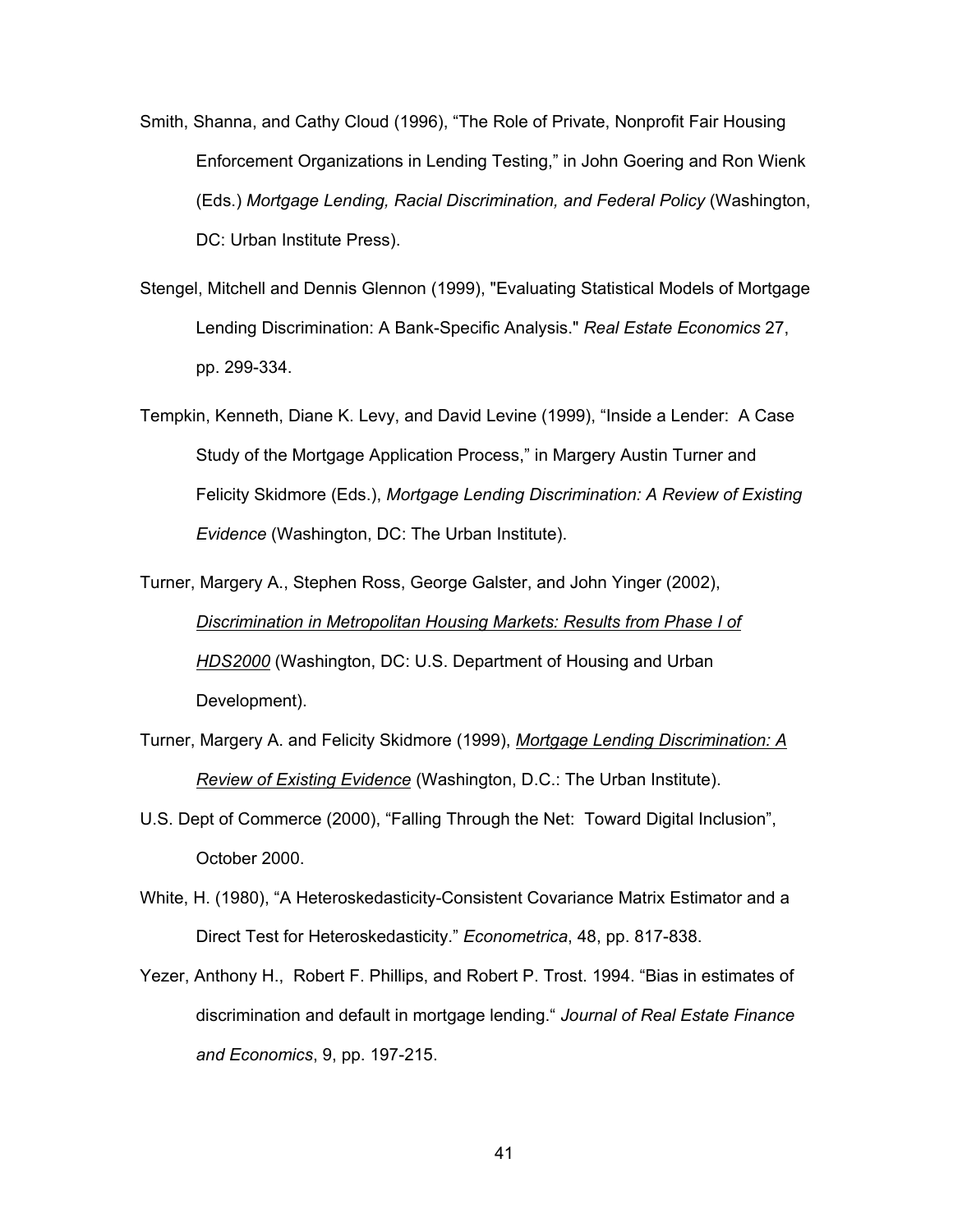Smith, Shanna, and Cathy Cloud (1996), "The Role of Private, Nonprofit Fair Housing Enforcement Organizations in Lending Testing," in John Goering and Ron Wienk (Eds.) *Mortgage Lending, Racial Discrimination, and Federal Policy* (Washington, DC: Urban Institute Press).

Stengel, Mitchell and Dennis Glennon (1999), "Evaluating Statistical Models of Mortgage Lending Discrimination: A Bank-Specific Analysis." *Real Estate Economics* 27, pp. 299-334.

Tempkin, Kenneth, Diane K. Levy, and David Levine (1999), "Inside a Lender: A Case Study of the Mortgage Application Process," in Margery Austin Turner and Felicity Skidmore (Eds.), *Mortgage Lending Discrimination: A Review of Existing Evidence* (Washington, DC: The Urban Institute).

Turner, Margery A., Stephen Ross, George Galster, and John Yinger (2002), *Discrimination in Metropolitan Housing Markets: Results from Phase I of HDS2000* (Washington, DC: U.S. Department of Housing and Urban Development).

Turner, Margery A. and Felicity Skidmore (1999), *Mortgage Lending Discrimination: A Review of Existing Evidence* (Washington, D.C.: The Urban Institute).

U.S. Dept of Commerce (2000), "Falling Through the Net: Toward Digital Inclusion", October 2000.

White, H. (1980), "A Heteroskedasticity-Consistent Covariance Matrix Estimator and a Direct Test for Heteroskedasticity." *Econometrica*, 48, pp. 817-838.

Yezer, Anthony H., Robert F. Phillips, and Robert P. Trost. 1994. "Bias in estimates of discrimination and default in mortgage lending." *Journal of Real Estate Finance and Economics*, 9, pp. 197-215.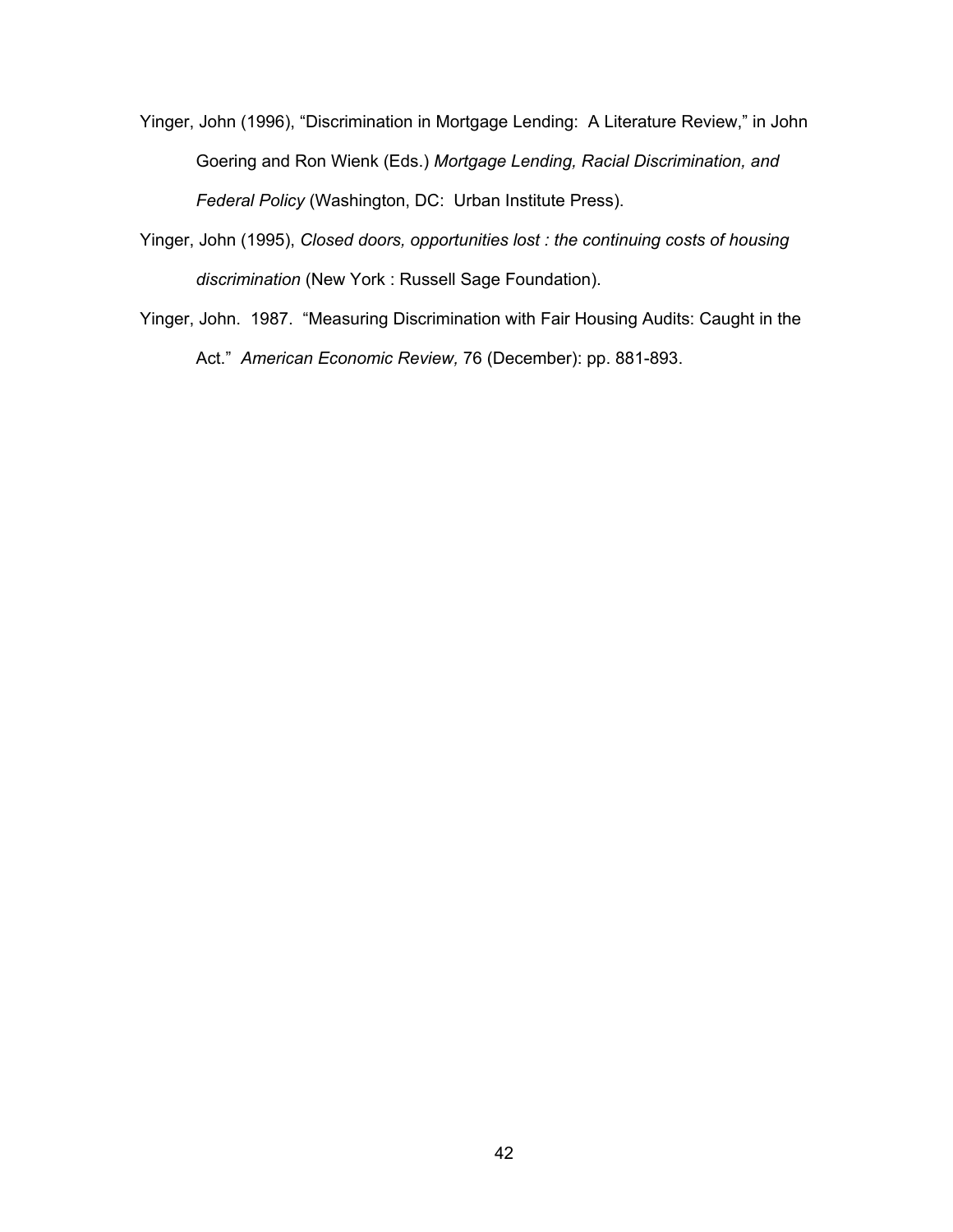Yinger, John (1996), “Discrimination in Mortgage Lending: A Literature Review,” in John Goering and Ron Wienk (Eds.) *Mortgage Lending, Racial Discrimination, and Federal Policy* (Washington, DC: Urban Institute Press).

Yinger, John (1995), *Closed doors, opportunities lost : the continuing costs of housing discrimination* (New York : Russell Sage Foundation).

Yinger, John. 1987. “Measuring Discrimination with Fair Housing Audits: Caught in the Act.” *American Economic Review,* 76 (December): pp. 881-893.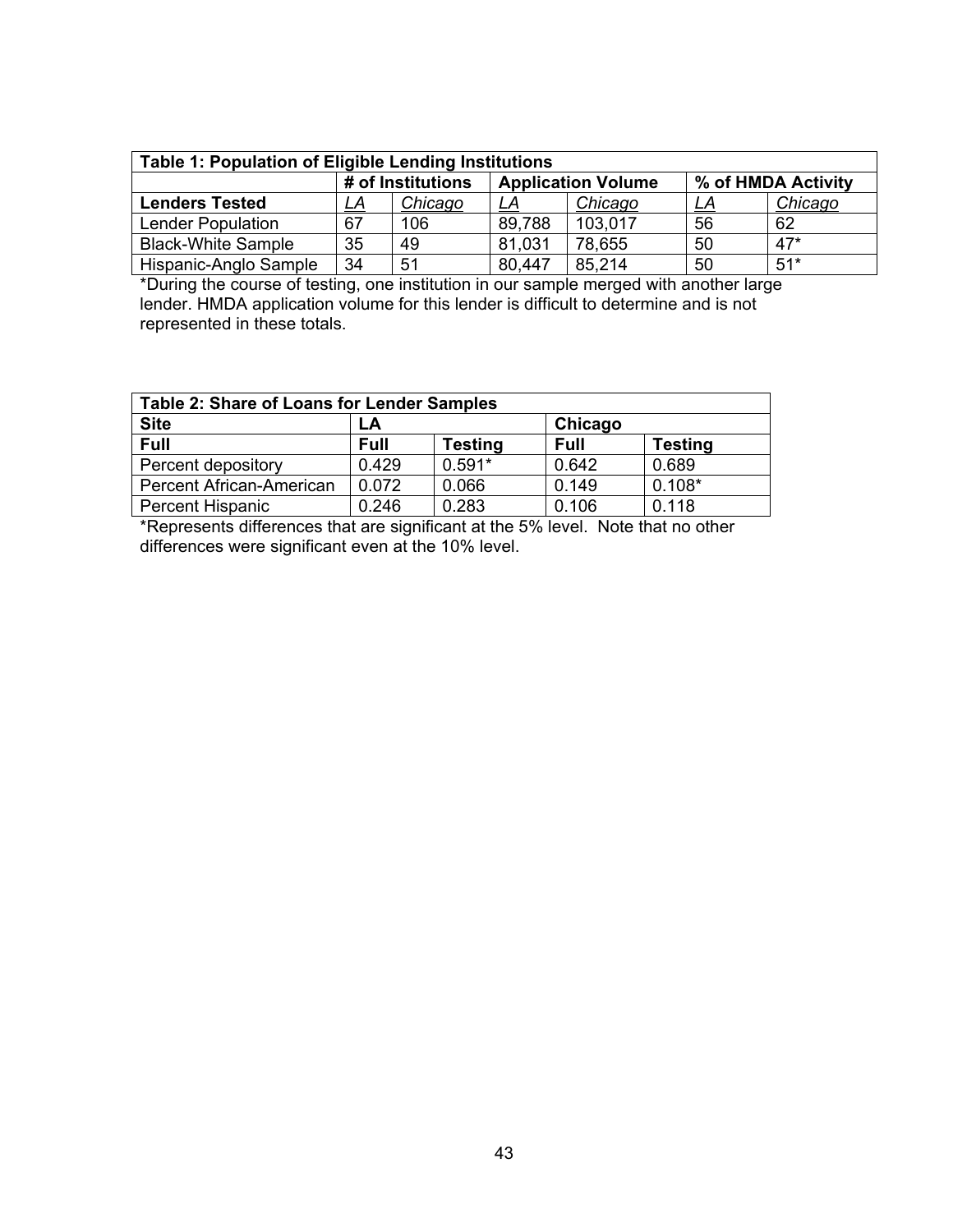| **Table 1: Population of Eligible Lending Institutions** | | | | | | |
|---|---|---|---|---|---|---|
| | **# of Institutions** | | **Application Volume** | | **% of HMDA Activity** | |
| **Lenders Tested** | *LA* | *Chicago* | *LA* | *Chicago* | *LA* | *Chicago* |
| Lender Population | 67 | 106 | 89,788 | 103,017 | 56 | 62 |
| Black-White Sample | 35 | 49 | 81,031 | 78,655 | 50 | 47* |
| Hispanic-Anglo Sample | 34 | 51 | 80,447 | 85,214 | 50 | 51* |

*During the course of testing, one institution in our sample merged with another large lender. HMDA application volume for this lender is difficult to determine and is not represented in these totals.

| **Table 2: Share of Loans for Lender Samples** | | | | |
|---|---|---|---|---|
| **Site** | **LA** | | **Chicago** | |
| **Full** | **Full** | **Testing** | **Full** | **Testing** |
| Percent depository | 0.429 | 0.591* | 0.642 | 0.689 |
| Percent African-American | 0.072 | 0.066 | 0.149 | 0.108* |
| Percent Hispanic | 0.246 | 0.283 | 0.106 | 0.118 |

*Represents differences that are significant at the 5% level. Note that no other differences were significant even at the 10% level.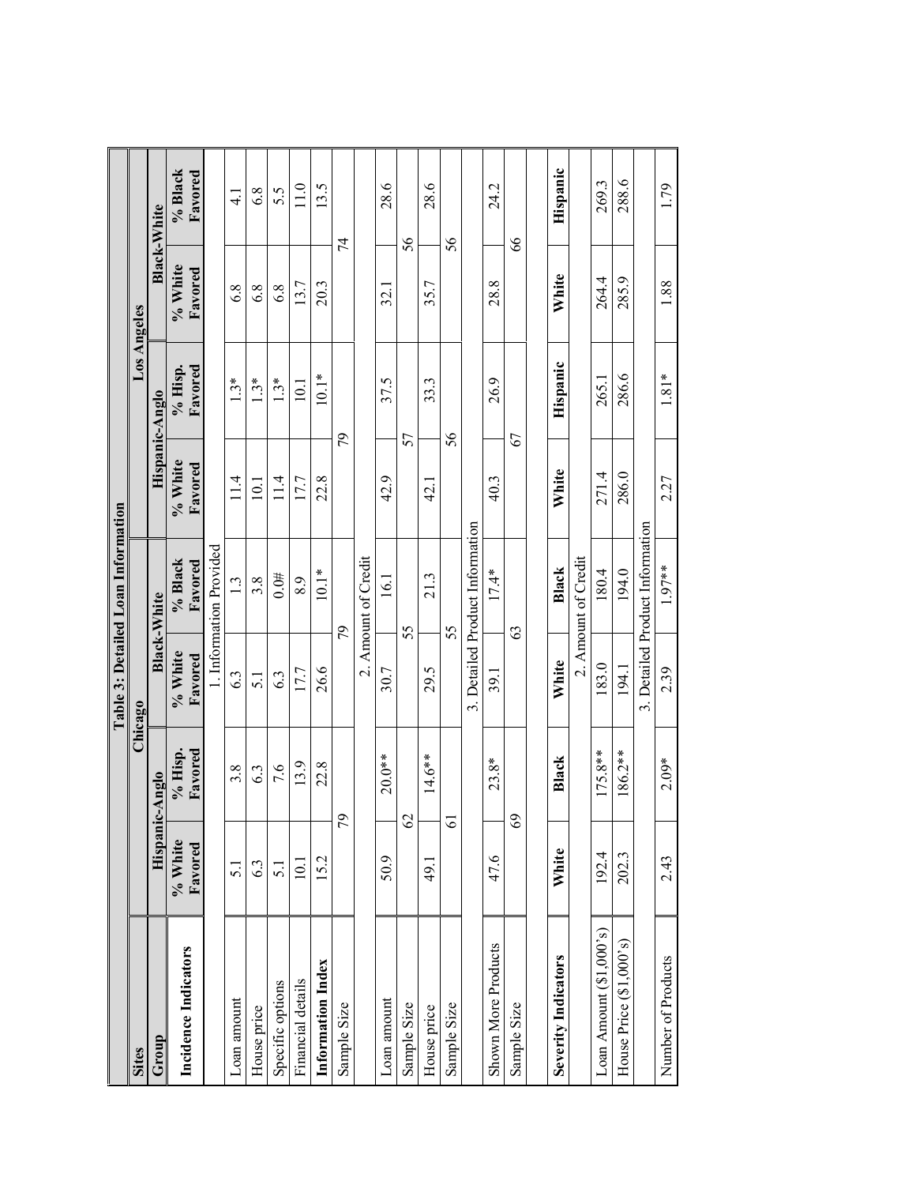# Table 3: Detailed Loan Information

| Sites | Chicago | | | | Los Angeles | | | |
|---|---|---|---|---|---|---|---|---|
| Group | Hispanic-Anglo | | Black-White | | Hispanic-Anglo | | Black-White | |
| **Incidence Indicators** | **% White Favored** | **% Hisp. Favored** | **% White Favored** | **% Black Favored** | **% White Favored** | **% Hisp. Favored** | **% White Favored** | **% Black Favored** |
| | 1. Information Provided | | | | | | | |
| Loan amount | 5.1 | 3.8 | 6.3 | 1.3 | 11.4 | 1.3* | 6.8 | 4.1 |
| House price | 6.3 | 6.3 | 5.1 | 3.8 | 10.1 | 1.3* | 6.8 | 6.8 |
| Specific options | 5.1 | 7.6 | 6.3 | 0.0# | 11.4 | 1.3* | 6.8 | 5.5 |
| Financial details | 10.1 | 13.9 | 17.7 | 8.9 | 17.7 | 10.1 | 13.7 | 11.0 |
| **Information Index** | 15.2 | 22.8 | 26.6 | 10.1* | 22.8 | 10.1* | 20.3 | 13.5 |
| Sample Size | 79 | | 79 | | 79 | | 74 | |
| | 2. Amount of Credit | | | | | | | |
| Loan amount | 50.9 | 20.0** | 30.7 | 16.1 | 42.9 | 37.5 | 32.1 | 28.6 |
| Sample Size | 62 | | 55 | | 57 | | 56 | |
| House price | 49.1 | 14.6** | 29.5 | 21.3 | 42.1 | 33.3 | 35.7 | 28.6 |
| Sample Size | 61 | | 55 | | 56 | | 56 | |
| | 3. Detailed Product Information | | | | | | | |
| Shown More Products | 47.6 | 23.8* | 39.1 | 17.4* | 40.3 | 26.9 | 28.8 | 24.2 |
| Sample Size | 69 | | 63 | | 67 | | 66 | |
| | | | | | | | | |
| **Severity Indicators** | **White** | **Black** | **White** | **Black** | **White** | **Hispanic** | **White** | **Hispanic** |
| | 2. Amount of Credit | | | | | | | |
| Loan Amount ($1,000's) | 192.4 | 175.8** | 183.0 | 180.4 | 271.4 | 265.1 | 264.4 | 269.3 |
| House Price ($1,000's) | 202.3 | 186.2** | 194.1 | 194.0 | 286.0 | 286.6 | 285.9 | 288.6 |
| | 3. Detailed Product Information | | | | | | | |
| Number of Products | 2.43 | 2.09* | 2.39 | 1.97** | 2.27 | 1.81* | 1.88 | 1.79 |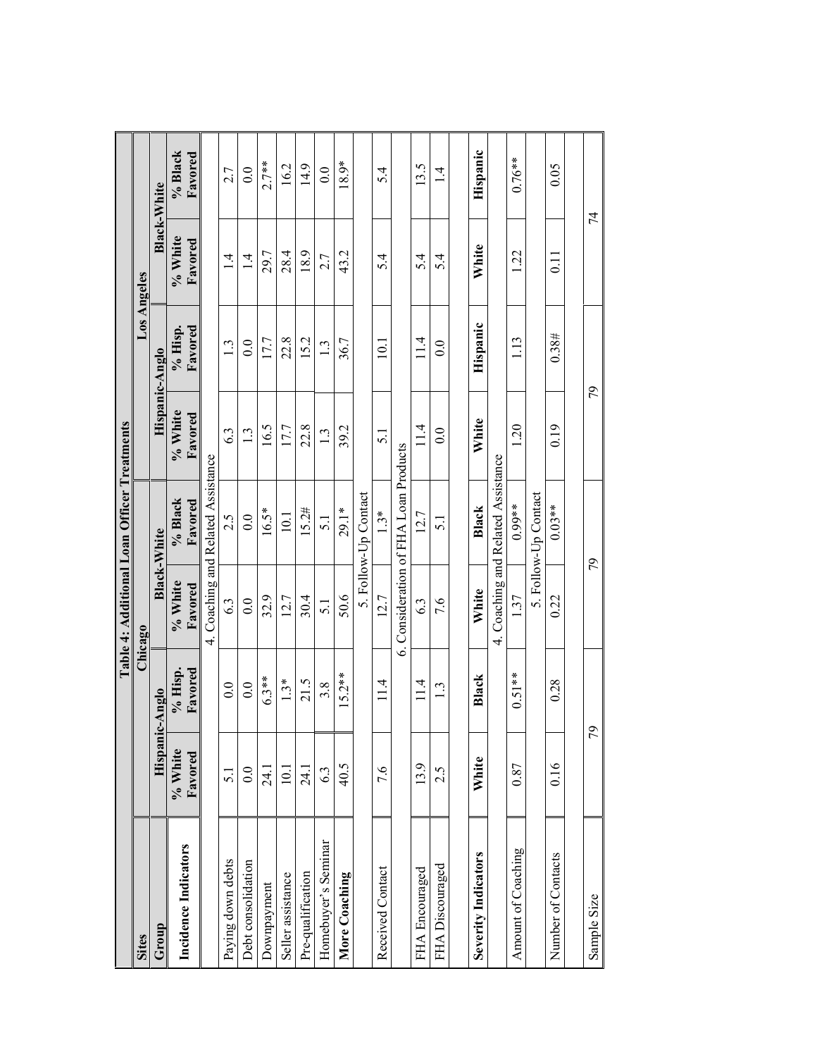**Table 4: Additional Loan Officer Treatments**

| Sites | Chicago | | | | Los Angeles | | | |
|---|---|---|---|---|---|---|---|---|
| Group | Hispanic-Anglo | | Black-White | | Hispanic-Anglo | | Black-White | |
| **Incidence Indicators** | **% White Favored** | **% Hisp. Favored** | **% White Favored** | **% Black Favored** | **% White Favored** | **% Hisp. Favored** | **% White Favored** | **% Black Favored** |
| | | | 4. Coaching and Related Assistance | | | | | |
| Paying down debts | 5.1 | 0.0 | 6.3 | 2.5 | 6.3 | 1.3 | 1.4 | 2.7 |
| Debt consolidation | 0.0 | 0.0 | 0.0 | 0.0 | 1.3 | 0.0 | 1.4 | 0.0 |
| Downpayment | 24.1 | 6.3** | 32.9 | 16.5* | 16.5 | 17.7 | 29.7 | 2.7** |
| Seller assistance | 10.1 | 1.3* | 12.7 | 10.1 | 17.7 | 22.8 | 28.4 | 16.2 |
| Pre-qualification | 24.1 | 21.5 | 30.4 | 15.2# | 22.8 | 15.2 | 18.9 | 14.9 |
| Homebuyer's Seminar | 6.3 | 3.8 | 5.1 | 5.1 | 1.3 | 1.3 | 2.7 | 0.0 |
| **More Coaching** | 40.5 | 15.2** | 50.6 | 29.1* | 39.2 | 36.7 | 43.2 | 18.9* |
| | | | 5. Follow-Up Contact | | | | | |
| Received Contact | 7.6 | 11.4 | 12.7 | 1.3* | 5.1 | 10.1 | 5.4 | 5.4 |
| | | | 6. Consideration of FHA Loan Products | | | | | |
| FHA Encouraged | 13.9 | 11.4 | 6.3 | 12.7 | 11.4 | 11.4 | 5.4 | 13.5 |
| FHA Discouraged | 2.5 | 1.3 | 7.6 | 5.1 | 0.0 | 0.0 | 5.4 | 1.4 |
| **Severity Indicators** | **White** | **Black** | **White** | **Black** | **White** | **Hispanic** | **White** | **Hispanic** |
| | | | 4. Coaching and Related Assistance | | | | | |
| Amount of Coaching | 0.87 | 0.51** | 1.37 | 0.99** | 1.20 | 1.13 | 1.22 | 0.76** |
| | | | 5. Follow-Up Contact | | | | | |
| Number of Contacts | 0.16 | 0.28 | 0.22 | 0.03** | 0.19 | 0.38# | 0.11 | 0.05 |
| Sample Size | 79 | | 79 | | 79 | | 74 | |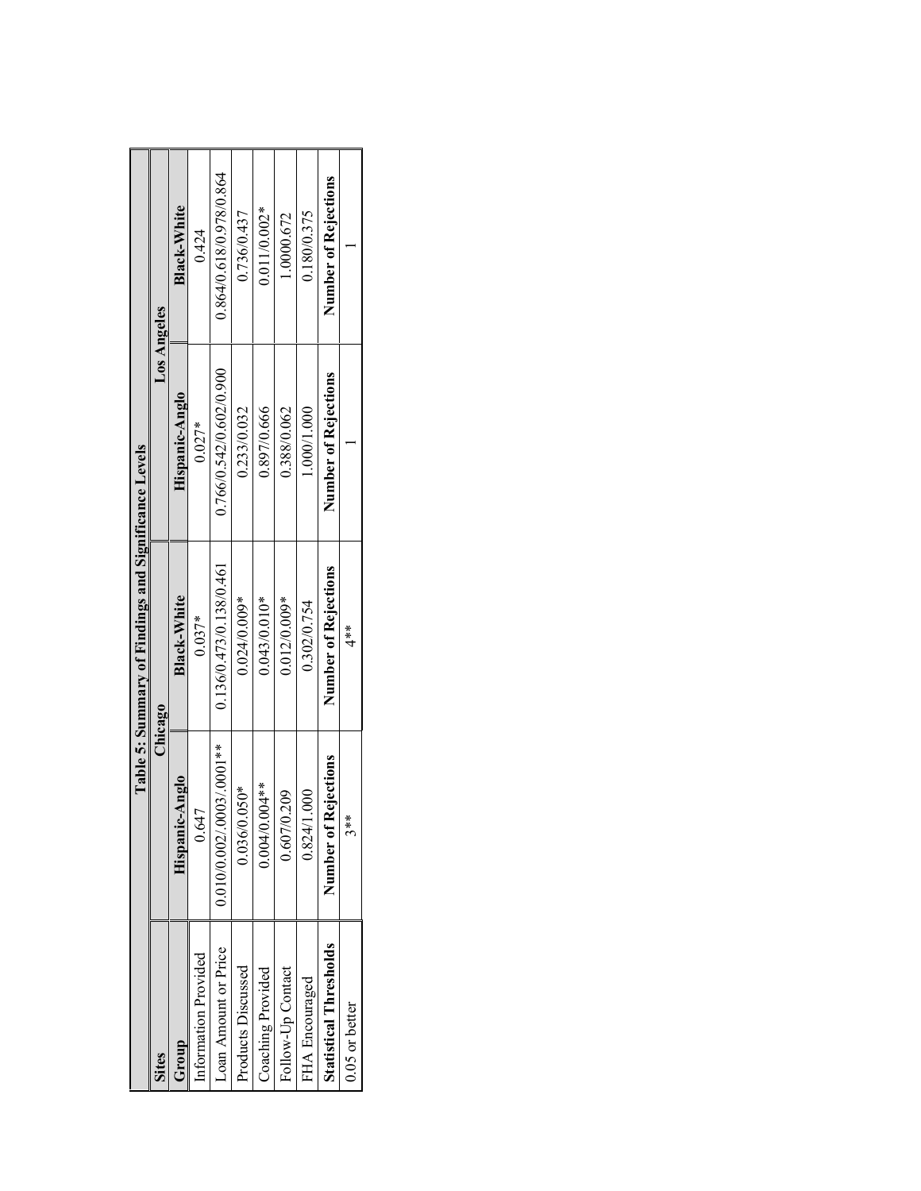**Table 5: Summary of Findings and Significance Levels**

| Sites | Chicago | | Los Angeles | |
|---|---|---|---|---|
| Group | Hispanic-Anglo | Black-White | Hispanic-Anglo | Black-White |
| Information Provided | 0.647 | 0.037* | 0.027* | 0.424 |
| Loan Amount or Price | 0.010/0.002/.0003/.0001** | 0.136/0.473/0.138/0.461 | 0.766/0.542/0.602/0.900 | 0.864/0.618/0.978/0.864 |
| Products Discussed | 0.036/0.050* | 0.024/0.009* | 0.233/0.032 | 0.736/0.437 |
| Coaching Provided | 0.004/0.004** | 0.043/0.010* | 0.897/0.666 | 0.011/0.002* |
| Follow-Up Contact | 0.607/0.209 | 0.012/0.009* | 0.388/0.062 | 1.0000.672 |
| FHA Encouraged | 0.824/1.000 | 0.302/0.754 | 1.000/1.000 | 0.180/0.375 |
| **Statistical Thresholds** | **Number of Rejections** | **Number of Rejections** | **Number of Rejections** | **Number of Rejections** |
| 0.05 or better | 3** | 4** | 1 | 1 |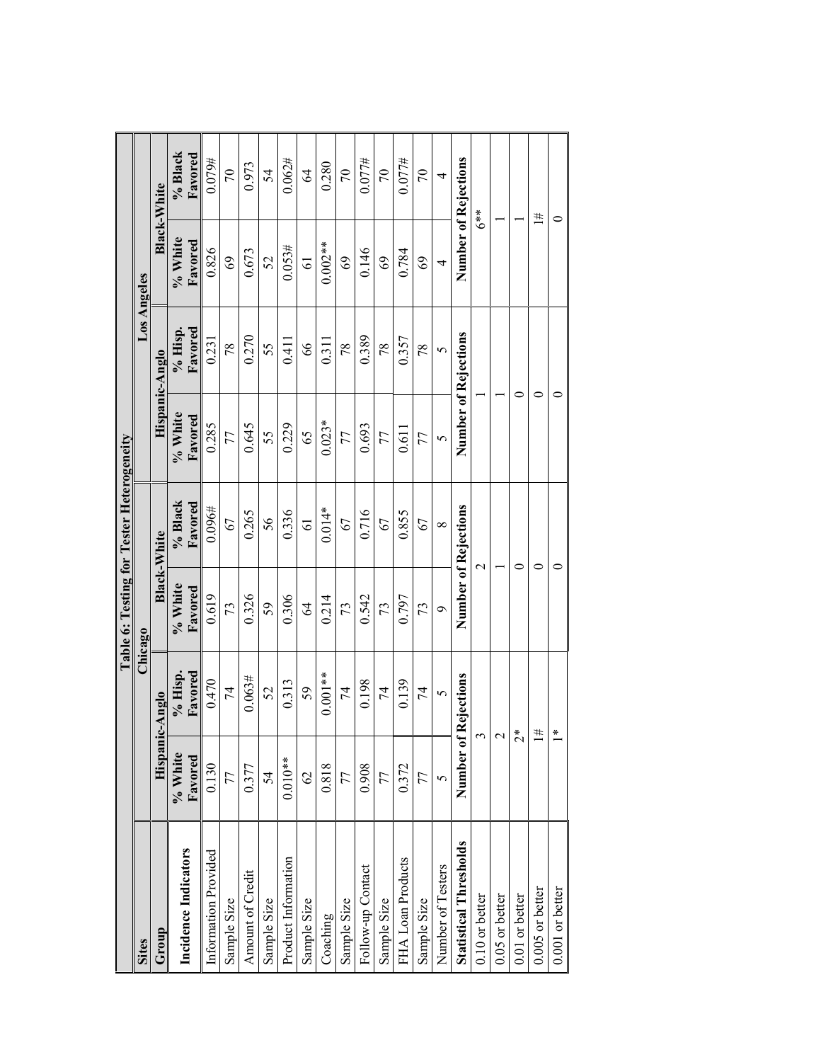# Table 6: Testing for Tester Heterogeneity

| Sites | Chicago | | | | Los Angeles | | | |
|---|---|---|---|---|---|---|---|---|
| Group | Hispanic-Anglo | | Black-White | | Hispanic-Anglo | | Black-White | |
| **Incidence Indicators** | **% White Favored** | **% Hisp. Favored** | **% White Favored** | **% Black Favored** | **% White Favored** | **% Hisp. Favored** | **% White Favored** | **% Black Favored** |
| Information Provided | 0.130 | 0.470 | 0.619 | 0.096# | 0.285 | 0.231 | 0.826 | 0.079# |
| Sample Size | 77 | 74 | 73 | 67 | 77 | 78 | 69 | 70 |
| Amount of Credit | 0.377 | 0.063# | 0.326 | 0.265 | 0.645 | 0.270 | 0.673 | 0.973 |
| Sample Size | 54 | 52 | 59 | 56 | 55 | 55 | 52 | 54 |
| Product Information | 0.010** | 0.313 | 0.306 | 0.336 | 0.229 | 0.411 | 0.053# | 0.062# |
| Sample Size | 62 | 59 | 64 | 61 | 65 | 66 | 61 | 64 |
| Coaching | 0.818 | 0.001** | 0.214 | 0.014* | 0.023* | 0.311 | 0.002** | 0.280 |
| Sample Size | 77 | 74 | 73 | 67 | 77 | 78 | 69 | 70 |
| Follow-up Contact | 0.908 | 0.198 | 0.542 | 0.716 | 0.693 | 0.389 | 0.146 | 0.077# |
| Sample Size | 77 | 74 | 73 | 67 | 77 | 78 | 69 | 70 |
| FHA Loan Products | 0.372 | 0.139 | 0.797 | 0.855 | 0.611 | 0.357 | 0.784 | 0.077# |
| Sample Size | 77 | 74 | 73 | 67 | 77 | 78 | 69 | 70 |
| Number of Testers | 5 | 5 | 9 | 8 | 5 | 5 | 4 | 4 |
| **Statistical Thresholds** | **Number of Rejections** | | **Number of Rejections** | | **Number of Rejections** | | **Number of Rejections** | |
| 0.10 or better | | 3 | | 2 | | 1 | | 6** |
| 0.05 or better | | 2 | | 1 | | 1 | | 1 |
| 0.01 or better | | 2* | | 0 | | 0 | | 1 |
| 0.005 or better | | 1# | | 0 | | 0 | | 1# |
| 0.001 or better | | 1* | | 0 | | 0 | | 0 |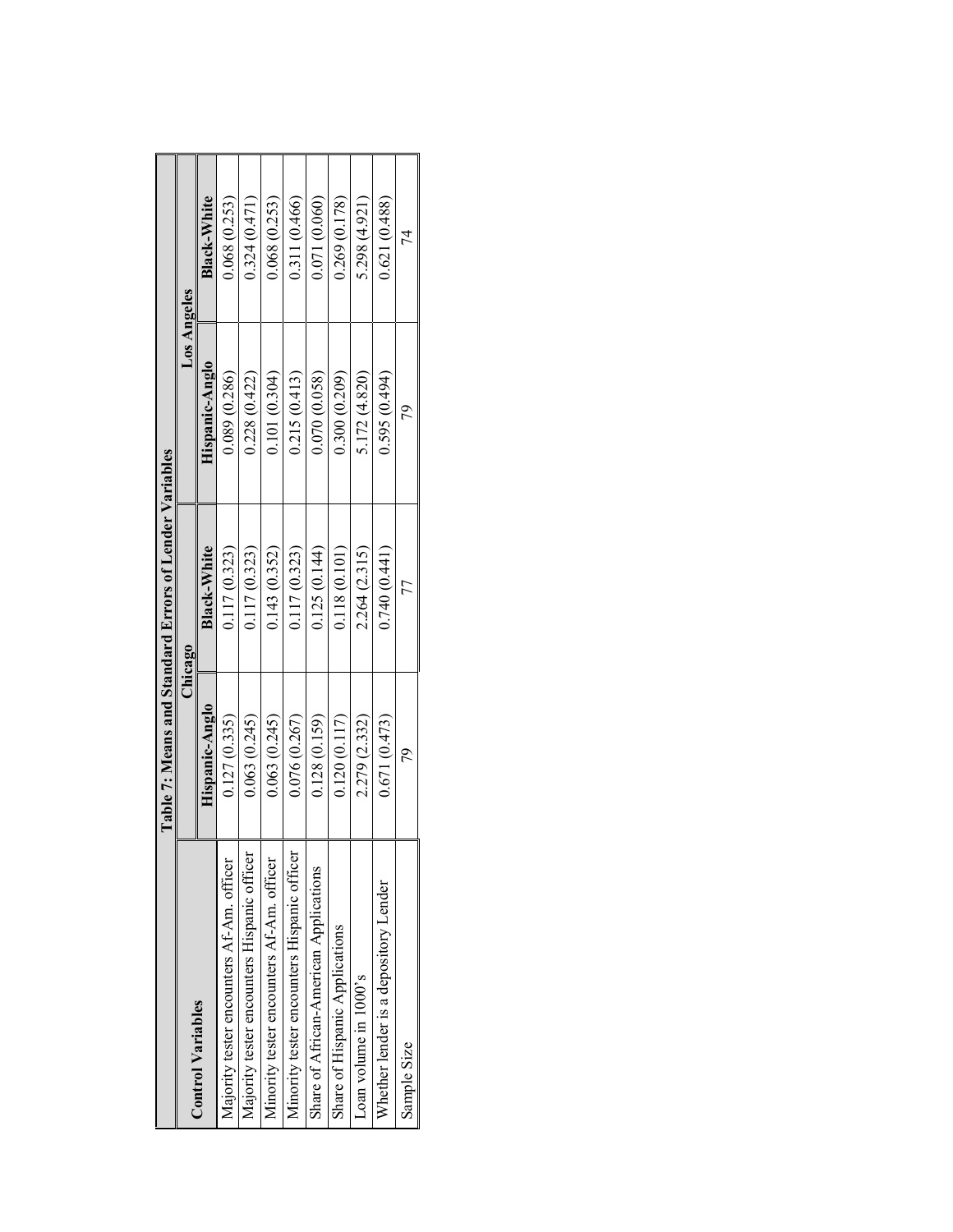**Table 7: Means and Standard Errors of Lender Variables**

| Control Variables | Chicago | | Los Angeles | |
|---|---|---|---|---|
| | Hispanic-Anglo | Black-White | Hispanic-Anglo | Black-White |
| Majority tester encounters Af-Am. officer | 0.127 (0.335) | 0.117 (0.323) | 0.089 (0.286) | 0.068 (0.253) |
| Majority tester encounters Hispanic officer | 0.063 (0.245) | 0.117 (0.323) | 0.228 (0.422) | 0.324 (0.471) |
| Minority tester encounters Af-Am. officer | 0.063 (0.245) | 0.143 (0.352) | 0.101 (0.304) | 0.068 (0.253) |
| Minority tester encounters Hispanic officer | 0.076 (0.267) | 0.117 (0.323) | 0.215 (0.413) | 0.311 (0.466) |
| Share of African-American Applications | 0.128 (0.159) | 0.125 (0.144) | 0.070 (0.058) | 0.071 (0.060) |
| Share of Hispanic Applications | 0.120 (0.117) | 0.118 (0.101) | 0.300 (0.209) | 0.269 (0.178) |
| Loan volume in 1000's | 2.279 (2.332) | 2.264 (2.315) | 5.172 (4.820) | 5.298 (4.921) |
| Whether lender is a depository Lender | 0.671 (0.473) | 0.740 (0.441) | 0.595 (0.494) | 0.621 (0.488) |
| Sample Size | 79 | 77 | 79 | 74 |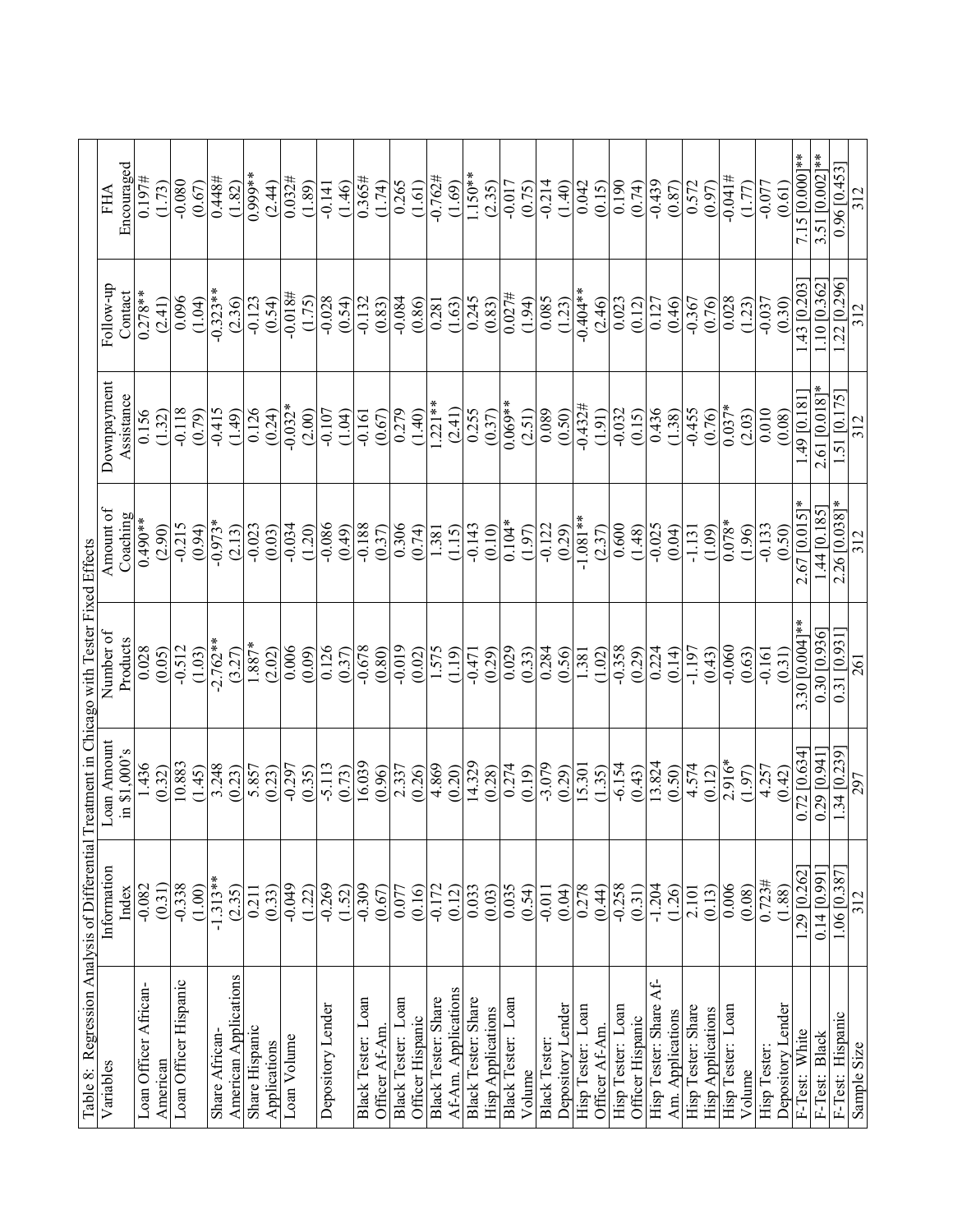Table 8: Regression Analysis of Differential Treatment in Chicago with Tester Fixed Effects

| Variables | Information Index | Loan Amount in $1,000's | Number of Products | Amount of Coaching | Downpayment Assistance | Follow-up Contact | FHA Encouraged |
|---|---|---|---|---|---|---|---|
| Loan Officer African-American | -0.082 | 1.436 | 0.028 | 0.490** | 0.156 | 0.278** | 0.197# |
| | (0.31) | (0.32) | (0.05) | (2.90) | (1.32) | (2.41) | (1.73) |
| Loan Officer Hispanic | -0.338 | 10.883 | -0.512 | -0.215 | -0.118 | 0.096 | -0.080 |
| | (1.00) | (1.45) | (1.03) | (0.94) | (0.79) | (1.04) | (0.67) |
| Share African-American Applications | -1.313** | 3.248 | -2.762** | -0.973* | -0.415 | -0.323** | 0.448# |
| | (2.35) | (0.23) | (3.27) | (2.13) | (1.49) | (2.36) | (1.82) |
| Share Hispanic Applications | 0.211 | 5.857 | 1.887* | -0.023 | 0.126 | -0.123 | 0.999** |
| | (0.33) | (0.23) | (2.02) | (0.03) | (0.24) | (0.54) | (2.44) |
| Loan Volume | -0.049 | -0.297 | 0.006 | -0.034 | -0.032* | -0.018# | 0.032# |
| | (1.22) | (0.35) | (0.09) | (1.20) | (2.00) | (1.75) | (1.89) |
| Depository Lender | -0.269 | -5.113 | 0.126 | -0.086 | -0.107 | -0.028 | -0.141 |
| | (1.52) | (0.73) | (0.37) | (0.49) | (1.04) | (0.54) | (1.46) |
| Black Tester: Loan Officer Af-Am. | -0.309 | 16.039 | -0.678 | -0.188 | -0.161 | -0.132 | 0.365# |
| | (0.67) | (0.96) | (0.80) | (0.37) | (0.67) | (0.83) | (1.74) |
| Black Tester: Loan Officer Hispanic | 0.077 | 2.337 | -0.019 | 0.306 | 0.279 | -0.084 | 0.265 |
| | (0.16) | (0.26) | (0.02) | (0.74) | (1.40) | (0.86) | (1.61) |
| Black Tester: Share Af-Am. Applications | -0.172 | 4.869 | 1.575 | 1.381 | 1.221** | 0.281 | -0.762# |
| | (0.12) | (0.20) | (1.19) | (1.15) | (2.41) | (1.63) | (1.69) |
| Black Tester: Share Hisp Applications | 0.033 | 14.329 | -0.471 | -0.143 | 0.255 | 0.245 | 1.150** |
| | (0.03) | (0.28) | (0.29) | (0.10) | (0.37) | (0.83) | (2.35) |
| Black Tester: Loan Volume | 0.035 | 0.274 | 0.029 | 0.104* | 0.069** | 0.027# | -0.017 |
| | (0.54) | (0.19) | (0.33) | (1.97) | (2.51) | (1.94) | (0.75) |
| Black Tester: Depository Lender | -0.011 | -3.079 | 0.284 | -0.122 | 0.089 | 0.085 | -0.214 |
| | (0.04) | (0.29) | (0.56) | (0.29) | (0.50) | (1.23) | (1.40) |
| Hisp Tester: Loan Officer Af-Am. | 0.278 | 15.301 | 1.381 | -1.081** | -0.432# | -0.404** | 0.042 |
| | (0.44) | (1.35) | (1.02) | (2.37) | (1.91) | (2.46) | (0.15) |
| Hisp Tester: Loan Officer Hispanic | -0.258 | -6.154 | -0.358 | 0.600 | -0.032 | 0.023 | 0.190 |
| | (0.31) | (0.43) | (0.29) | (1.48) | (0.15) | (0.12) | (0.74) |
| Hisp Tester: Share Af-Am. Applications | -1.204 | 13.824 | 0.224 | -0.025 | 0.436 | 0.127 | -0.439 |
| | (1.26) | (0.50) | (0.14) | (0.04) | (1.38) | (0.46) | (0.87) |
| Hisp Tester: Share Hisp Applications | 2.101 | 4.574 | -1.197 | -1.131 | -0.455 | -0.367 | 0.572 |
| | (0.13) | (0.12) | (0.43) | (1.09) | (0.76) | (0.76) | (0.97) |
| Hisp Tester: Loan Volume | 0.006 | 2.916* | -0.060 | 0.078* | 0.037* | 0.028 | -0.041# |
| | (0.08) | (1.97) | (0.63) | (1.96) | (2.03) | (1.23) | (1.77) |
| Hisp Tester: Depository Lender | 0.723# | 4.257 | -0.161 | -0.133 | 0.010 | -0.037 | -0.077 |
| | (1.88) | (0.42) | (0.31) | (0.50) | (0.08) | (0.30) | (0.61) |
| F-Test: White | 1.29 [0.262] | 0.72 [0.634] | 3.30 [0.004]** | 2.67 [0.015]* | 1.49 [0.181] | 1.43 [0.203] | 7.15 [0.000]** |
| F-Test: Black | 0.14 [0.991] | 0.29 [0.941] | 0.30 [0.936] | 1.44 [0.185] | 2.61 [0.018]* | 1.10 [0.362] | 3.51 [0.002]** |
| F-Test: Hispanic | 1.06 [0.387] | 1.34 [0.239] | 0.31 [0.931] | 2.26 [0.038]* | 1.51 [0.175] | 1.22 [0.296] | 0.96 [0.453] |
| Sample Size | 312 | 297 | 261 | 312 | 312 | 312 | 312 |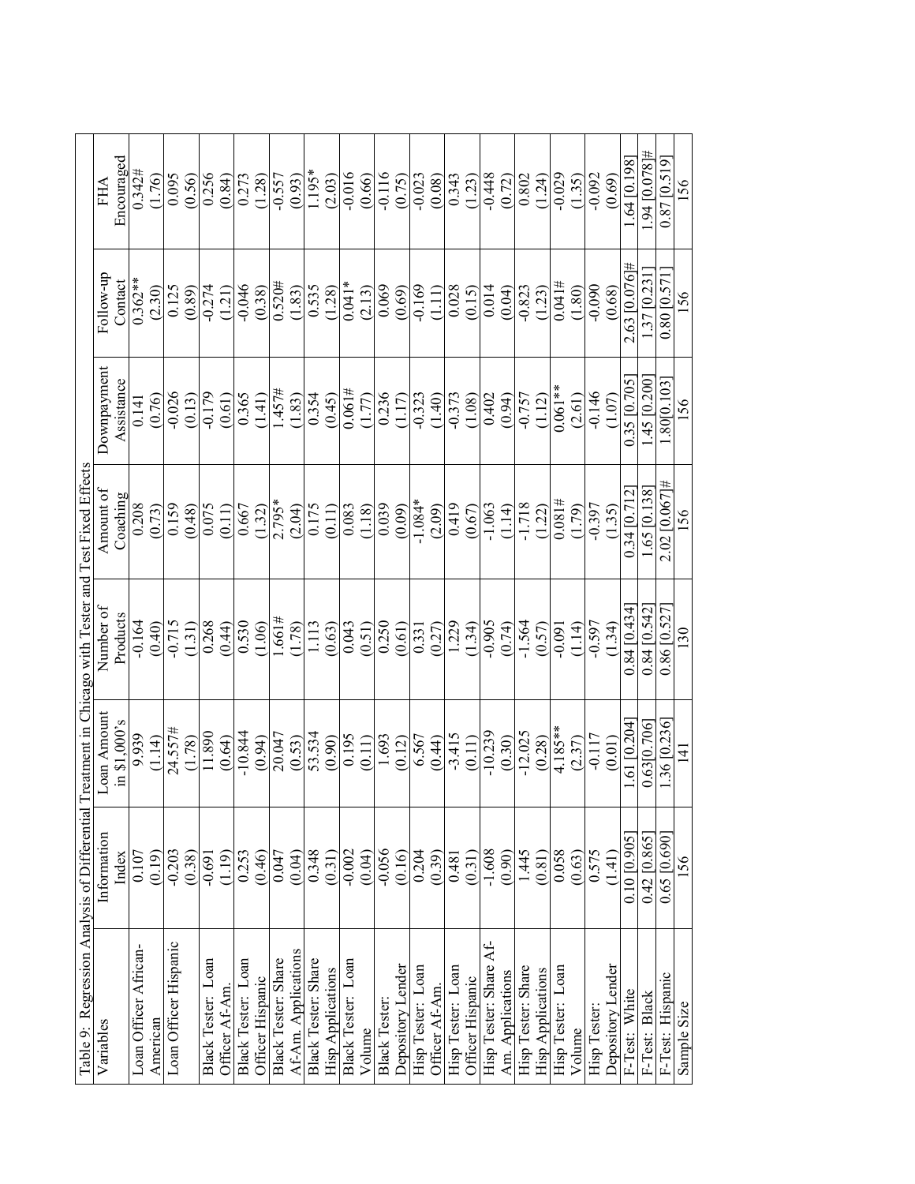Table 9: Regression Analysis of Differential Treatment in Chicago with Tester and Test Fixed Effects

| Variables | Information Index | Loan Amount in $1,000's | Number of Products | Amount of Coaching | Downpayment Assistance | Follow-up Contact | FHA Encouraged |
|---|---|---|---|---|---|---|---|
| Loan Officer African-American | 0.107 | 9.939 | -0.164 | 0.208 | 0.141 | 0.362** | 0.342# |
| | (0.19) | (1.14) | (0.40) | (0.73) | (0.76) | (2.30) | (1.76) |
| Loan Officer Hispanic | -0.203 | 24.557# | -0.715 | 0.159 | -0.026 | 0.125 | 0.095 |
| | (0.38) | (1.78) | (1.31) | (0.48) | (0.13) | (0.89) | (0.56) |
| Black Tester: Loan Officer Af-Am. | -0.691 | 11.890 | 0.268 | 0.075 | -0.179 | -0.274 | 0.256 |
| | (1.19) | (0.64) | (0.44) | (0.11) | (0.61) | (1.21) | (0.84) |
| Black Tester: Loan Officer Hispanic | 0.253 | -10.844 | 0.530 | 0.667 | 0.365 | -0.046 | 0.273 |
| | (0.46) | (0.94) | (1.06) | (1.32) | (1.41) | (0.38) | (1.28) |
| Black Tester: Share Af-Am. Applications | 0.047 | 20.047 | 1.661# | 2.795* | 1.457# | 0.520# | -0.557 |
| | (0.04) | (0.53) | (1.78) | (2.04) | (1.83) | (1.83) | (0.93) |
| Black Tester: Share Hisp Applications | 0.348 | 53.534 | 1.113 | 0.175 | 0.354 | 0.535 | 1.195* |
| | (0.31) | (0.90) | (0.63) | (0.11) | (0.45) | (1.28) | (2.03) |
| Black Tester: Loan Volume | -0.002 | 0.195 | 0.043 | 0.083 | 0.061# | 0.041* | -0.016 |
| | (0.04) | (0.11) | (0.51) | (1.18) | (1.77) | (2.13) | (0.66) |
| Black Tester: Depository Lender | -0.056 | 1.693 | 0.250 | 0.039 | 0.236 | 0.069 | -0.116 |
| | (0.16) | (0.12) | (0.61) | (0.09) | (1.17) | (0.69) | (0.75) |
| Hisp Tester: Loan Officer Af-Am. | 0.204 | 6.567 | 0.331 | -1.084* | -0.323 | -0.169 | -0.023 |
| | (0.39) | (0.44) | (0.27) | (2.09) | (1.40) | (1.11) | (0.08) |
| Hisp Tester: Loan Officer Hispanic | 0.481 | -3.415 | 1.229 | 0.419 | -0.373 | 0.028 | 0.343 |
| | (0.31) | (0.11) | (1.34) | (0.67) | (1.08) | (0.15) | (1.23) |
| Hisp Tester: Share Af-Am. Applications | -1.608 | -10.239 | -0.905 | -1.063 | 0.402 | 0.014 | -0.448 |
| | (0.90) | (0.30) | (0.74) | (1.14) | (0.94) | (0.04) | (0.72) |
| Hisp Tester: Share Hisp Applications | 1.445 | -12.025 | -1.564 | -1.718 | -0.757 | -0.823 | 0.802 |
| | (0.81) | (0.28) | (0.57) | (1.22) | (1.12) | (1.23) | (1.24) |
| Hisp Tester: Loan Volume | 0.058 | 4.185** | -0.091 | 0.081# | 0.061** | 0.041# | -0.029 |
| | (0.63) | (2.37) | (1.14) | (1.79) | (2.61) | (1.80) | (1.35) |
| Hisp Tester: Depository Lender | 0.575 | -0.117 | -0.597 | -0.397 | -0.146 | -0.090 | -0.092 |
| | (1.41) | (0.01) | (1.34) | (1.35) | (1.07) | (0.68) | (0.69) |
| F-Test: White | 0.10 [0.905] | 1.61 [0.204] | 0.84 [0.434] | 0.34 [0.712] | 0.35 [0.705] | 2.63 [0.076]# | 1.64 [0.198] |
| F-Test: Black | 0.42 [0.865] | 0.63[0.706] | 0.84 [0.542] | 1.65 [0.138] | 1.45 [0.200] | 1.37 [0.231] | 1.94 [0.078]# |
| F-Test: Hispanic | 0.65 [0.690] | 1.36 [0.236] | 0.86 [0.527] | 2.02 [0.067]# | 1.80[0.103] | 0.80 [0.571] | 0.87 [0.519] |
| Sample Size | 156 | 141 | 130 | 156 | 156 | 156 | 156 |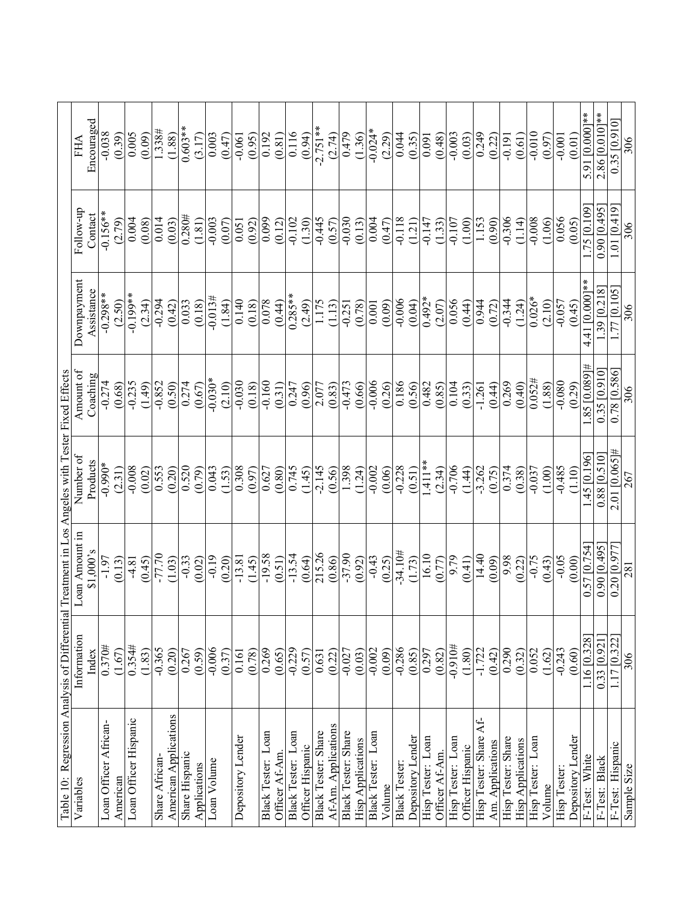Table 10: Regression Analysis of Differential Treatment in Los Angeles with Tester Fixed Effects

| Variables | Information Index | Loan Amount in $1,000's | Number of Products | Amount of Coaching | Downpayment Assistance | Follow-up Contact | FHA Encouraged |
|---|---|---|---|---|---|---|---|
| Loan Officer African-American | 0.370# | -1.97 | -0.990* | -0.274 | -0.298** | -0.156** | -0.038 |
| | (1.67) | (0.13) | (2.31) | (0.68) | (2.50) | (2.79) | (0.39) |
| Loan Officer Hispanic | 0.354# | -4.81 | -0.008 | -0.235 | -0.199** | 0.004 | 0.005 |
| | (1.83) | (0.45) | (0.02) | (1.49) | (2.34) | (0.08) | (0.09) |
| Share African-American Applications | -0.365 | -77.70 | 0.553 | -0.852 | -0.294 | 0.014 | 1.338# |
| | (0.20) | (1.03) | (0.20) | (0.50) | (0.42) | (0.03) | (1.88) |
| Share Hispanic Applications | 0.267 | -0.33 | 0.520 | 0.274 | 0.033 | 0.280# | 0.603** |
| | (0.59) | (0.02) | (0.79) | (0.67) | (0.18) | (1.81) | (3.17) |
| Loan Volume | -0.006 | -0.19 | 0.043 | -0.030* | -0.013# | -0.003 | 0.003 |
| | (0.37) | (0.20) | (1.53) | (2.10) | (1.84) | (0.07) | (0.47) |
| Depository Lender | 0.161 | -13.81 | 0.308 | -0.030 | 0.140 | 0.051 | -0.061 |
| | (0.78) | (1.45) | (0.97) | (0.18) | (0.18) | (0.92) | (0.95) |
| Black Tester: Loan Officer Af-Am. | 0.269 | -19.58 | 0.627 | -0.160 | 0.078 | 0.099 | 0.192 |
| | (0.65) | (0.51) | (0.80) | (0.31) | (0.44) | (0.12) | (0.81) |
| Black Tester: Loan Officer Hispanic | -0.229 | -13.54 | 0.745 | 0.247 | 0.285** | -0.102 | 0.116 |
| | (0.57) | (0.64) | (1.45) | (0.96) | (2.49) | (1.30) | (0.94) |
| Black Tester: Share Af-Am. Applications | 0.631 | 215.26 | -2.145 | 2.077 | 1.175 | -0.445 | -2.751** |
| | (0.22) | (0.86) | (0.56) | (0.83) | (1.13) | (0.57) | (2.74) |
| Black Tester: Share Hisp Applications | -0.027 | -37.90 | 1.398 | -0.473 | -0.251 | -0.030 | 0.479 |
| | (0.03) | (0.92) | (1.24) | (0.66) | (0.78) | (0.13) | (1.36) |
| Black Tester: Loan Volume | -0.002 | -0.43 | -0.002 | -0.006 | 0.001 | 0.004 | -0.024* |
| | (0.09) | (0.25) | (0.06) | (0.26) | (0.09) | (0.47) | (2.29) |
| Black Tester: Depository Lender | -0.286 | -34.10# | -0.228 | 0.186 | -0.006 | -0.118 | 0.044 |
| | (0.85) | (1.73) | (0.51) | (0.56) | (0.04) | (1.21) | (0.35) |
| Hisp Tester: Loan Officer Af-Am. | 0.297 | 16.10 | 1.411** | 0.482 | 0.492* | -0.147 | 0.091 |
| | (0.82) | (0.77) | (2.34) | (0.85) | (2.07) | (1.33) | (0.48) |
| Hisp Tester: Loan Officer Hispanic | -0.910# | 9.79 | -0.706 | 0.104 | 0.056 | -0.107 | -0.003 |
| | (1.80) | (0.41) | (1.44) | (0.33) | (0.44) | (1.00) | (0.03) |
| Hisp Tester: Share Af-Am. Applications | -1.722 | 14.40 | -3.262 | -1.261 | 0.944 | 1.153 | 0.249 |
| | (0.42) | (0.09) | (0.75) | (0.44) | (0.72) | (0.90) | (0.22) |
| Hisp Tester: Share Hisp Applications | 0.290 | 9.98 | 0.374 | 0.269 | -0.344 | -0.306 | -0.191 |
| | (0.32) | (0.22) | (0.38) | (0.40) | (1.24) | (1.14) | (0.61) |
| Hisp Tester: Loan Volume | 0.052 | -0.75 | -0.037 | 0.052# | 0.026* | -0.008 | -0.010 |
| | (1.62) | (0.43) | (1.00) | (1.88) | (2.10) | (1.06) | (0.97) |
| Hisp Tester: Depository Lender | -0.243 | -0.05 | -0.485 | -0.080 | -0.057 | 0.056 | -0.001 |
| | (0.60) | (0.00) | (1.10) | (0.29) | (0.45) | (0.05) | (0.01) |
| F-Test: White | 1.16 [0.328] | 0.57 [0.754] | 1.45 [0.196] | 1.85 [0.089]# | 4.41 [0.000]** | 1.75 [0.109] | 5.91 [0.000]** |
| F-Test: Black | 0.33 [0.921] | 0.90 [0.495] | 0.88 [0.510] | 0.35 [0.910] | 1.39 [0.218] | 0.90 [0.495] | 2.86 [0.010]** |
| F-Test: Hispanic | 1.17 [0.322] | 0.20 [0.977] | 2.01 [0.065]# | 0.78 [0.586] | 1.77 [0.105] | 1.01 [0.419] | 0.35 [0.910] |
| Sample Size | 306 | 281 | 267 | 306 | 306 | 306 | 306 |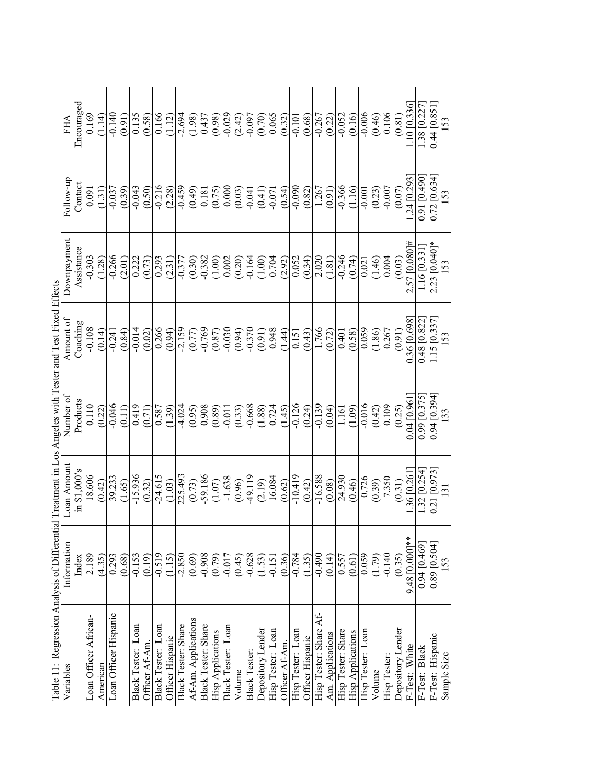Table 11: Regression Analysis of Differential Treatment in Los Angeles with Tester and Test Fixed Effects

| Variables | Information Index | Loan Amount in $1,000's | Number of Products | Amount of Coaching | Downpayment Assistance | Follow-up Contact | FHA Encouraged |
|---|---|---|---|---|---|---|---|
| Loan Officer African-American | 2.189 | 18.606 | 0.110 | -0.108 | -0.303 | 0.091 | 0.169 |
| | (4.35) | (0.42) | (0.22) | (0.14) | (1.28) | (1.31) | (1.14) |
| Loan Officer Hispanic | 0.293 | 39.233 | -0.046 | -0.241 | -0.266 | -0.037 | -0.140 |
| | (0.68) | (1.65) | (0.11) | (0.84) | (2.01) | (0.39) | (0.91) |
| Black Tester: Loan Officer Af-Am. | -0.153 | -15.936 | 0.419 | -0.014 | 0.222 | -0.043 | 0.135 |
| | (0.19) | (0.32) | (0.71) | (0.02) | (0.73) | (0.50) | (0.58) |
| Black Tester: Loan Officer Hispanic | -0.519 | -24.615 | 0.587 | 0.266 | 0.293 | -0.216 | 0.166 |
| | (1.15) | (1.03) | (1.39) | (0.94) | (2.31) | (2.28) | (1.12) |
| Black Tester: Share Af-Am. Applications | -2.850 | 225.493 | -4.024 | -2.159 | -0.377 | -0.459 | -2.694 |
| | (0.69) | (0.73) | (0.95) | (0.77) | (0.30) | (0.49) | (1.98) |
| Black Tester: Share Hisp Applications | -0.908 | -59.186 | 0.908 | -0.769 | -0.382 | 0.181 | 0.437 |
| | (0.79) | (1.07) | (0.89) | (0.87) | (1.00) | (0.75) | (0.98) |
| Black Tester: Loan Volume | -0.017 | -1.638 | -0.011 | -0.030 | 0.002 | 0.000 | -0.029 |
| | (0.45) | (0.96) | (0.33) | (0.94) | (0.20) | (0.03) | (2.42) |
| Black Tester: Depository Lender | -0.628 | -49.119 | -0.668 | -0.370 | -0.164 | -0.041 | -0.097 |
| | (1.53) | (2.19) | (1.88) | (0.91) | (1.00) | (0.41) | (0.70) |
| Hisp Tester: Loan Officer Af-Am. | -0.151 | 16.084 | 0.724 | 0.948 | 0.704 | -0.071 | 0.065 |
| | (0.36) | (0.62) | (1.45) | (1.44) | (2.92) | (0.54) | (0.32) |
| Hisp Tester: Loan Officer Hispanic | -0.784 | -10.419 | -0.126 | 0.151 | 0.052 | -0.090 | -0.101 |
| | (1.35) | (0.42) | (0.24) | (0.43) | (0.34) | (0.82) | (0.68) |
| Hisp Tester: Share Af-Am. Applications | -0.490 | -16.588 | -0.139 | 1.766 | 2.020 | 1.267 | -0.267 |
| | (0.14) | (0.08) | (0.04) | (0.72) | (1.81) | (0.91) | (0.22) |
| Hisp Tester: Share Hisp Applications | 0.557 | 24.930 | 1.161 | 0.401 | -0.246 | -0.366 | -0.052 |
| | (0.61) | (0.46) | (1.09) | (0.58) | (0.74) | (1.16) | (0.16) |
| Hisp Tester: Loan Volume | 0.059 | 0.726 | -0.016 | 0.059 | 0.021 | -0.001 | -0.006 |
| | (1.79) | (0.39) | (0.42) | (1.86) | (1.46) | (0.23) | (0.46) |
| Hisp Tester: Depository Lender | -0.140 | 7.350 | 0.109 | 0.267 | 0.004 | -0.007 | 0.106 |
| | (0.35) | (0.31) | (0.25) | (0.91) | (0.03) | (0.07) | (0.81) |
| F-Test: White | 9.48 [0.000]** | 1.36 [0.261] | 0.04 [0.961] | 0.36 [0.698] | 2.57 [0.080]# | 1.24 [0.293] | 1.10 [0.336] |
| F-Test: Black | 0.94 [0.469] | 1.32 [0.254] | 0.99 [0.375] | 0.48 [0.822] | 1.16 [0.331] | 0.91 [0.490] | 1.38 [0.227] |
| F-Test: Hispanic | 0.89 [0.504] | 0.21 [0.973] | 0.94 [0.394] | 1.15 [0.337] | 2.23 [0.040]* | 0.72 [0.634] | 0.44 [0.851] |
| Sample Size | 153 | 131 | 133 | 153 | 153 | 153 | 153 |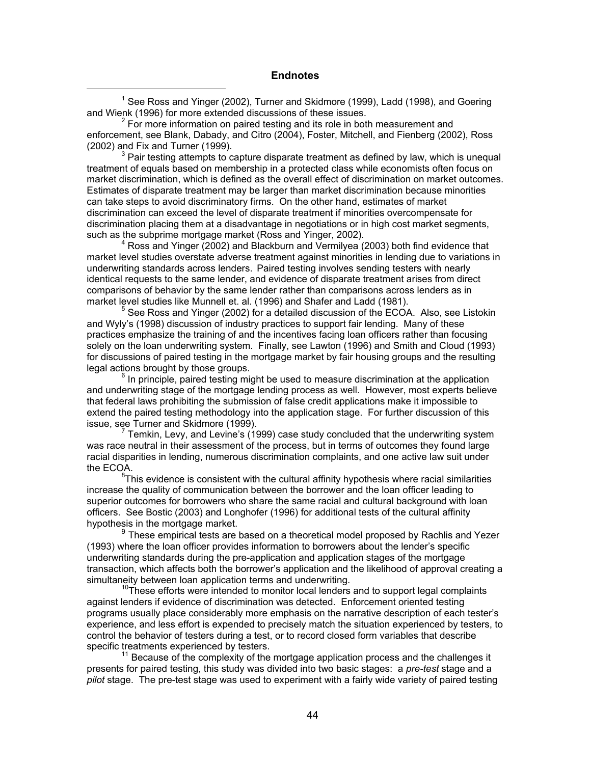## Endnotes

[1] See Ross and Yinger (2002), Turner and Skidmore (1999), Ladd (1998), and Goering and Wienk (1996) for more extended discussions of these issues.

[2] For more information on paired testing and its role in both measurement and enforcement, see Blank, Dabady, and Citro (2004), Foster, Mitchell, and Fienberg (2002), Ross (2002) and Fix and Turner (1999).

[3] Pair testing attempts to capture disparate treatment as defined by law, which is unequal treatment of equals based on membership in a protected class while economists often focus on market discrimination, which is defined as the overall effect of discrimination on market outcomes. Estimates of disparate treatment may be larger than market discrimination because minorities can take steps to avoid discriminatory firms. On the other hand, estimates of market discrimination can exceed the level of disparate treatment if minorities overcompensate for discrimination placing them at a disadvantage in negotiations or in high cost market segments, such as the subprime mortgage market (Ross and Yinger, 2002).

[4] Ross and Yinger (2002) and Blackburn and Vermilyea (2003) both find evidence that market level studies overstate adverse treatment against minorities in lending due to variations in underwriting standards across lenders. Paired testing involves sending testers with nearly identical requests to the same lender, and evidence of disparate treatment arises from direct comparisons of behavior by the same lender rather than comparisons across lenders as in market level studies like Munnell et. al. (1996) and Shafer and Ladd (1981).

[5] See Ross and Yinger (2002) for a detailed discussion of the ECOA. Also, see Listokin and Wyly's (1998) discussion of industry practices to support fair lending. Many of these practices emphasize the training of and the incentives facing loan officers rather than focusing solely on the loan underwriting system. Finally, see Lawton (1996) and Smith and Cloud (1993) for discussions of paired testing in the mortgage market by fair housing groups and the resulting legal actions brought by those groups.

[6] In principle, paired testing might be used to measure discrimination at the application and underwriting stage of the mortgage lending process as well. However, most experts believe that federal laws prohibiting the submission of false credit applications make it impossible to extend the paired testing methodology into the application stage. For further discussion of this issue, see Turner and Skidmore (1999).

[7] Temkin, Levy, and Levine's (1999) case study concluded that the underwriting system was race neutral in their assessment of the process, but in terms of outcomes they found large racial disparities in lending, numerous discrimination complaints, and one active law suit under the ECOA.

[8] This evidence is consistent with the cultural affinity hypothesis where racial similarities increase the quality of communication between the borrower and the loan officer leading to superior outcomes for borrowers who share the same racial and cultural background with loan officers. See Bostic (2003) and Longhofer (1996) for additional tests of the cultural affinity hypothesis in the mortgage market.

[9] These empirical tests are based on a theoretical model proposed by Rachlis and Yezer (1993) where the loan officer provides information to borrowers about the lender's specific underwriting standards during the pre-application and application stages of the mortgage transaction, which affects both the borrower's application and the likelihood of approval creating a simultaneity between loan application terms and underwriting.

[10] These efforts were intended to monitor local lenders and to support legal complaints against lenders if evidence of discrimination was detected. Enforcement oriented testing programs usually place considerably more emphasis on the narrative description of each tester's experience, and less effort is expended to precisely match the situation experienced by testers, to control the behavior of testers during a test, or to record closed form variables that describe specific treatments experienced by testers.

[11] Because of the complexity of the mortgage application process and the challenges it presents for paired testing, this study was divided into two basic stages: a *pre-test* stage and a *pilot* stage. The pre-test stage was used to experiment with a fairly wide variety of paired testing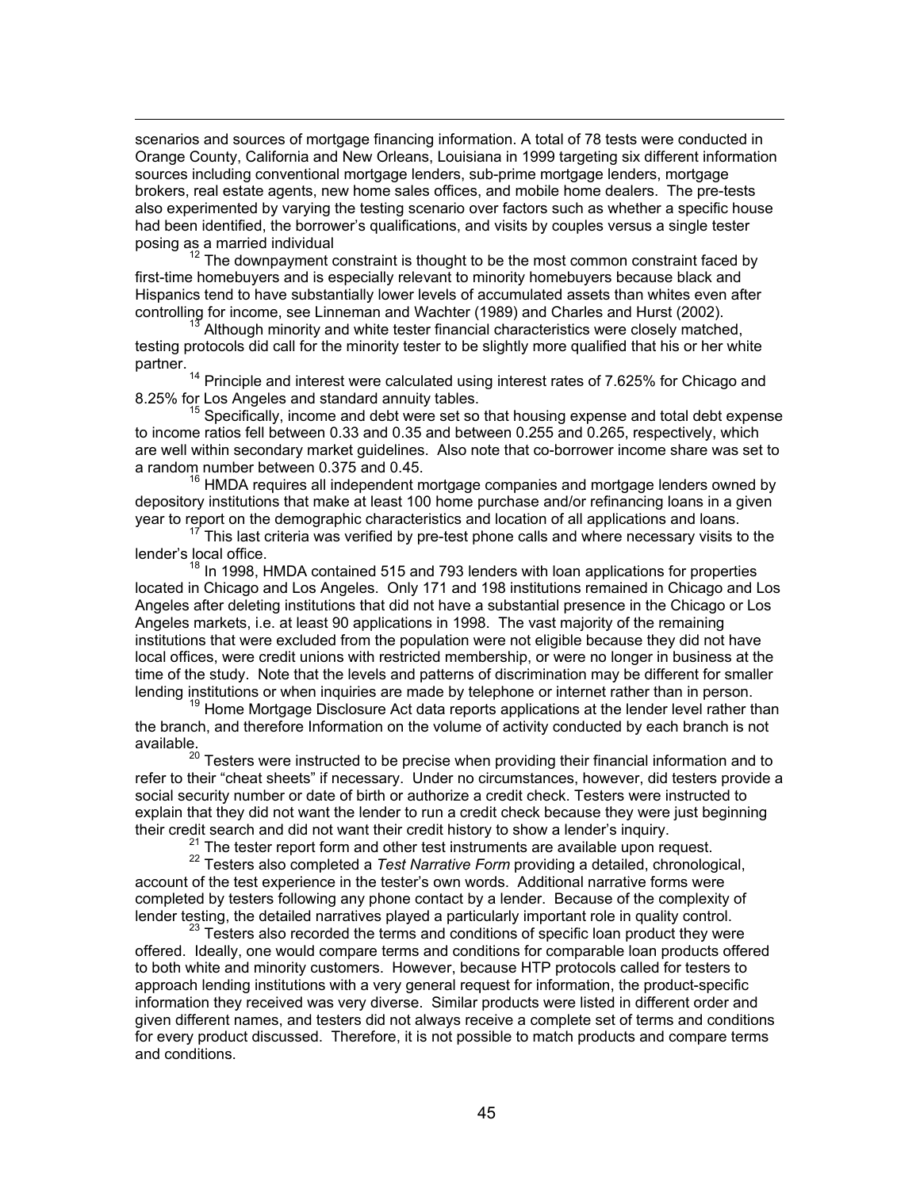scenarios and sources of mortgage financing information. A total of 78 tests were conducted in Orange County, California and New Orleans, Louisiana in 1999 targeting six different information sources including conventional mortgage lenders, sub-prime mortgage lenders, mortgage brokers, real estate agents, new home sales offices, and mobile home dealers. The pre-tests also experimented by varying the testing scenario over factors such as whether a specific house had been identified, the borrower's qualifications, and visits by couples versus a single tester posing as a married individual

[12] The downpayment constraint is thought to be the most common constraint faced by first-time homebuyers and is especially relevant to minority homebuyers because black and Hispanics tend to have substantially lower levels of accumulated assets than whites even after controlling for income, see Linneman and Wachter (1989) and Charles and Hurst (2002).

[13] Although minority and white tester financial characteristics were closely matched, testing protocols did call for the minority tester to be slightly more qualified that his or her white partner.

[14] Principle and interest were calculated using interest rates of 7.625% for Chicago and 8.25% for Los Angeles and standard annuity tables.

[15] Specifically, income and debt were set so that housing expense and total debt expense to income ratios fell between 0.33 and 0.35 and between 0.255 and 0.265, respectively, which are well within secondary market guidelines. Also note that co-borrower income share was set to a random number between 0.375 and 0.45.

[16] HMDA requires all independent mortgage companies and mortgage lenders owned by depository institutions that make at least 100 home purchase and/or refinancing loans in a given year to report on the demographic characteristics and location of all applications and loans.

[17] This last criteria was verified by pre-test phone calls and where necessary visits to the lender's local office.

[18] In 1998, HMDA contained 515 and 793 lenders with loan applications for properties located in Chicago and Los Angeles. Only 171 and 198 institutions remained in Chicago and Los Angeles after deleting institutions that did not have a substantial presence in the Chicago or Los Angeles markets, i.e. at least 90 applications in 1998. The vast majority of the remaining institutions that were excluded from the population were not eligible because they did not have local offices, were credit unions with restricted membership, or were no longer in business at the time of the study. Note that the levels and patterns of discrimination may be different for smaller lending institutions or when inquiries are made by telephone or internet rather than in person.

[19] Home Mortgage Disclosure Act data reports applications at the lender level rather than the branch, and therefore Information on the volume of activity conducted by each branch is not available.

[20] Testers were instructed to be precise when providing their financial information and to refer to their "cheat sheets" if necessary. Under no circumstances, however, did testers provide a social security number or date of birth or authorize a credit check. Testers were instructed to explain that they did not want the lender to run a credit check because they were just beginning their credit search and did not want their credit history to show a lender's inquiry.

[21] The tester report form and other test instruments are available upon request.

[22] Testers also completed a *Test Narrative Form* providing a detailed, chronological, account of the test experience in the tester's own words. Additional narrative forms were completed by testers following any phone contact by a lender. Because of the complexity of lender testing, the detailed narratives played a particularly important role in quality control.

[23] Testers also recorded the terms and conditions of specific loan product they were offered. Ideally, one would compare terms and conditions for comparable loan products offered to both white and minority customers. However, because HTP protocols called for testers to approach lending institutions with a very general request for information, the product-specific information they received was very diverse. Similar products were listed in different order and given different names, and testers did not always receive a complete set of terms and conditions for every product discussed. Therefore, it is not possible to match products and compare terms and conditions.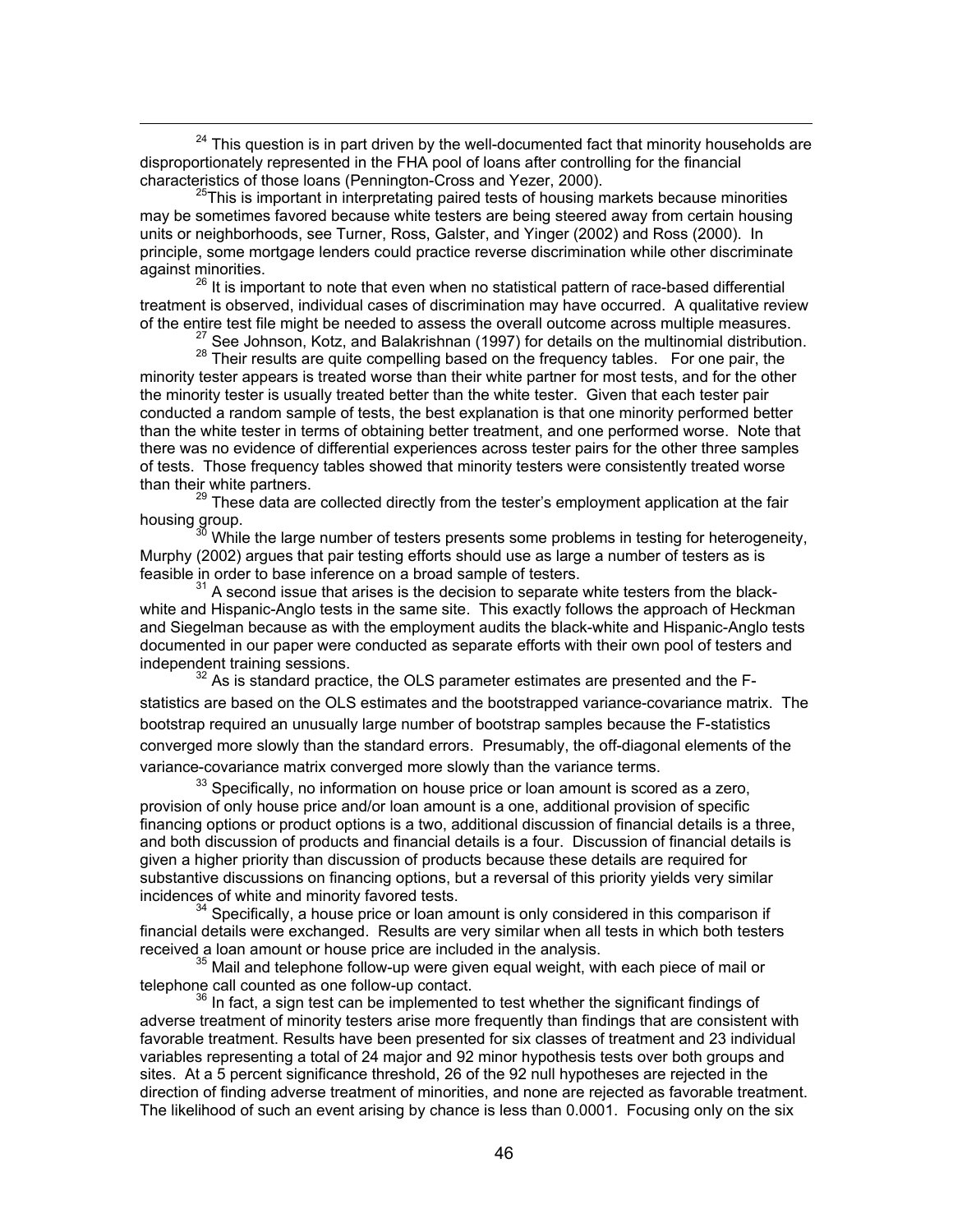[24] This question is in part driven by the well-documented fact that minority households are disproportionately represented in the FHA pool of loans after controlling for the financial characteristics of those loans (Pennington-Cross and Yezer, 2000).

[25] This is important in interpreting paired tests of housing markets because minorities may be sometimes favored because white testers are being steered away from certain housing units or neighborhoods, see Turner, Ross, Galster, and Yinger (2002) and Ross (2000). In principle, some mortgage lenders could practice reverse discrimination while other discriminate against minorities.

[26] It is important to note that even when no statistical pattern of race-based differential treatment is observed, individual cases of discrimination may have occurred. A qualitative review of the entire test file might be needed to assess the overall outcome across multiple measures.

[27] See Johnson, Kotz, and Balakrishnan (1997) for details on the multinomial distribution.

[28] Their results are quite compelling based on the frequency tables. For one pair, the minority tester appears is treated worse than their white partner for most tests, and for the other the minority tester is usually treated better than the white tester. Given that each tester pair conducted a random sample of tests, the best explanation is that one minority performed better than the white tester in terms of obtaining better treatment, and one performed worse. Note that there was no evidence of differential experiences across tester pairs for the other three samples of tests. Those frequency tables showed that minority testers were consistently treated worse than their white partners.

[29] These data are collected directly from the tester's employment application at the fair housing group.

[30] While the large number of testers presents some problems in testing for heterogeneity, Murphy (2002) argues that pair testing efforts should use as large a number of testers as is feasible in order to base inference on a broad sample of testers.

[31] A second issue that arises is the decision to separate white testers from the black-white and Hispanic-Anglo tests in the same site. This exactly follows the approach of Heckman and Siegelman because as with the employment audits the black-white and Hispanic-Anglo tests documented in our paper were conducted as separate efforts with their own pool of testers and independent training sessions.

[32] As is standard practice, the OLS parameter estimates are presented and the F-statistics are based on the OLS estimates and the bootstrapped variance-covariance matrix. The bootstrap required an unusually large number of bootstrap samples because the F-statistics converged more slowly than the standard errors. Presumably, the off-diagonal elements of the variance-covariance matrix converged more slowly than the variance terms.

[33] Specifically, no information on house price or loan amount is scored as a zero, provision of only house price and/or loan amount is a one, additional provision of specific financing options or product options is a two, additional discussion of financial details is a three, and both discussion of products and financial details is a four. Discussion of financial details is given a higher priority than discussion of products because these details are required for substantive discussions on financing options, but a reversal of this priority yields very similar incidences of white and minority favored tests.

[34] Specifically, a house price or loan amount is only considered in this comparison if financial details were exchanged. Results are very similar when all tests in which both testers received a loan amount or house price are included in the analysis.

[35] Mail and telephone follow-up were given equal weight, with each piece of mail or telephone call counted as one follow-up contact.

[36] In fact, a sign test can be implemented to test whether the significant findings of adverse treatment of minority testers arise more frequently than findings that are consistent with favorable treatment. Results have been presented for six classes of treatment and 23 individual variables representing a total of 24 major and 92 minor hypothesis tests over both groups and sites. At a 5 percent significance threshold, 26 of the 92 null hypotheses are rejected in the direction of finding adverse treatment of minorities, and none are rejected as favorable treatment. The likelihood of such an event arising by chance is less than 0.0001. Focusing only on the six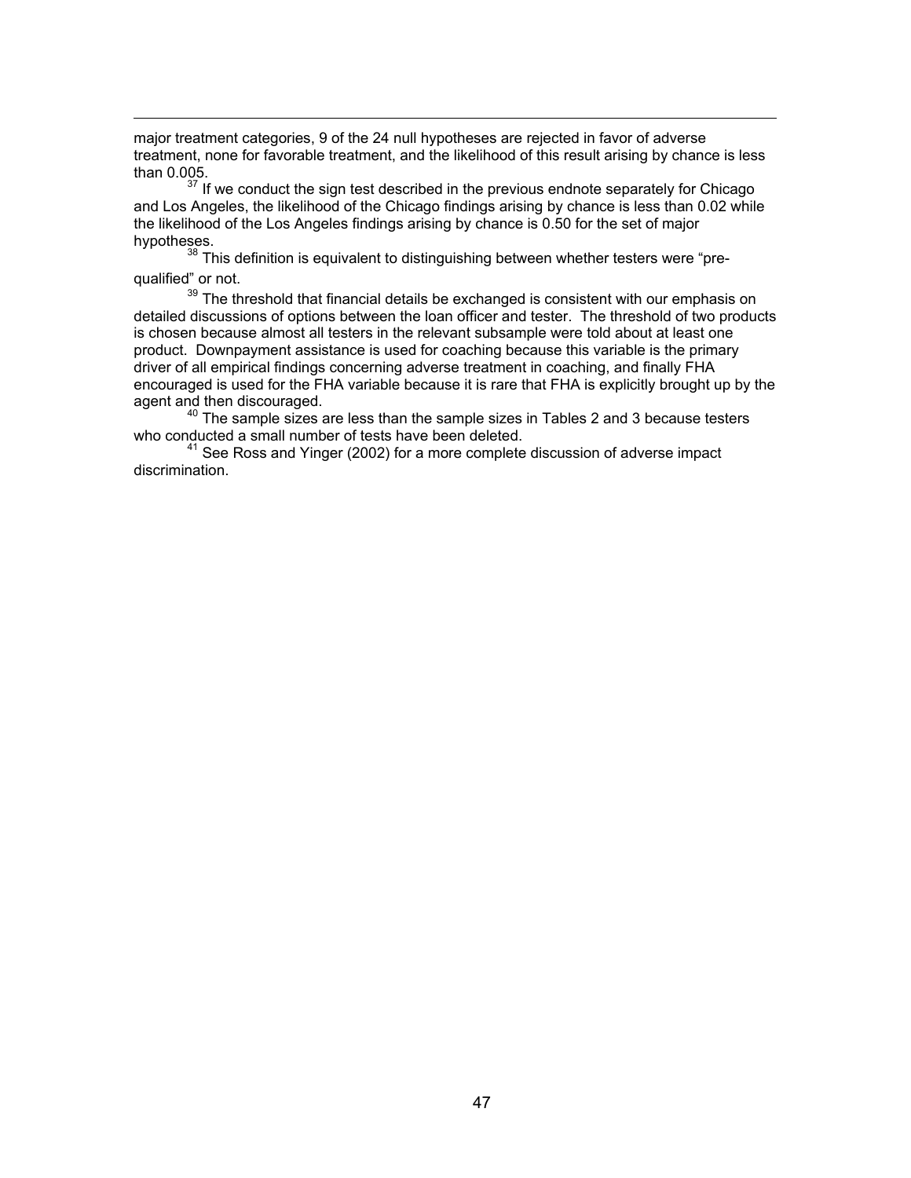major treatment categories, 9 of the 24 null hypotheses are rejected in favor of adverse treatment, none for favorable treatment, and the likelihood of this result arising by chance is less than 0.005.

[37] If we conduct the sign test described in the previous endnote separately for Chicago and Los Angeles, the likelihood of the Chicago findings arising by chance is less than 0.02 while the likelihood of the Los Angeles findings arising by chance is 0.50 for the set of major hypotheses.

[38] This definition is equivalent to distinguishing between whether testers were "pre-qualified" or not.

[39] The threshold that financial details be exchanged is consistent with our emphasis on detailed discussions of options between the loan officer and tester. The threshold of two products is chosen because almost all testers in the relevant subsample were told about at least one product. Downpayment assistance is used for coaching because this variable is the primary driver of all empirical findings concerning adverse treatment in coaching, and finally FHA encouraged is used for the FHA variable because it is rare that FHA is explicitly brought up by the agent and then discouraged.

[40] The sample sizes are less than the sample sizes in Tables 2 and 3 because testers who conducted a small number of tests have been deleted.

[41] See Ross and Yinger (2002) for a more complete discussion of adverse impact discrimination.